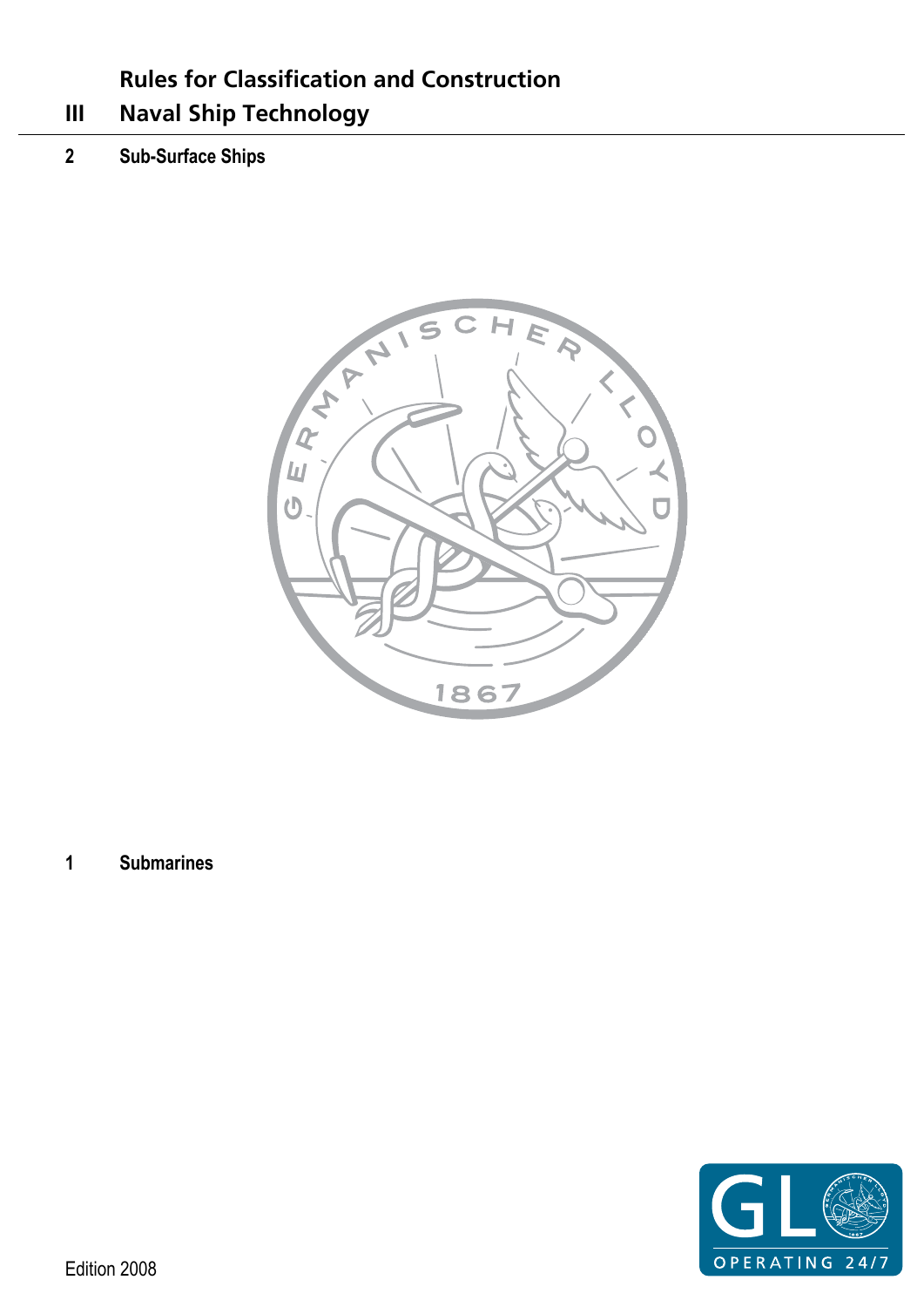# Rules for Classification and Construction

# III Naval Ship Technology

## 2 Sub-Surface Ships

## 1 Submarines

Edition 2008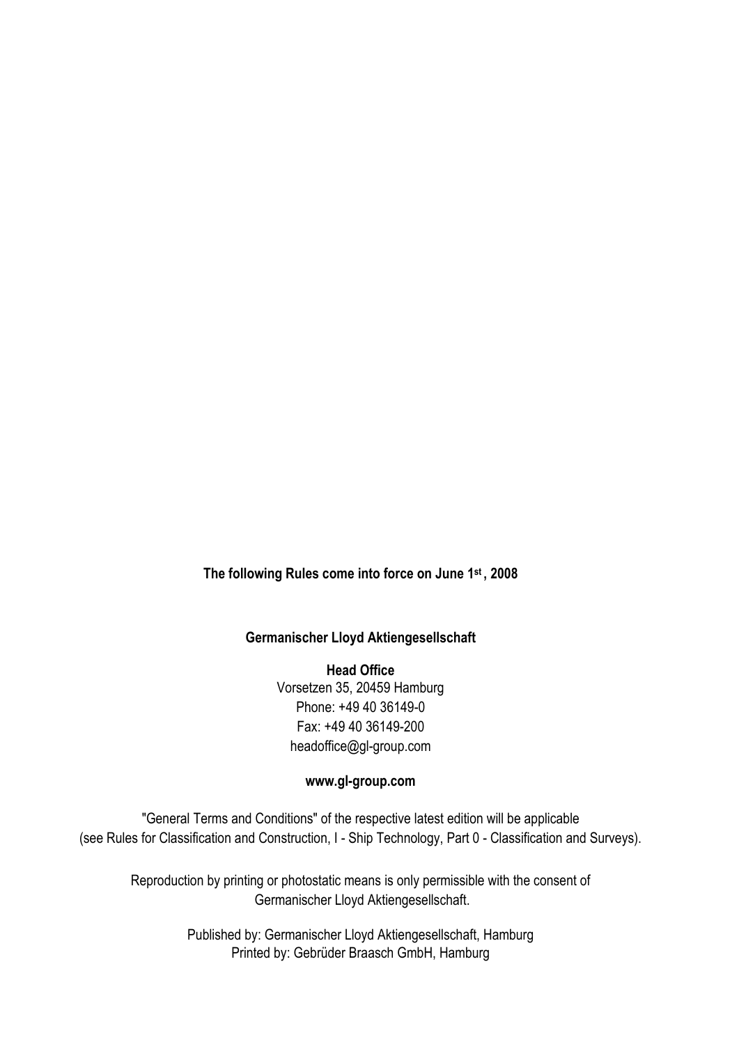**The following Rules come into force on June 1st, 2008**

**Germanischer Lloyd Aktiengesellschaft**

**Head Office**
Vorsetzen 35, 20459 Hamburg
Phone: +49 40 36149-0
Fax: +49 40 36149-200
headoffice@gl-group.com

**www.gl-group.com**

"General Terms and Conditions" of the respective latest edition will be applicable (see Rules for Classification and Construction, I - Ship Technology, Part 0 - Classification and Surveys).

Reproduction by printing or photostatic means is only permissible with the consent of Germanischer Lloyd Aktiengesellschaft.

Published by: Germanischer Lloyd Aktiengesellschaft, Hamburg
Printed by: Gebrüder Braasch GmbH, Hamburg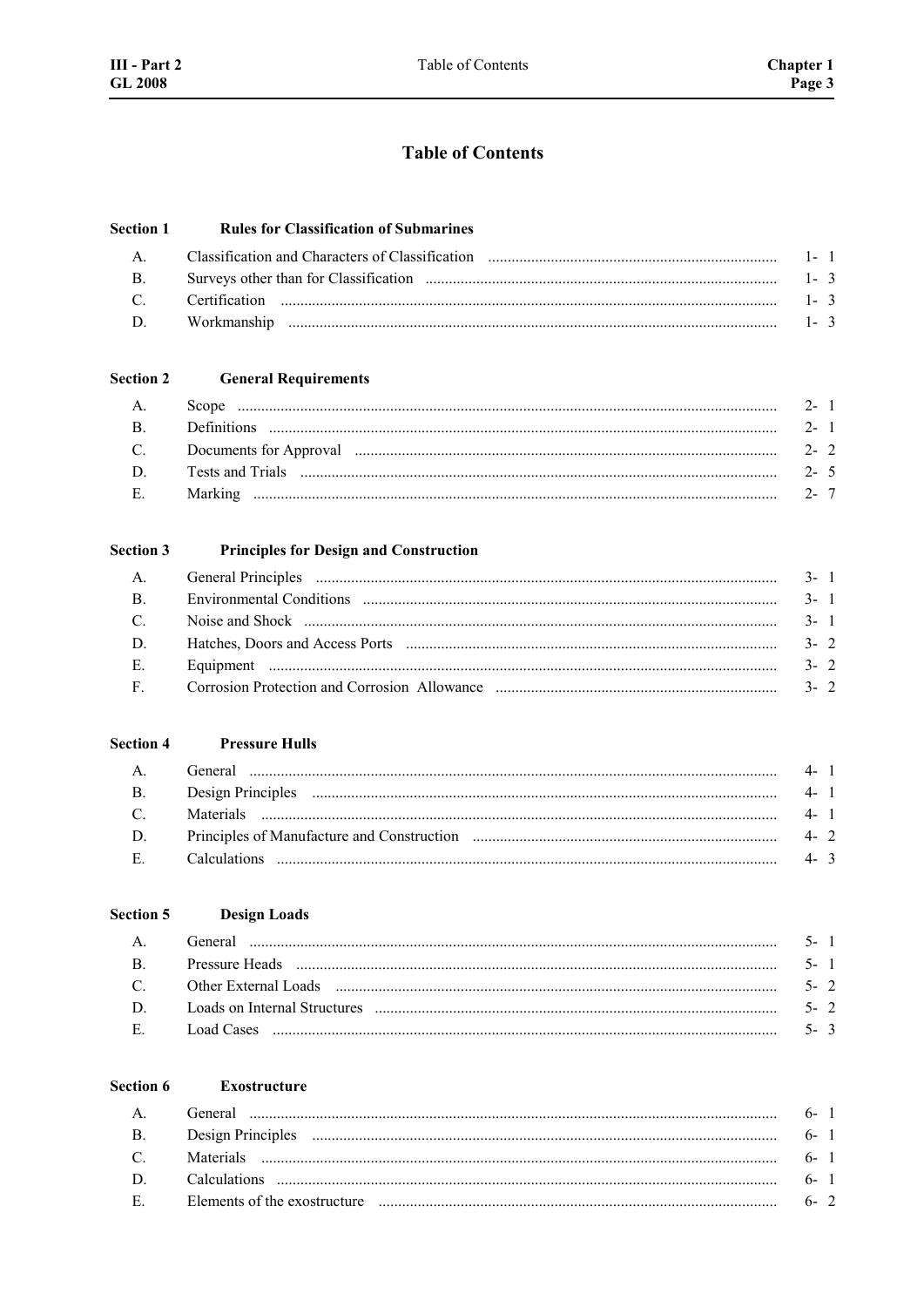# Table of Contents

## Section 1 Rules for Classification of Submarines

| | | |
|---|---|---|
| A. | Classification and Characters of Classification | 1- 1 |
| B. | Surveys other than for Classification | 1- 3 |
| C. | Certification | 1- 3 |
| D. | Workmanship | 1- 3 |

## Section 2 General Requirements

| | | |
|---|---|---|
| A. | Scope | 2- 1 |
| B. | Definitions | 2- 1 |
| C. | Documents for Approval | 2- 2 |
| D. | Tests and Trials | 2- 5 |
| E. | Marking | 2- 7 |

## Section 3 Principles for Design and Construction

| | | |
|---|---|---|
| A. | General Principles | 3- 1 |
| B. | Environmental Conditions | 3- 1 |
| C. | Noise and Shock | 3- 1 |
| D. | Hatches, Doors and Access Ports | 3- 2 |
| E. | Equipment | 3- 2 |
| F. | Corrosion Protection and Corrosion Allowance | 3- 2 |

## Section 4 Pressure Hulls

| | | |
|---|---|---|
| A. | General | 4- 1 |
| B. | Design Principles | 4- 1 |
| C. | Materials | 4- 1 |
| D. | Principles of Manufacture and Construction | 4- 2 |
| E. | Calculations | 4- 3 |

## Section 5 Design Loads

| | | |
|---|---|---|
| A. | General | 5- 1 |
| B. | Pressure Heads | 5- 1 |
| C. | Other External Loads | 5- 2 |
| D. | Loads on Internal Structures | 5- 2 |
| E. | Load Cases | 5- 3 |

## Section 6 Exostructure

| | | |
|---|---|---|
| A. | General | 6- 1 |
| B. | Design Principles | 6- 1 |
| C. | Materials | 6- 1 |
| D. | Calculations | 6- 1 |
| E. | Elements of the exostructure | 6- 2 |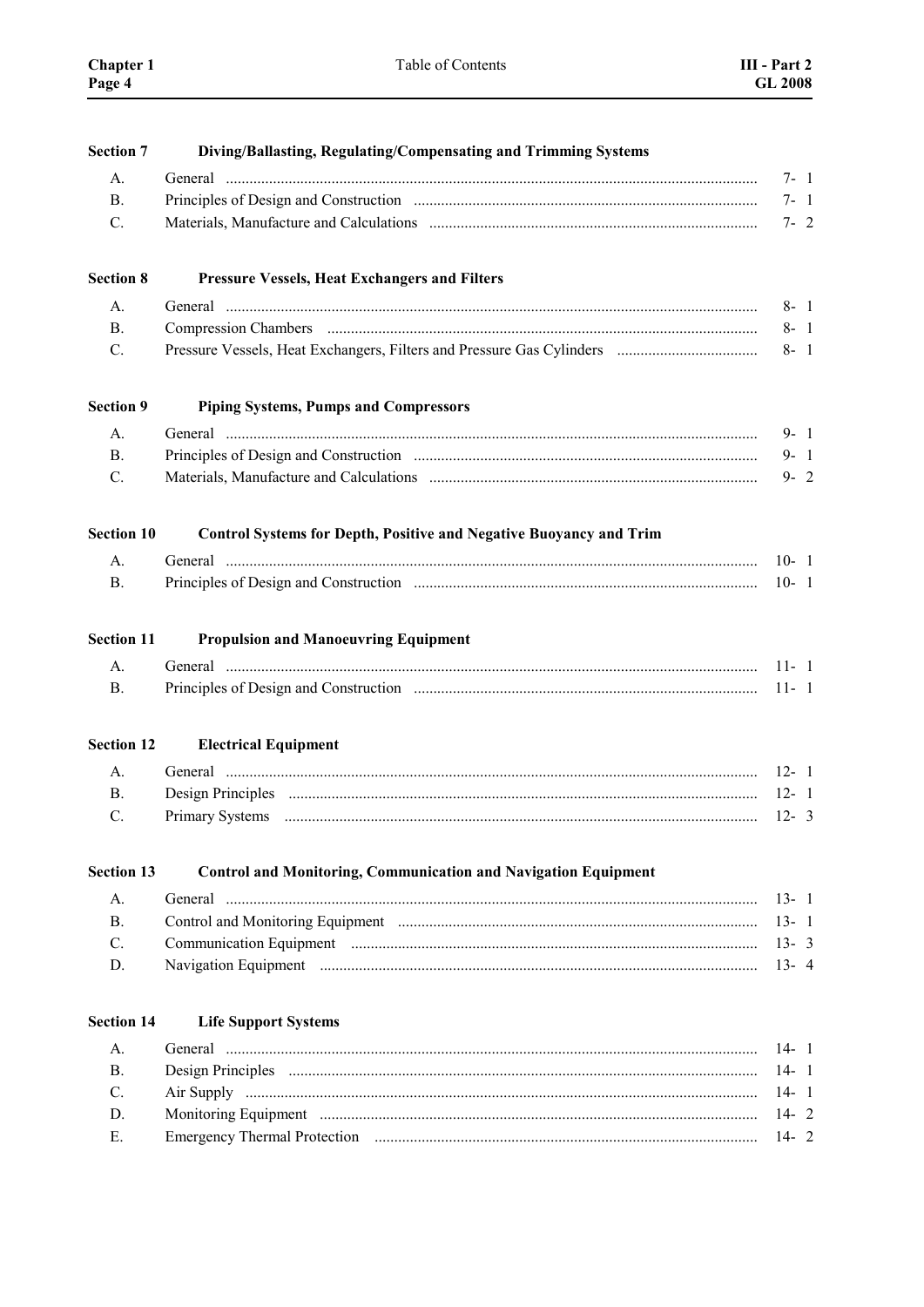| Section 7 | Diving/Ballasting, Regulating/Compensating and Trimming Systems | |
|---|---|---|
| A. | General | 7- 1 |
| B. | Principles of Design and Construction | 7- 1 |
| C. | Materials, Manufacture and Calculations | 7- 2 |

| Section 8 | Pressure Vessels, Heat Exchangers and Filters | |
|---|---|---|
| A. | General | 8- 1 |
| B. | Compression Chambers | 8- 1 |
| C. | Pressure Vessels, Heat Exchangers, Filters and Pressure Gas Cylinders | 8- 1 |

| Section 9 | Piping Systems, Pumps and Compressors | |
|---|---|---|
| A. | General | 9- 1 |
| B. | Principles of Design and Construction | 9- 1 |
| C. | Materials, Manufacture and Calculations | 9- 2 |

| Section 10 | Control Systems for Depth, Positive and Negative Buoyancy and Trim | |
|---|---|---|
| A. | General | 10- 1 |
| B. | Principles of Design and Construction | 10- 1 |

| Section 11 | Propulsion and Manoeuvring Equipment | |
|---|---|---|
| A. | General | 11- 1 |
| B. | Principles of Design and Construction | 11- 1 |

| Section 12 | Electrical Equipment | |
|---|---|---|
| A. | General | 12- 1 |
| B. | Design Principles | 12- 1 |
| C. | Primary Systems | 12- 3 |

| Section 13 | Control and Monitoring, Communication and Navigation Equipment | |
|---|---|---|
| A. | General | 13- 1 |
| B. | Control and Monitoring Equipment | 13- 1 |
| C. | Communication Equipment | 13- 3 |
| D. | Navigation Equipment | 13- 4 |

| Section 14 | Life Support Systems | |
|---|---|---|
| A. | General | 14- 1 |
| B. | Design Principles | 14- 1 |
| C. | Air Supply | 14- 1 |
| D. | Monitoring Equipment | 14- 2 |
| E. | Emergency Thermal Protection | 14- 2 |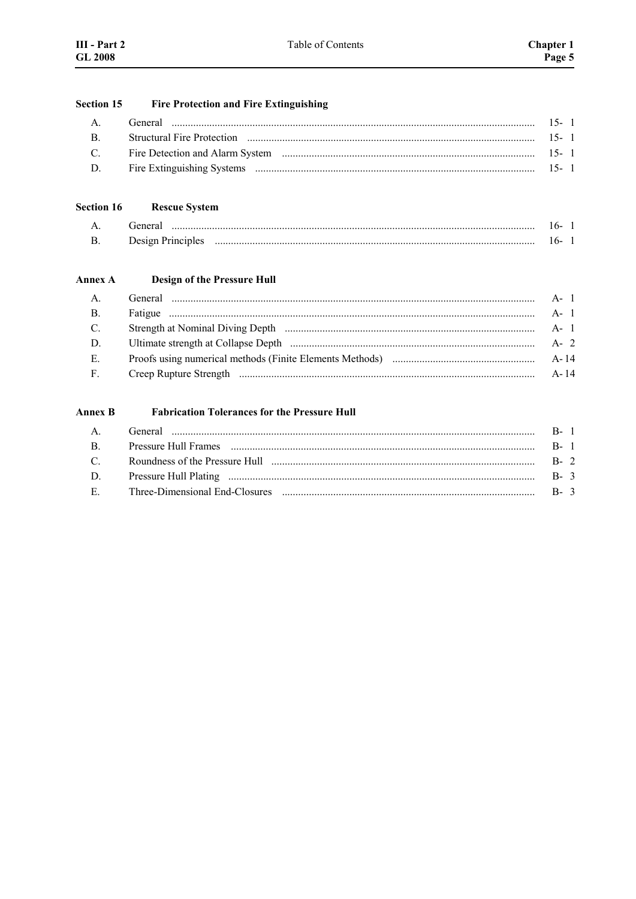**Section 15 Fire Protection and Fire Extinguishing**

| | | |
|---|---|---|
| A. | General | 15- 1 |
| B. | Structural Fire Protection | 15- 1 |
| C. | Fire Detection and Alarm System | 15- 1 |
| D. | Fire Extinguishing Systems | 15- 1 |

**Section 16 Rescue System**

| | | |
|---|---|---|
| A. | General | 16- 1 |
| B. | Design Principles | 16- 1 |

**Annex A Design of the Pressure Hull**

| | | |
|---|---|---|
| A. | General | A- 1 |
| B. | Fatigue | A- 1 |
| C. | Strength at Nominal Diving Depth | A- 1 |
| D. | Ultimate strength at Collapse Depth | A- 2 |
| E. | Proofs using numerical methods (Finite Elements Methods) | A- 14 |
| F. | Creep Rupture Strength | A- 14 |

**Annex B Fabrication Tolerances for the Pressure Hull**

| | | |
|---|---|---|
| A. | General | B- 1 |
| B. | Pressure Hull Frames | B- 1 |
| C. | Roundness of the Pressure Hull | B- 2 |
| D. | Pressure Hull Plating | B- 3 |
| E. | Three-Dimensional End-Closures | B- 3 |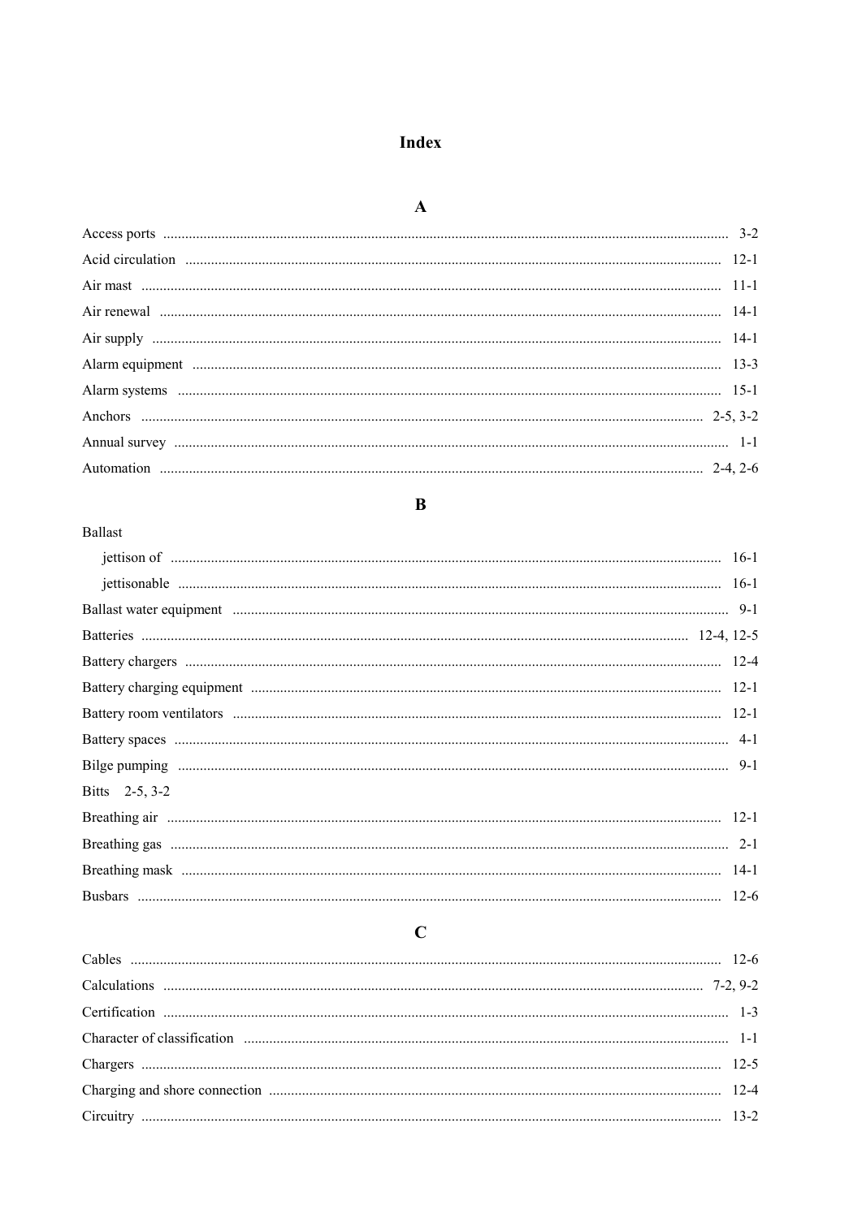# Index

## A

Access ports ... 3-2
Acid circulation ... 12-1
Air mast ... 11-1
Air renewal ... 14-1
Air supply ... 14-1
Alarm equipment ... 13-3
Alarm systems ... 15-1
Anchors ... 2-5, 3-2
Annual survey ... 1-1
Automation ... 2-4, 2-6

## B

Ballast
- jettison of ... 16-1
- jettisonable ... 16-1

Ballast water equipment ... 9-1
Batteries ... 12-4, 12-5
Battery chargers ... 12-4
Battery charging equipment ... 12-1
Battery room ventilators ... 12-1
Battery spaces ... 4-1
Bilge pumping ... 9-1
Bitts 2-5, 3-2
Breathing air ... 12-1
Breathing gas ... 2-1
Breathing mask ... 14-1
Busbars ... 12-6

## C

Cables ... 12-6
Calculations ... 7-2, 9-2
Certification ... 1-3
Character of classification ... 1-1
Chargers ... 12-5
Charging and shore connection ... 12-4
Circuitry ... 13-2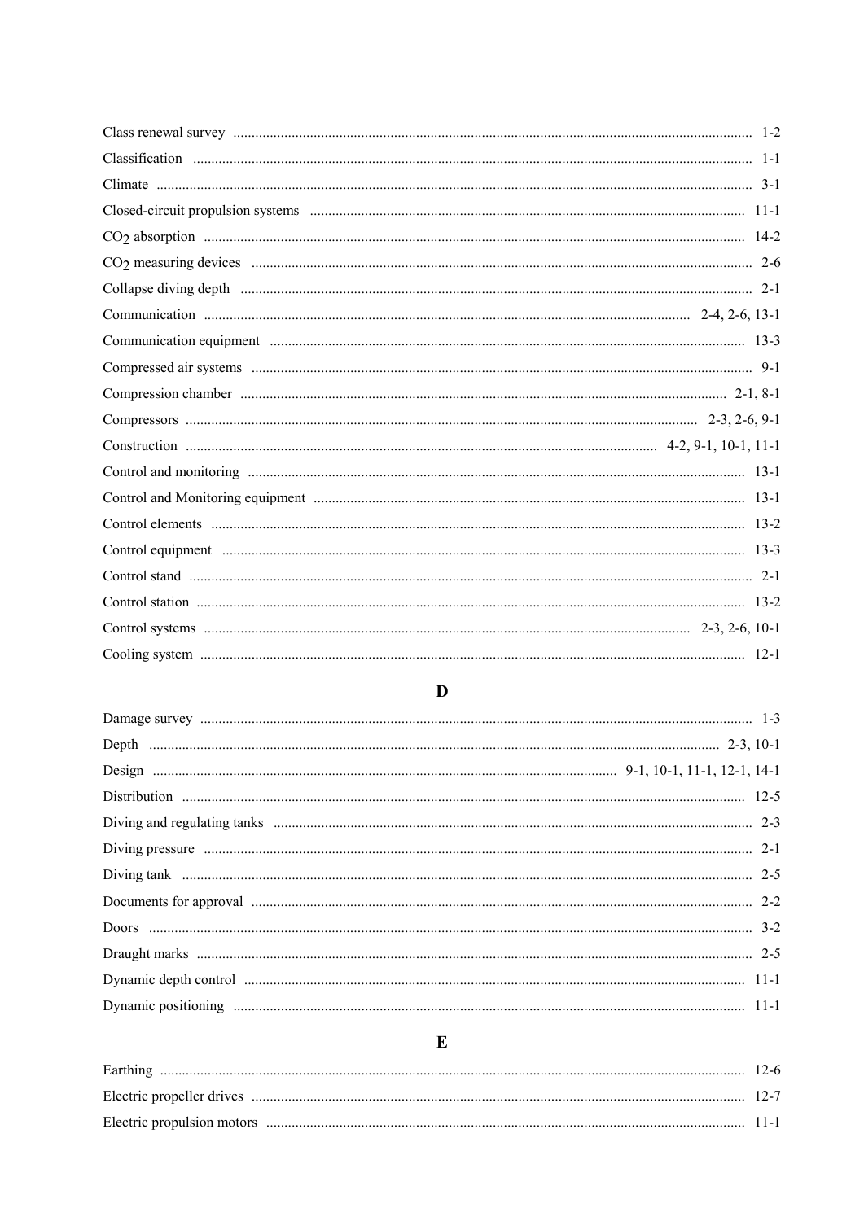Class renewal survey ........................................................................ 1-2

Classification ........................................................................ 1-1

Climate ........................................................................ 3-1

Closed-circuit propulsion systems ........................................................................ 11-1

$CO_2$ absorption ........................................................................ 14-2

$CO_2$ measuring devices ........................................................................ 2-6

Collapse diving depth ........................................................................ 2-1

Communication ........................................................................ 2-4, 2-6, 13-1

Communication equipment ........................................................................ 13-3

Compressed air systems ........................................................................ 9-1

Compression chamber ........................................................................ 2-1, 8-1

Compressors ........................................................................ 2-3, 2-6, 9-1

Construction ........................................................................ 4-2, 9-1, 10-1, 11-1

Control and monitoring ........................................................................ 13-1

Control and Monitoring equipment ........................................................................ 13-1

Control elements ........................................................................ 13-2

Control equipment ........................................................................ 13-3

Control stand ........................................................................ 2-1

Control station ........................................................................ 13-2

Control systems ........................................................................ 2-3, 2-6, 10-1

Cooling system ........................................................................ 12-1

## D

Damage survey ........................................................................ 1-3

Depth ........................................................................ 2-3, 10-1

Design ........................................................................ 9-1, 10-1, 11-1, 12-1, 14-1

Distribution ........................................................................ 12-5

Diving and regulating tanks ........................................................................ 2-3

Diving pressure ........................................................................ 2-1

Diving tank ........................................................................ 2-5

Documents for approval ........................................................................ 2-2

Doors ........................................................................ 3-2

Draught marks ........................................................................ 2-5

Dynamic depth control ........................................................................ 11-1

Dynamic positioning ........................................................................ 11-1

## E

Earthing ........................................................................ 12-6

Electric propeller drives ........................................................................ 12-7

Electric propulsion motors ........................................................................ 11-1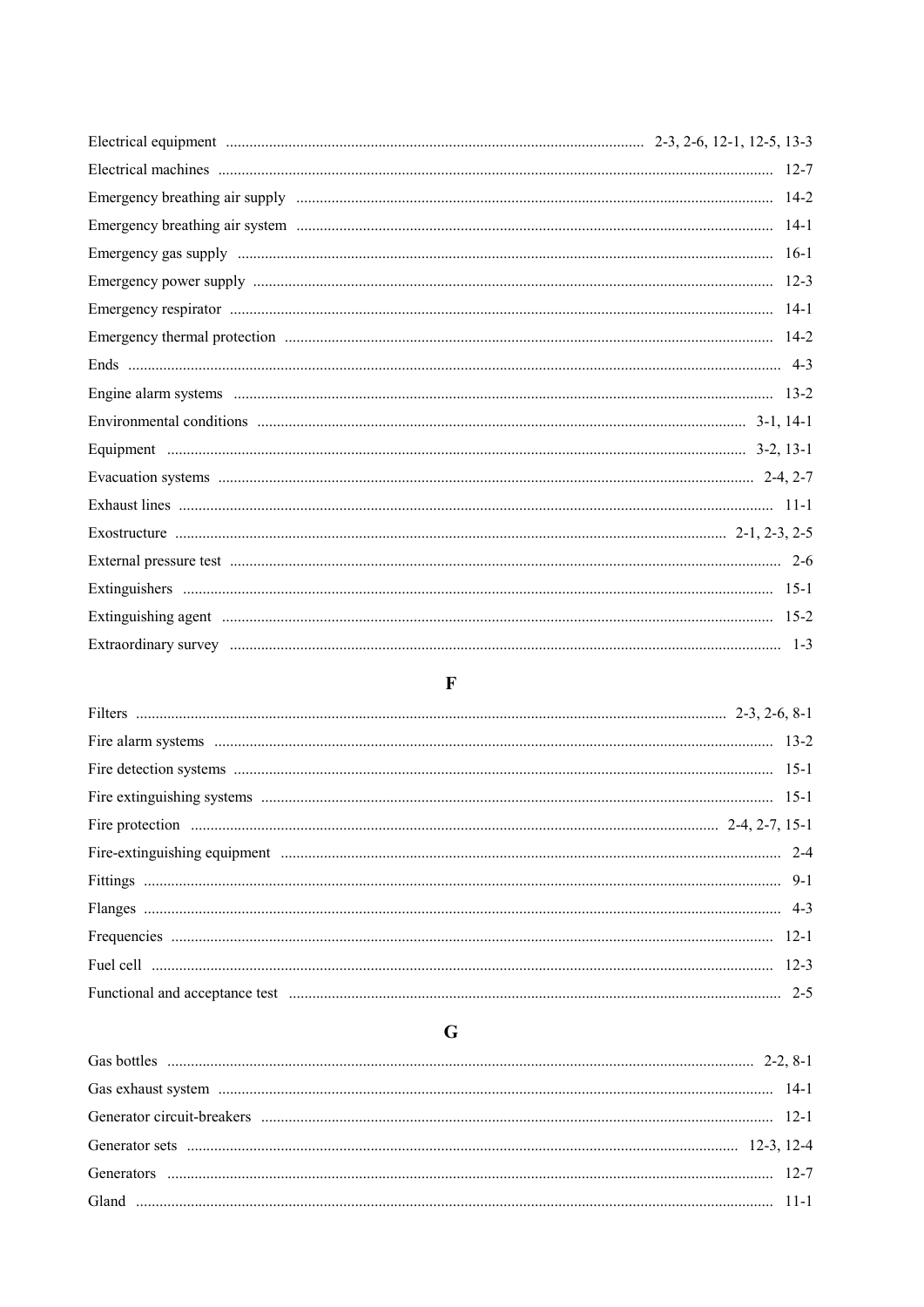Electrical equipment ........ 2-3, 2-6, 12-1, 12-5, 13-3
Electrical machines ........ 12-7
Emergency breathing air supply ........ 14-2
Emergency breathing air system ........ 14-1
Emergency gas supply ........ 16-1
Emergency power supply ........ 12-3
Emergency respirator ........ 14-1
Emergency thermal protection ........ 14-2
Ends ........ 4-3
Engine alarm systems ........ 13-2
Environmental conditions ........ 3-1, 14-1
Equipment ........ 3-2, 13-1
Evacuation systems ........ 2-4, 2-7
Exhaust lines ........ 11-1
Exostructure ........ 2-1, 2-3, 2-5
External pressure test ........ 2-6
Extinguishers ........ 15-1
Extinguishing agent ........ 15-2
Extraordinary survey ........ 1-3

## F

Filters ........ 2-3, 2-6, 8-1
Fire alarm systems ........ 13-2
Fire detection systems ........ 15-1
Fire extinguishing systems ........ 15-1
Fire protection ........ 2-4, 2-7, 15-1
Fire-extinguishing equipment ........ 2-4
Fittings ........ 9-1
Flanges ........ 4-3
Frequencies ........ 12-1
Fuel cell ........ 12-3
Functional and acceptance test ........ 2-5

## G

Gas bottles ........ 2-2, 8-1
Gas exhaust system ........ 14-1
Generator circuit-breakers ........ 12-1
Generator sets ........ 12-3, 12-4
Generators ........ 12-7
Gland ........ 11-1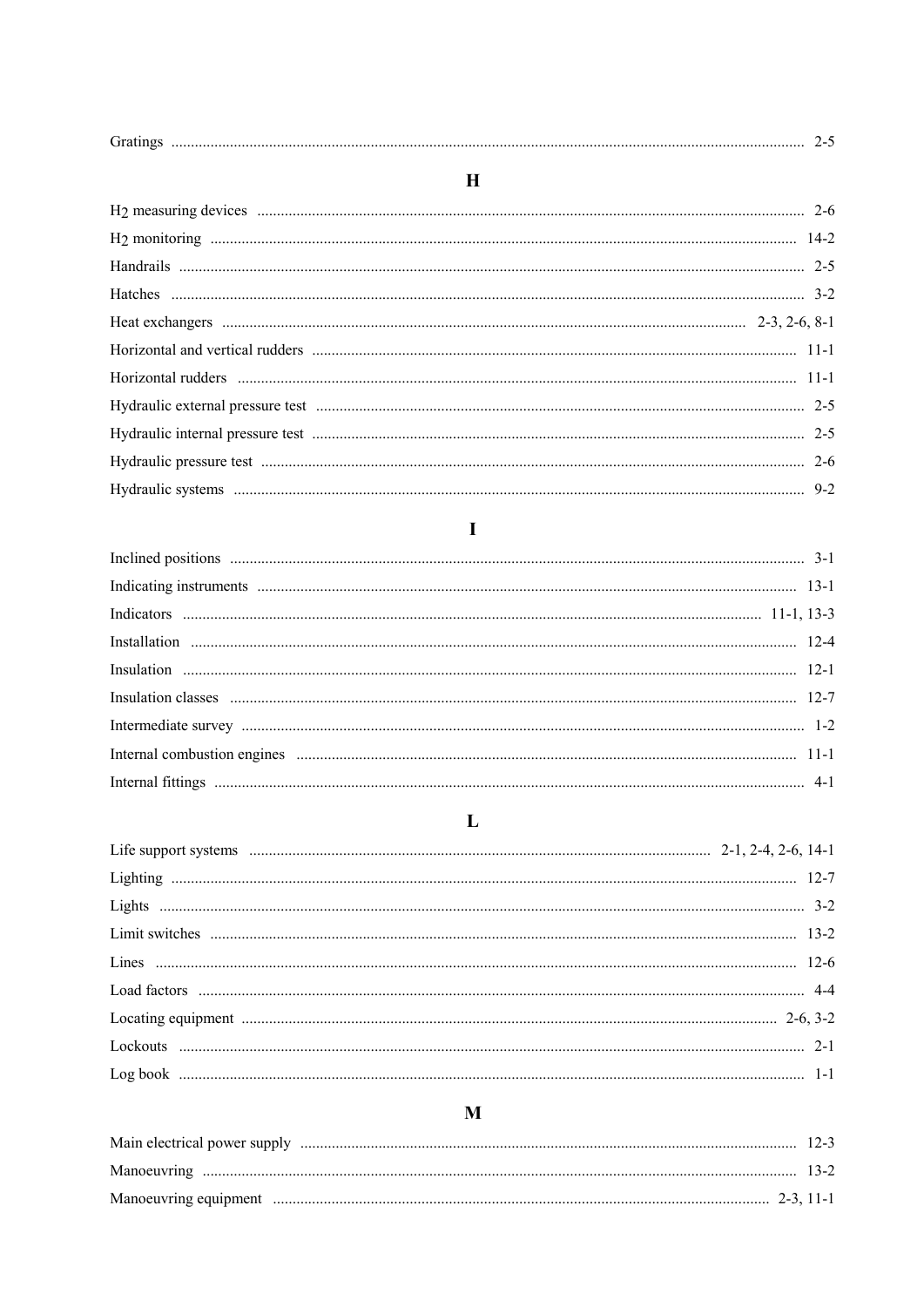Gratings ..... 2-5

## H

$H_2$ measuring devices ..... 2-6

$H_2$ monitoring ..... 14-2

Handrails ..... 2-5

Hatches ..... 3-2

Heat exchangers ..... 2-3, 2-6, 8-1

Horizontal and vertical rudders ..... 11-1

Horizontal rudders ..... 11-1

Hydraulic external pressure test ..... 2-5

Hydraulic internal pressure test ..... 2-5

Hydraulic pressure test ..... 2-6

Hydraulic systems ..... 9-2

## I

Inclined positions ..... 3-1

Indicating instruments ..... 13-1

Indicators ..... 11-1, 13-3

Installation ..... 12-4

Insulation ..... 12-1

Insulation classes ..... 12-7

Intermediate survey ..... 1-2

Internal combustion engines ..... 11-1

Internal fittings ..... 4-1

## L

Life support systems ..... 2-1, 2-4, 2-6, 14-1

Lighting ..... 12-7

Lights ..... 3-2

Limit switches ..... 13-2

Lines ..... 12-6

Load factors ..... 4-4

Locating equipment ..... 2-6, 3-2

Lockouts ..... 2-1

Log book ..... 1-1

## M

Main electrical power supply ..... 12-3

Manoeuvring ..... 13-2

Manoeuvring equipment ..... 2-3, 11-1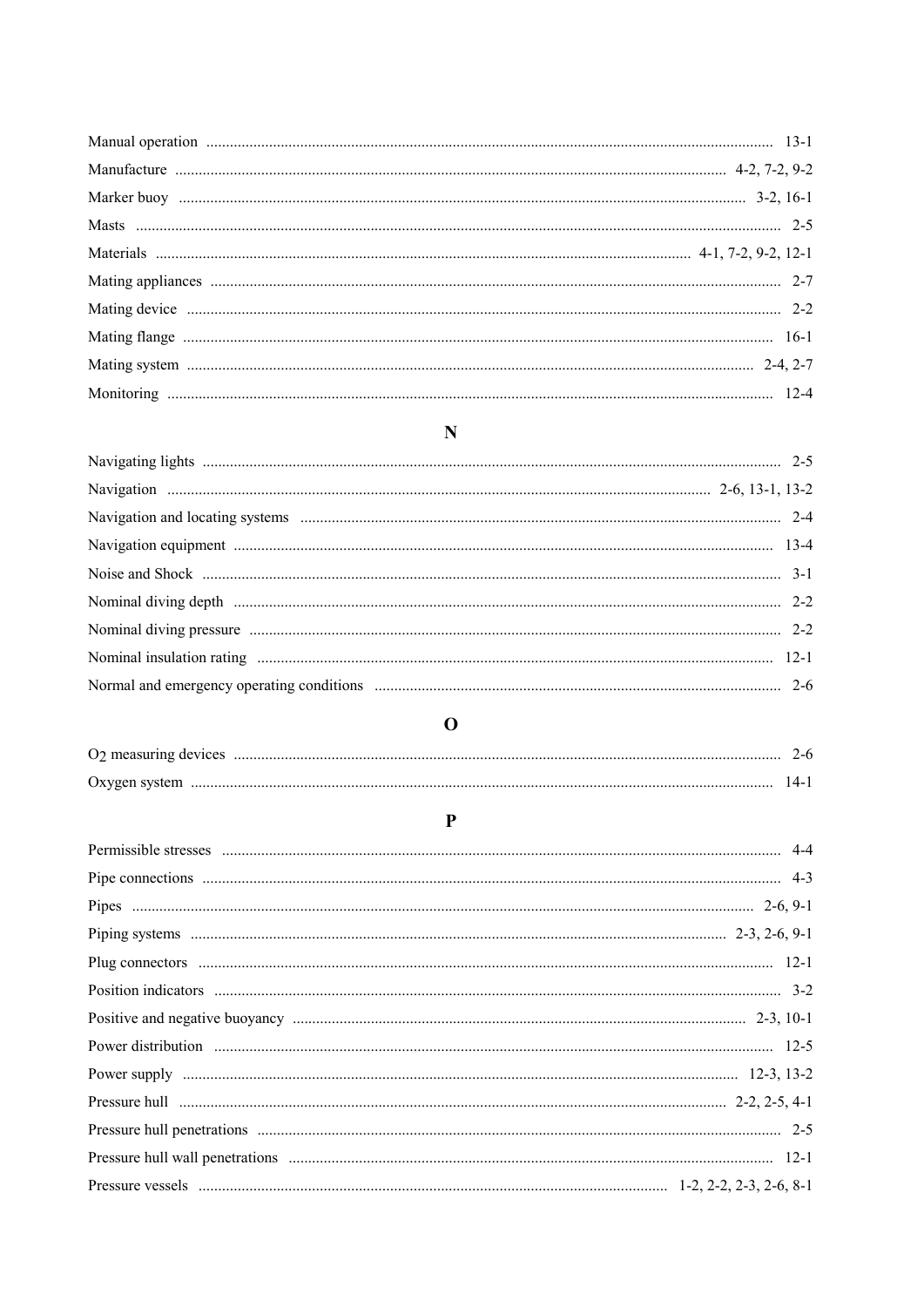Manual operation ........................................................................................ 13-1

Manufacture ........................................................................................ 4-2, 7-2, 9-2

Marker buoy ........................................................................................ 3-2, 16-1

Masts ........................................................................................ 2-5

Materials ........................................................................................ 4-1, 7-2, 9-2, 12-1

Mating appliances ........................................................................................ 2-7

Mating device ........................................................................................ 2-2

Mating flange ........................................................................................ 16-1

Mating system ........................................................................................ 2-4, 2-7

Monitoring ........................................................................................ 12-4

## N

Navigating lights ........................................................................................ 2-5

Navigation ........................................................................................ 2-6, 13-1, 13-2

Navigation and locating systems ........................................................................................ 2-4

Navigation equipment ........................................................................................ 13-4

Noise and Shock ........................................................................................ 3-1

Nominal diving depth ........................................................................................ 2-2

Nominal diving pressure ........................................................................................ 2-2

Nominal insulation rating ........................................................................................ 12-1

Normal and emergency operating conditions ........................................................................................ 2-6

## O

$O_2$ measuring devices ........................................................................................ 2-6

Oxygen system ........................................................................................ 14-1

## P

Permissible stresses ........................................................................................ 4-4

Pipe connections ........................................................................................ 4-3

Pipes ........................................................................................ 2-6, 9-1

Piping systems ........................................................................................ 2-3, 2-6, 9-1

Plug connectors ........................................................................................ 12-1

Position indicators ........................................................................................ 3-2

Positive and negative buoyancy ........................................................................................ 2-3, 10-1

Power distribution ........................................................................................ 12-5

Power supply ........................................................................................ 12-3, 13-2

Pressure hull ........................................................................................ 2-2, 2-5, 4-1

Pressure hull penetrations ........................................................................................ 2-5

Pressure hull wall penetrations ........................................................................................ 12-1

Pressure vessels ........................................................................................ 1-2, 2-2, 2-3, 2-6, 8-1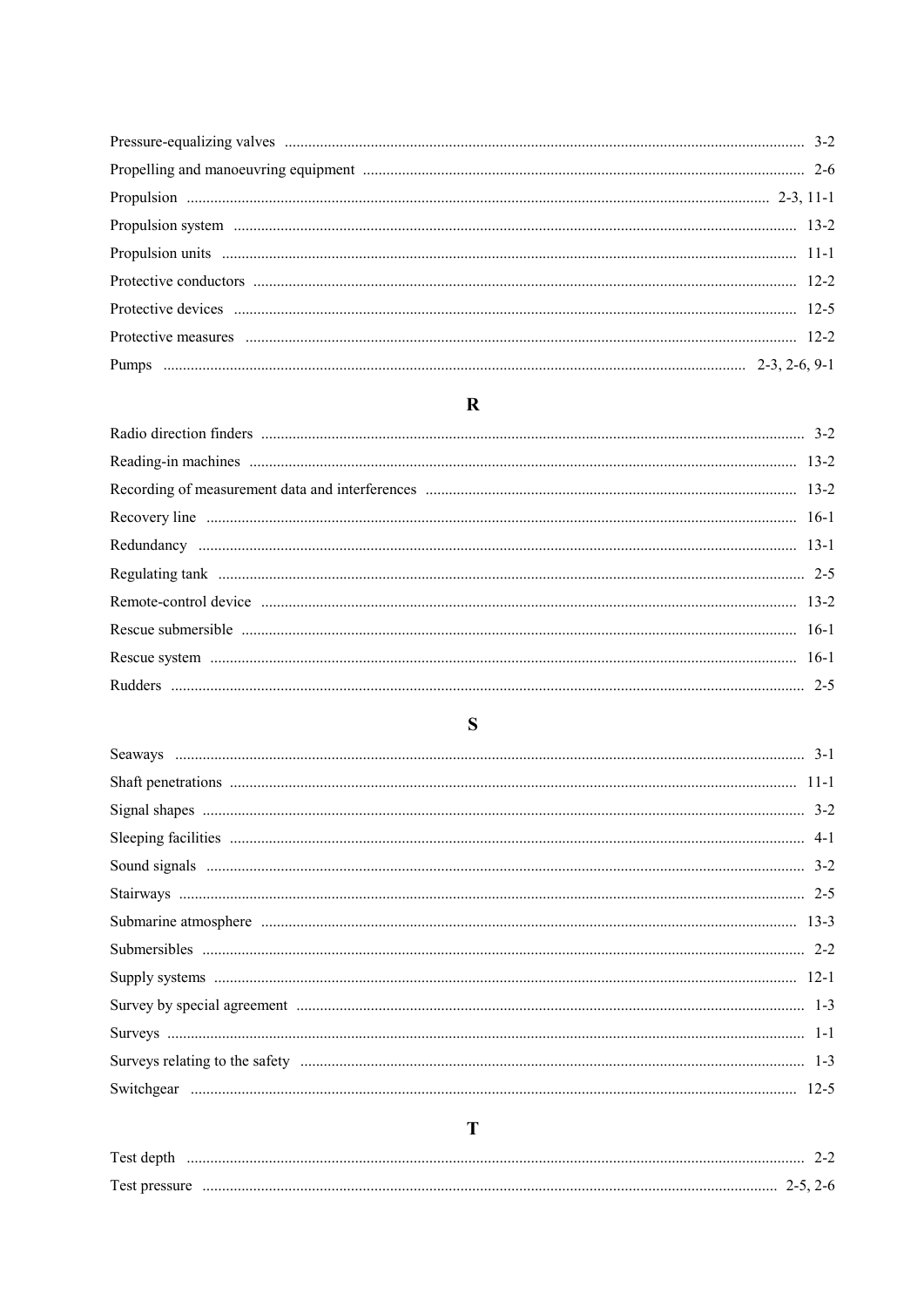Pressure-equalizing valves .................................................................. 3-2

Propelling and manoeuvring equipment .................................................. 2-6

Propulsion .................................................................. 2-3, 11-1

Propulsion system .................................................................. 13-2

Propulsion units .................................................................. 11-1

Protective conductors .................................................................. 12-2

Protective devices .................................................................. 12-5

Protective measures .................................................................. 12-2

Pumps .................................................................. 2-3, 2-6, 9-1

## R

Radio direction finders .................................................................. 3-2

Reading-in machines .................................................................. 13-2

Recording of measurement data and interferences .................................................. 13-2

Recovery line .................................................................. 16-1

Redundancy .................................................................. 13-1

Regulating tank .................................................................. 2-5

Remote-control device .................................................................. 13-2

Rescue submersible .................................................................. 16-1

Rescue system .................................................................. 16-1

Rudders .................................................................. 2-5

## S

Seaways .................................................................. 3-1

Shaft penetrations .................................................................. 11-1

Signal shapes .................................................................. 3-2

Sleeping facilities .................................................................. 4-1

Sound signals .................................................................. 3-2

Stairways .................................................................. 2-5

Submarine atmosphere .................................................................. 13-3

Submersibles .................................................................. 2-2

Supply systems .................................................................. 12-1

Survey by special agreement .................................................................. 1-3

Surveys .................................................................. 1-1

Surveys relating to the safety .................................................................. 1-3

Switchgear .................................................................. 12-5

## T

Test depth .................................................................. 2-2

Test pressure .................................................................. 2-5, 2-6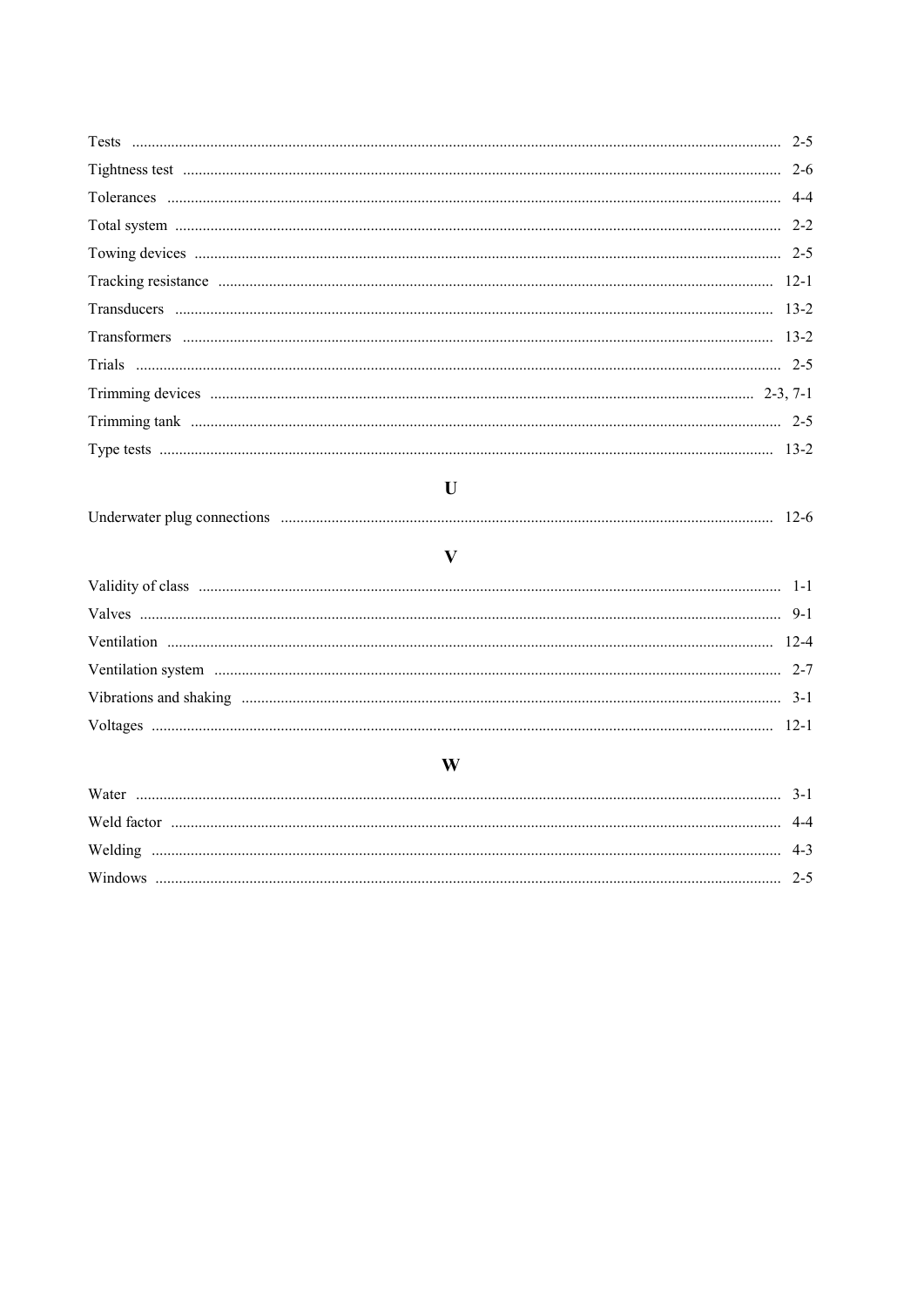Tests ............................................................ 2-5

Tightness test ............................................................ 2-6

Tolerances ............................................................ 4-4

Total system ............................................................ 2-2

Towing devices ............................................................ 2-5

Tracking resistance ............................................................ 12-1

Transducers ............................................................ 13-2

Transformers ............................................................ 13-2

Trials ............................................................ 2-5

Trimming devices ............................................................ 2-3, 7-1

Trimming tank ............................................................ 2-5

Type tests ............................................................ 13-2

## U

Underwater plug connections ............................................................ 12-6

## V

Validity of class ............................................................ 1-1

Valves ............................................................ 9-1

Ventilation ............................................................ 12-4

Ventilation system ............................................................ 2-7

Vibrations and shaking ............................................................ 3-1

Voltages ............................................................ 12-1

## W

Water ............................................................ 3-1

Weld factor ............................................................ 4-4

Welding ............................................................ 4-3

Windows ............................................................ 2-5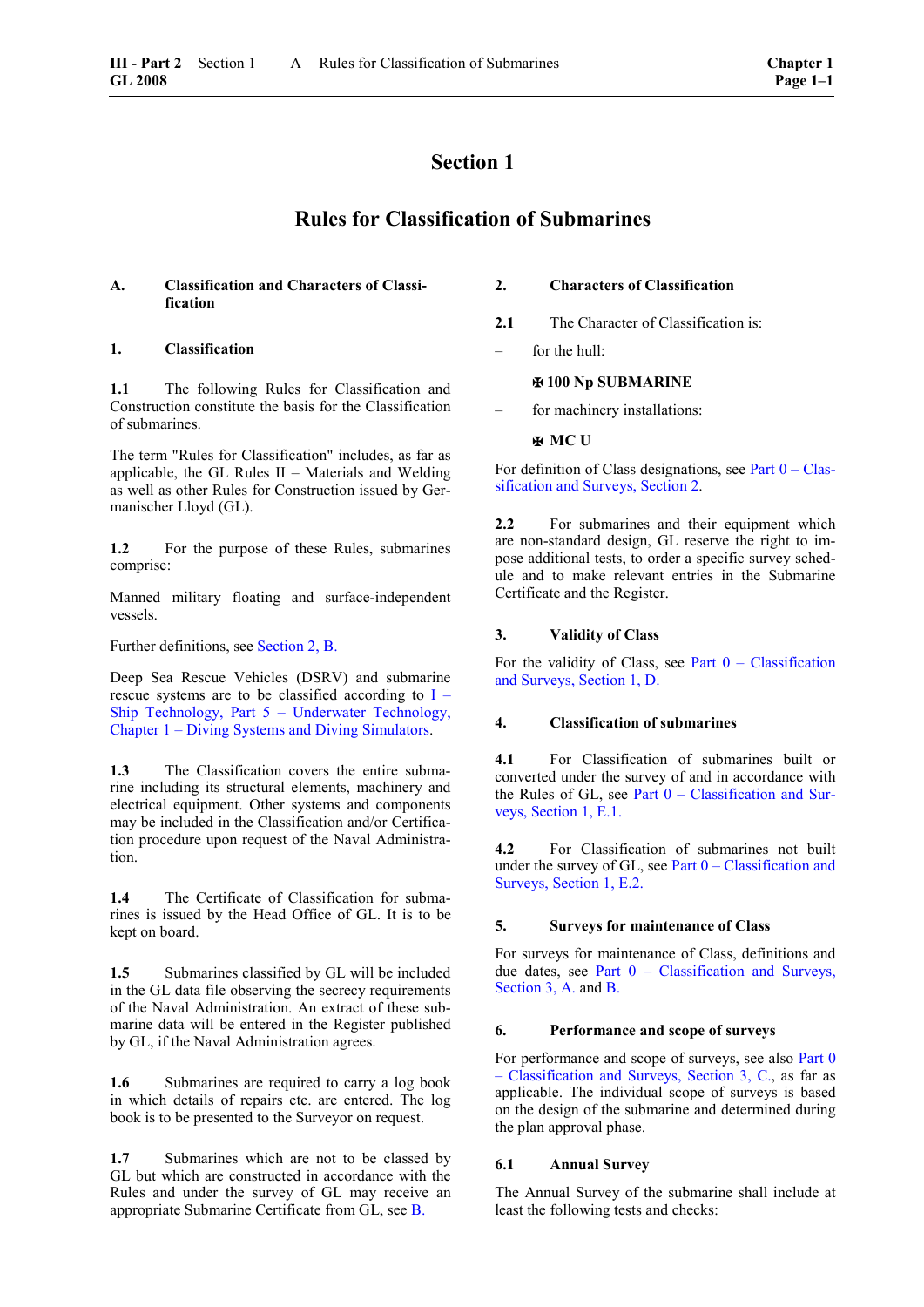# Section 1

# Rules for Classification of Submarines

## A. Classification and Characters of Classification

### 1. Classification

**1.1** The following Rules for Classification and Construction constitute the basis for the Classification of submarines.

The term "Rules for Classification" includes, as far as applicable, the GL Rules II – Materials and Welding as well as other Rules for Construction issued by Germanischer Lloyd (GL).

**1.2** For the purpose of these Rules, submarines comprise:

Manned military floating and surface-independent vessels.

Further definitions, see Section 2, B.

Deep Sea Rescue Vehicles (DSRV) and submarine rescue systems are to be classified according to I – Ship Technology, Part 5 – Underwater Technology, Chapter 1 – Diving Systems and Diving Simulators.

**1.3** The Classification covers the entire submarine including its structural elements, machinery and electrical equipment. Other systems and components may be included in the Classification and/or Certification procedure upon request of the Naval Administration.

**1.4** The Certificate of Classification for submarines is issued by the Head Office of GL. It is to be kept on board.

**1.5** Submarines classified by GL will be included in the GL data file observing the secrecy requirements of the Naval Administration. An extract of these submarine data will be entered in the Register published by GL, if the Naval Administration agrees.

**1.6** Submarines are required to carry a log book in which details of repairs etc. are entered. The log book is to be presented to the Surveyor on request.

**1.7** Submarines which are not to be classed by GL but which are constructed in accordance with the Rules and under the survey of GL may receive an appropriate Submarine Certificate from GL, see B.

### 2. Characters of Classification

**2.1** The Character of Classification is:

– for the hull:

**✠ 100 Np SUBMARINE**

– for machinery installations:

**✠ MC U**

For definition of Class designations, see Part 0 – Classification and Surveys, Section 2.

**2.2** For submarines and their equipment which are non-standard design, GL reserve the right to impose additional tests, to order a specific survey schedule and to make relevant entries in the Submarine Certificate and the Register.

### 3. Validity of Class

For the validity of Class, see Part 0 – Classification and Surveys, Section 1, D.

### 4. Classification of submarines

**4.1** For Classification of submarines built or converted under the survey of and in accordance with the Rules of GL, see Part 0 – Classification and Surveys, Section 1, E.1.

**4.2** For Classification of submarines not built under the survey of GL, see Part 0 – Classification and Surveys, Section 1, E.2.

### 5. Surveys for maintenance of Class

For surveys for maintenance of Class, definitions and due dates, see Part 0 – Classification and Surveys, Section 3, A. and B.

### 6. Performance and scope of surveys

For performance and scope of surveys, see also Part 0 – Classification and Surveys, Section 3, C., as far as applicable. The individual scope of surveys is based on the design of the submarine and determined during the plan approval phase.

**6.1 Annual Survey**

The Annual Survey of the submarine shall include at least the following tests and checks: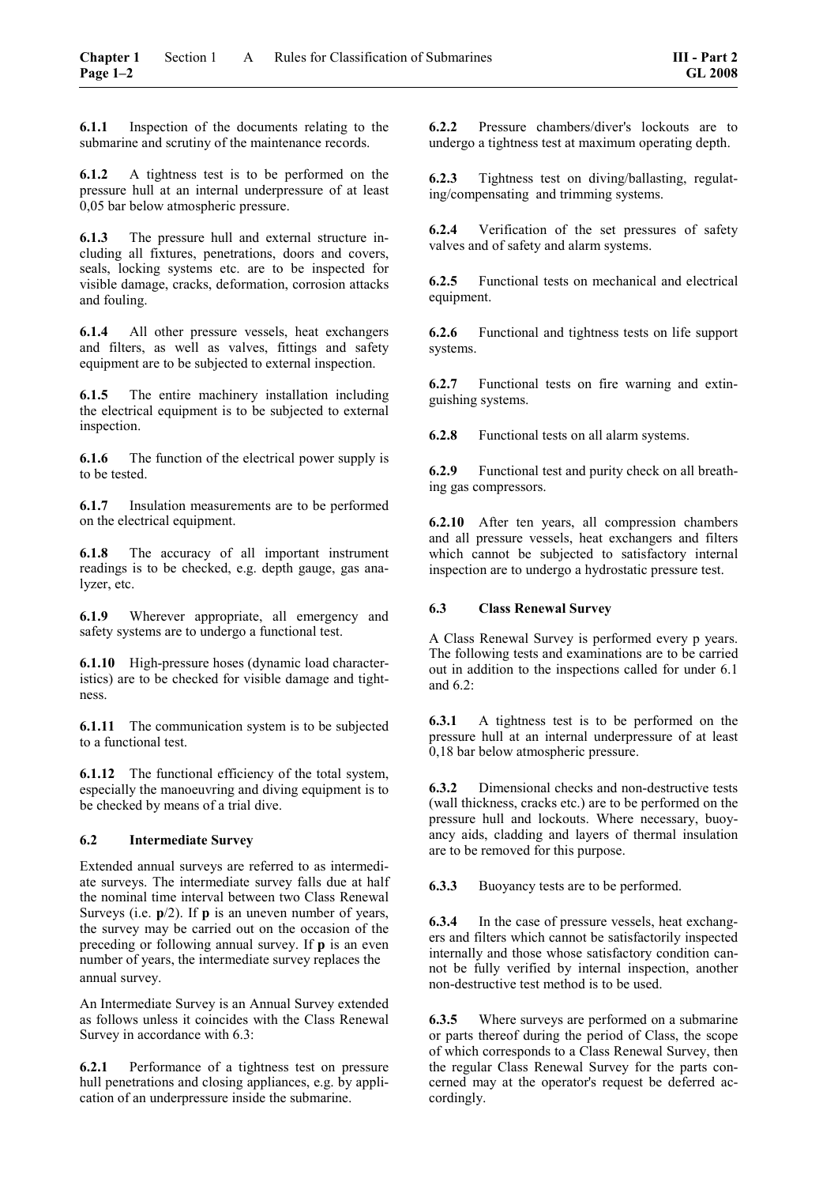**6.1.1** Inspection of the documents relating to the submarine and scrutiny of the maintenance records.

**6.1.2** A tightness test is to be performed on the pressure hull at an internal underpressure of at least 0,05 bar below atmospheric pressure.

**6.1.3** The pressure hull and external structure including all fixtures, penetrations, doors and covers, seals, locking systems etc. are to be inspected for visible damage, cracks, deformation, corrosion attacks and fouling.

**6.1.4** All other pressure vessels, heat exchangers and filters, as well as valves, fittings and safety equipment are to be subjected to external inspection.

**6.1.5** The entire machinery installation including the electrical equipment is to be subjected to external inspection.

**6.1.6** The function of the electrical power supply is to be tested.

**6.1.7** Insulation measurements are to be performed on the electrical equipment.

**6.1.8** The accuracy of all important instrument readings is to be checked, e.g. depth gauge, gas analyzer, etc.

**6.1.9** Wherever appropriate, all emergency and safety systems are to undergo a functional test.

**6.1.10** High-pressure hoses (dynamic load characteristics) are to be checked for visible damage and tightness.

**6.1.11** The communication system is to be subjected to a functional test.

**6.1.12** The functional efficiency of the total system, especially the manoeuvring and diving equipment is to be checked by means of a trial dive.

### 6.2 Intermediate Survey

Extended annual surveys are referred to as intermediate surveys. The intermediate survey falls due at half the nominal time interval between two Class Renewal Surveys (i.e. **p**/2). If **p** is an uneven number of years, the survey may be carried out on the occasion of the preceding or following annual survey. If **p** is an even number of years, the intermediate survey replaces the annual survey.

An Intermediate Survey is an Annual Survey extended as follows unless it coincides with the Class Renewal Survey in accordance with 6.3:

**6.2.1** Performance of a tightness test on pressure hull penetrations and closing appliances, e.g. by application of an underpressure inside the submarine.

**6.2.2** Pressure chambers/diver's lockouts are to undergo a tightness test at maximum operating depth.

**6.2.3** Tightness test on diving/ballasting, regulating/compensating and trimming systems.

**6.2.4** Verification of the set pressures of safety valves and of safety and alarm systems.

**6.2.5** Functional tests on mechanical and electrical equipment.

**6.2.6** Functional and tightness tests on life support systems.

**6.2.7** Functional tests on fire warning and extinguishing systems.

**6.2.8** Functional tests on all alarm systems.

**6.2.9** Functional test and purity check on all breathing gas compressors.

**6.2.10** After ten years, all compression chambers and all pressure vessels, heat exchangers and filters which cannot be subjected to satisfactory internal inspection are to undergo a hydrostatic pressure test.

### 6.3 Class Renewal Survey

A Class Renewal Survey is performed every p years. The following tests and examinations are to be carried out in addition to the inspections called for under 6.1 and 6.2:

**6.3.1** A tightness test is to be performed on the pressure hull at an internal underpressure of at least 0,18 bar below atmospheric pressure.

**6.3.2** Dimensional checks and non-destructive tests (wall thickness, cracks etc.) are to be performed on the pressure hull and lockouts. Where necessary, buoyancy aids, cladding and layers of thermal insulation are to be removed for this purpose.

**6.3.3** Buoyancy tests are to be performed.

**6.3.4** In the case of pressure vessels, heat exchangers and filters which cannot be satisfactorily inspected internally and those whose satisfactory condition cannot be fully verified by internal inspection, another non-destructive test method is to be used.

**6.3.5** Where surveys are performed on a submarine or parts thereof during the period of Class, the scope of which corresponds to a Class Renewal Survey, then the regular Class Renewal Survey for the parts concerned may at the operator's request be deferred accordingly.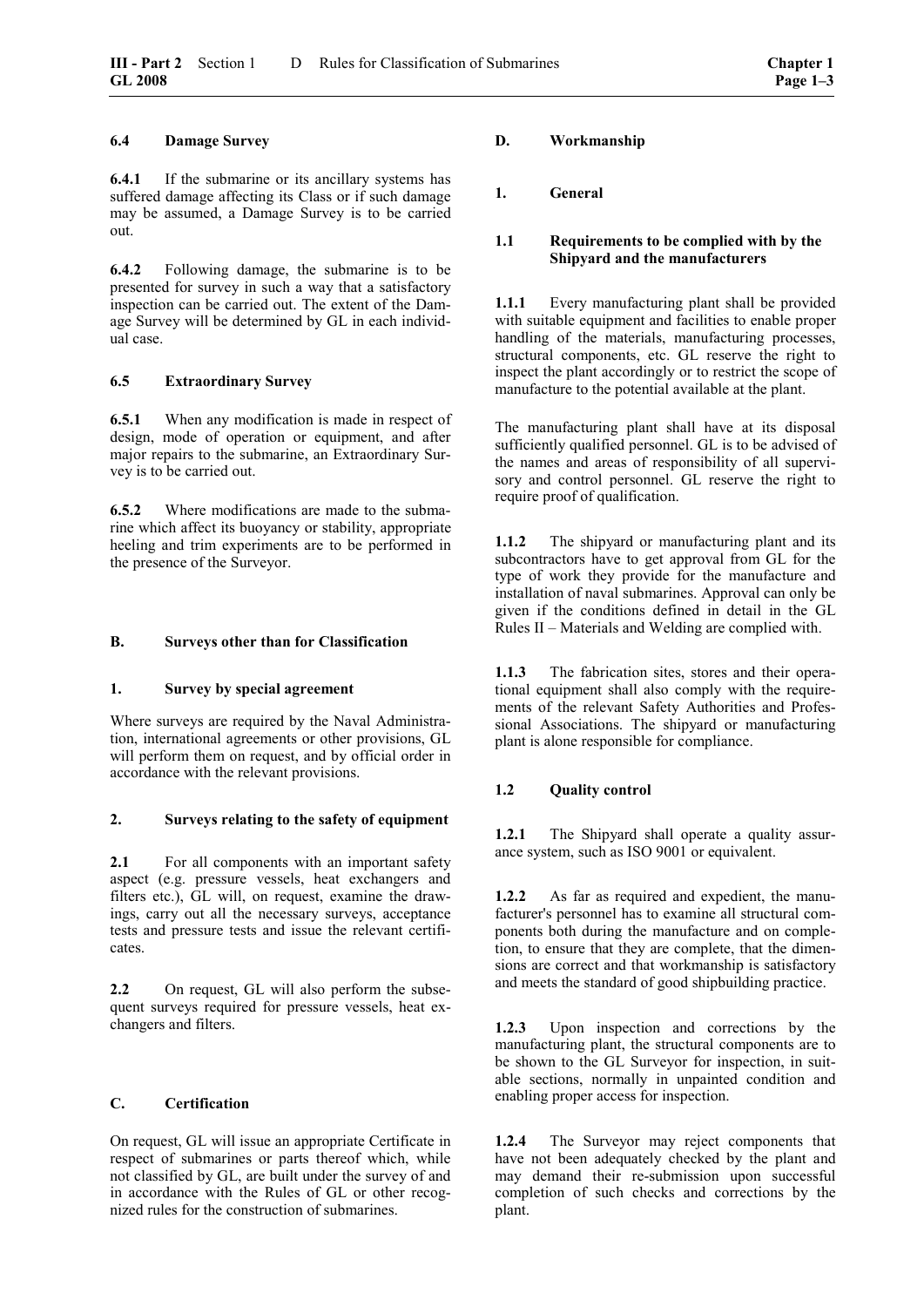#### 6.4 Damage Survey

**6.4.1** If the submarine or its ancillary systems has suffered damage affecting its Class or if such damage may be assumed, a Damage Survey is to be carried out.

**6.4.2** Following damage, the submarine is to be presented for survey in such a way that a satisfactory inspection can be carried out. The extent of the Damage Survey will be determined by GL in each individual case.

#### 6.5 Extraordinary Survey

**6.5.1** When any modification is made in respect of design, mode of operation or equipment, and after major repairs to the submarine, an Extraordinary Survey is to be carried out.

**6.5.2** Where modifications are made to the submarine which affect its buoyancy or stability, appropriate heeling and trim experiments are to be performed in the presence of the Surveyor.

## B. Surveys other than for Classification

### 1. Survey by special agreement

Where surveys are required by the Naval Administration, international agreements or other provisions, GL will perform them on request, and by official order in accordance with the relevant provisions.

### 2. Surveys relating to the safety of equipment

**2.1** For all components with an important safety aspect (e.g. pressure vessels, heat exchangers and filters etc.), GL will, on request, examine the drawings, carry out all the necessary surveys, acceptance tests and pressure tests and issue the relevant certificates.

**2.2** On request, GL will also perform the subsequent surveys required for pressure vessels, heat exchangers and filters.

## C. Certification

On request, GL will issue an appropriate Certificate in respect of submarines or parts thereof which, while not classified by GL, are built under the survey of and in accordance with the Rules of GL or other recognized rules for the construction of submarines.

## D. Workmanship

### 1. General

#### 1.1 Requirements to be complied with by the Shipyard and the manufacturers

**1.1.1** Every manufacturing plant shall be provided with suitable equipment and facilities to enable proper handling of the materials, manufacturing processes, structural components, etc. GL reserve the right to inspect the plant accordingly or to restrict the scope of manufacture to the potential available at the plant.

The manufacturing plant shall have at its disposal sufficiently qualified personnel. GL is to be advised of the names and areas of responsibility of all supervisory and control personnel. GL reserve the right to require proof of qualification.

**1.1.2** The shipyard or manufacturing plant and its subcontractors have to get approval from GL for the type of work they provide for the manufacture and installation of naval submarines. Approval can only be given if the conditions defined in detail in the GL Rules II – Materials and Welding are complied with.

**1.1.3** The fabrication sites, stores and their operational equipment shall also comply with the requirements of the relevant Safety Authorities and Professional Associations. The shipyard or manufacturing plant is alone responsible for compliance.

#### 1.2 Quality control

**1.2.1** The Shipyard shall operate a quality assurance system, such as ISO 9001 or equivalent.

**1.2.2** As far as required and expedient, the manufacturer's personnel has to examine all structural components both during the manufacture and on completion, to ensure that they are complete, that the dimensions are correct and that workmanship is satisfactory and meets the standard of good shipbuilding practice.

**1.2.3** Upon inspection and corrections by the manufacturing plant, the structural components are to be shown to the GL Surveyor for inspection, in suitable sections, normally in unpainted condition and enabling proper access for inspection.

**1.2.4** The Surveyor may reject components that have not been adequately checked by the plant and may demand their re-submission upon successful completion of such checks and corrections by the plant.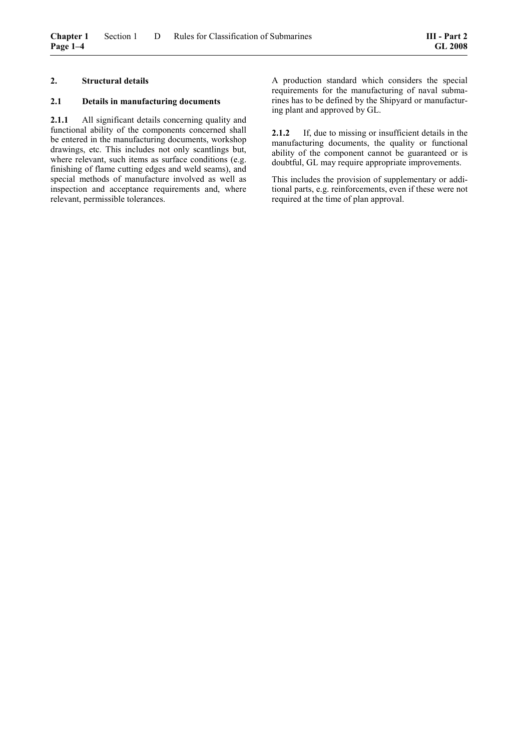## 2. Structural details

### 2.1 Details in manufacturing documents

**2.1.1** All significant details concerning quality and functional ability of the components concerned shall be entered in the manufacturing documents, workshop drawings, etc. This includes not only scantlings but, where relevant, such items as surface conditions (e.g. finishing of flame cutting edges and weld seams), and special methods of manufacture involved as well as inspection and acceptance requirements and, where relevant, permissible tolerances.

A production standard which considers the special requirements for the manufacturing of naval submarines has to be defined by the Shipyard or manufacturing plant and approved by GL.

**2.1.2** If, due to missing or insufficient details in the manufacturing documents, the quality or functional ability of the component cannot be guaranteed or is doubtful, GL may require appropriate improvements.

This includes the provision of supplementary or additional parts, e.g. reinforcements, even if these were not required at the time of plan approval.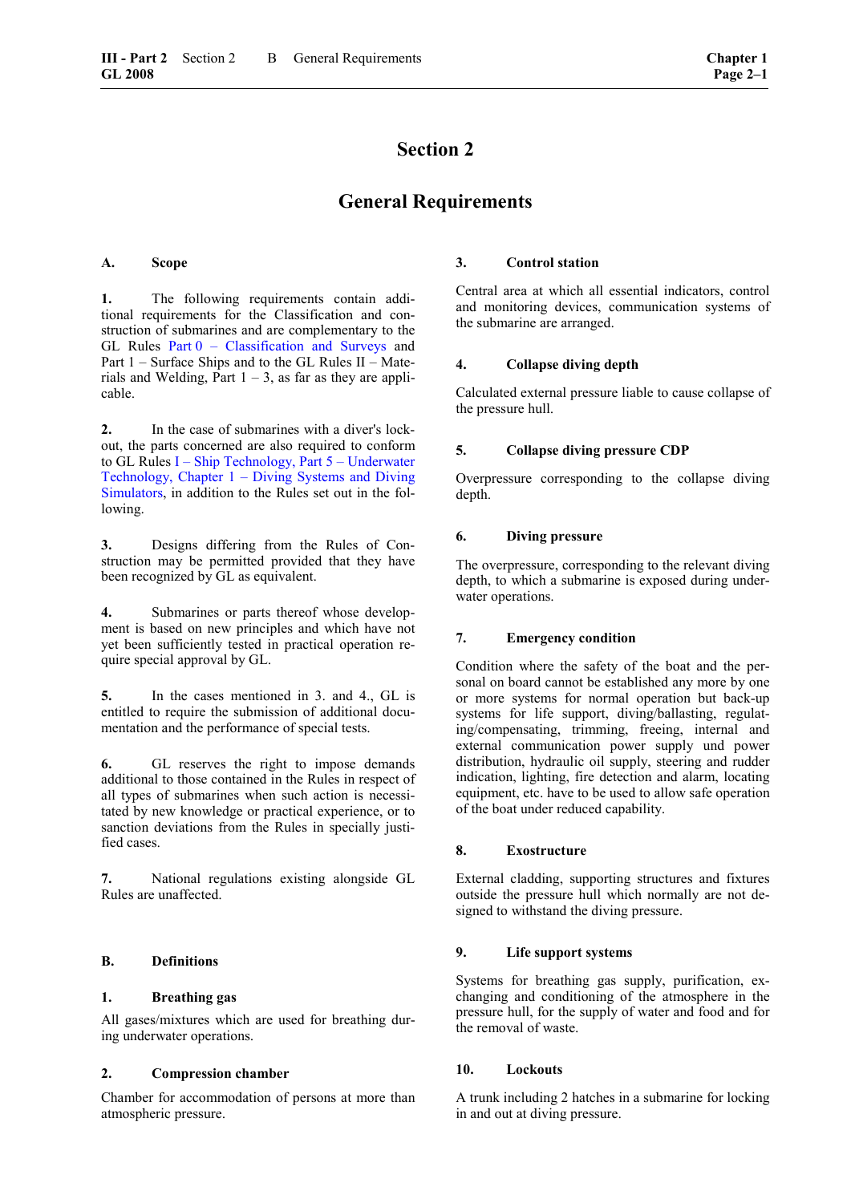# Section 2

# General Requirements

## A. Scope

**1.** The following requirements contain additional requirements for the Classification and construction of submarines and are complementary to the GL Rules Part 0 – Classification and Surveys and Part 1 – Surface Ships and to the GL Rules II – Materials and Welding, Part 1 – 3, as far as they are applicable.

**2.** In the case of submarines with a diver's lockout, the parts concerned are also required to conform to GL Rules I – Ship Technology, Part 5 – Underwater Technology, Chapter 1 – Diving Systems and Diving Simulators, in addition to the Rules set out in the following.

**3.** Designs differing from the Rules of Construction may be permitted provided that they have been recognized by GL as equivalent.

**4.** Submarines or parts thereof whose development is based on new principles and which have not yet been sufficiently tested in practical operation require special approval by GL.

**5.** In the cases mentioned in 3. and 4., GL is entitled to require the submission of additional documentation and the performance of special tests.

**6.** GL reserves the right to impose demands additional to those contained in the Rules in respect of all types of submarines when such action is necessitated by new knowledge or practical experience, or to sanction deviations from the Rules in specially justified cases.

**7.** National regulations existing alongside GL Rules are unaffected.

## B. Definitions

### 1. Breathing gas

All gases/mixtures which are used for breathing during underwater operations.

### 2. Compression chamber

Chamber for accommodation of persons at more than atmospheric pressure.

### 3. Control station

Central area at which all essential indicators, control and monitoring devices, communication systems of the submarine are arranged.

### 4. Collapse diving depth

Calculated external pressure liable to cause collapse of the pressure hull.

### 5. Collapse diving pressure CDP

Overpressure corresponding to the collapse diving depth.

### 6. Diving pressure

The overpressure, corresponding to the relevant diving depth, to which a submarine is exposed during underwater operations.

### 7. Emergency condition

Condition where the safety of the boat and the personal on board cannot be established any more by one or more systems for normal operation but back-up systems for life support, diving/ballasting, regulating/compensating, trimming, freeing, internal and external communication power supply und power distribution, hydraulic oil supply, steering and rudder indication, lighting, fire detection and alarm, locating equipment, etc. have to be used to allow safe operation of the boat under reduced capability.

### 8. Exostructure

External cladding, supporting structures and fixtures outside the pressure hull which normally are not designed to withstand the diving pressure.

### 9. Life support systems

Systems for breathing gas supply, purification, exchanging and conditioning of the atmosphere in the pressure hull, for the supply of water and food and for the removal of waste.

### 10. Lockouts

A trunk including 2 hatches in a submarine for locking in and out at diving pressure.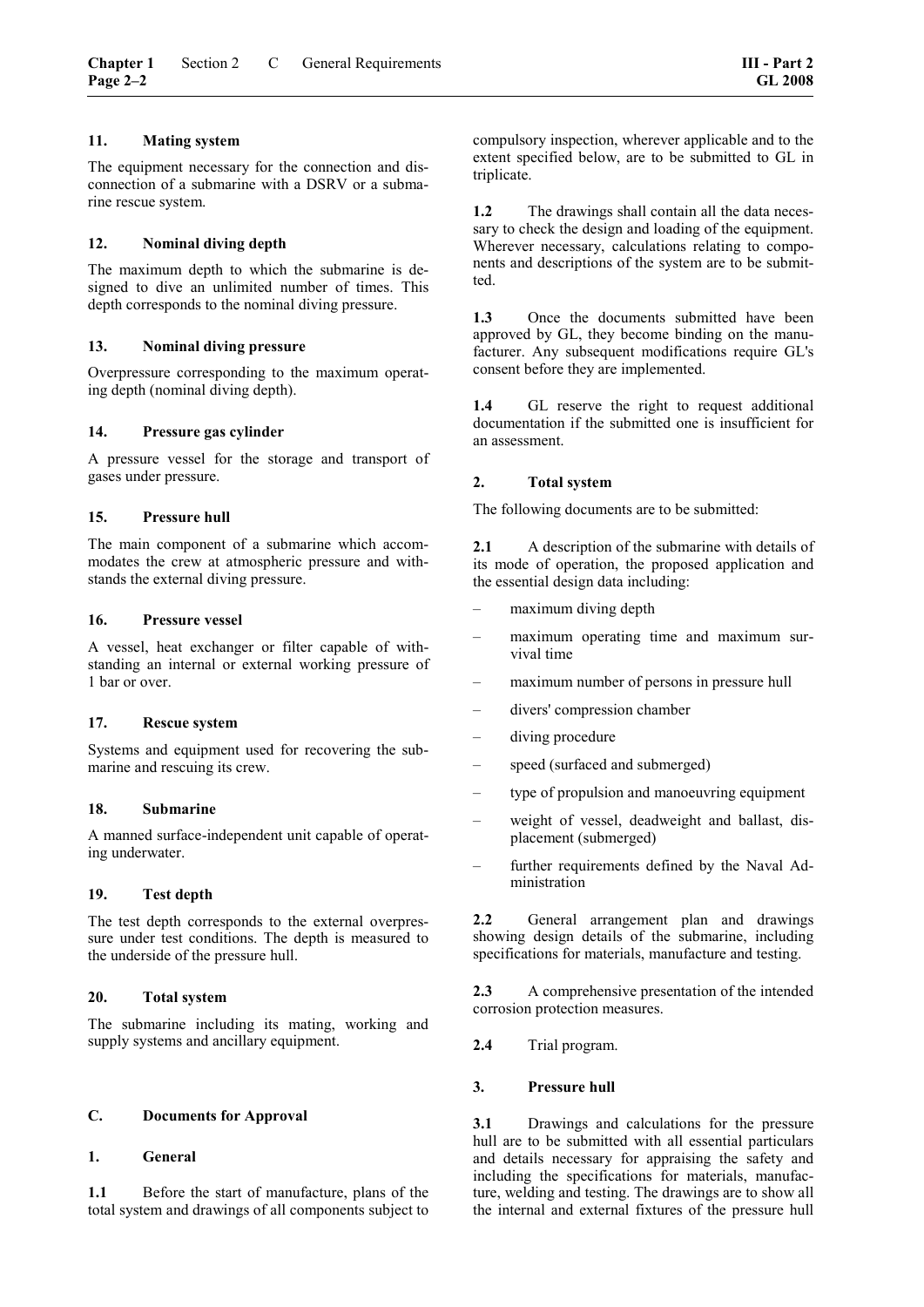#### 11. Mating system

The equipment necessary for the connection and disconnection of a submarine with a DSRV or a submarine rescue system.

#### 12. Nominal diving depth

The maximum depth to which the submarine is designed to dive an unlimited number of times. This depth corresponds to the nominal diving pressure.

#### 13. Nominal diving pressure

Overpressure corresponding to the maximum operating depth (nominal diving depth).

#### 14. Pressure gas cylinder

A pressure vessel for the storage and transport of gases under pressure.

#### 15. Pressure hull

The main component of a submarine which accommodates the crew at atmospheric pressure and withstands the external diving pressure.

#### 16. Pressure vessel

A vessel, heat exchanger or filter capable of withstanding an internal or external working pressure of 1 bar or over.

#### 17. Rescue system

Systems and equipment used for recovering the submarine and rescuing its crew.

#### 18. Submarine

A manned surface-independent unit capable of operating underwater.

#### 19. Test depth

The test depth corresponds to the external overpressure under test conditions. The depth is measured to the underside of the pressure hull.

#### 20. Total system

The submarine including its mating, working and supply systems and ancillary equipment.

## C. Documents for Approval

### 1. General

**1.1** Before the start of manufacture, plans of the total system and drawings of all components subject to compulsory inspection, wherever applicable and to the extent specified below, are to be submitted to GL in triplicate.

**1.2** The drawings shall contain all the data necessary to check the design and loading of the equipment. Wherever necessary, calculations relating to components and descriptions of the system are to be submitted.

**1.3** Once the documents submitted have been approved by GL, they become binding on the manufacturer. Any subsequent modifications require GL's consent before they are implemented.

**1.4** GL reserve the right to request additional documentation if the submitted one is insufficient for an assessment.

### 2. Total system

The following documents are to be submitted:

**2.1** A description of the submarine with details of its mode of operation, the proposed application and the essential design data including:

- maximum diving depth
- maximum operating time and maximum survival time
- maximum number of persons in pressure hull
- divers' compression chamber
- diving procedure
- speed (surfaced and submerged)
- type of propulsion and manoeuvring equipment
- weight of vessel, deadweight and ballast, displacement (submerged)
- further requirements defined by the Naval Administration

**2.2** General arrangement plan and drawings showing design details of the submarine, including specifications for materials, manufacture and testing.

**2.3** A comprehensive presentation of the intended corrosion protection measures.

**2.4** Trial program.

### 3. Pressure hull

**3.1** Drawings and calculations for the pressure hull are to be submitted with all essential particulars and details necessary for appraising the safety and including the specifications for materials, manufacture, welding and testing. The drawings are to show all the internal and external fixtures of the pressure hull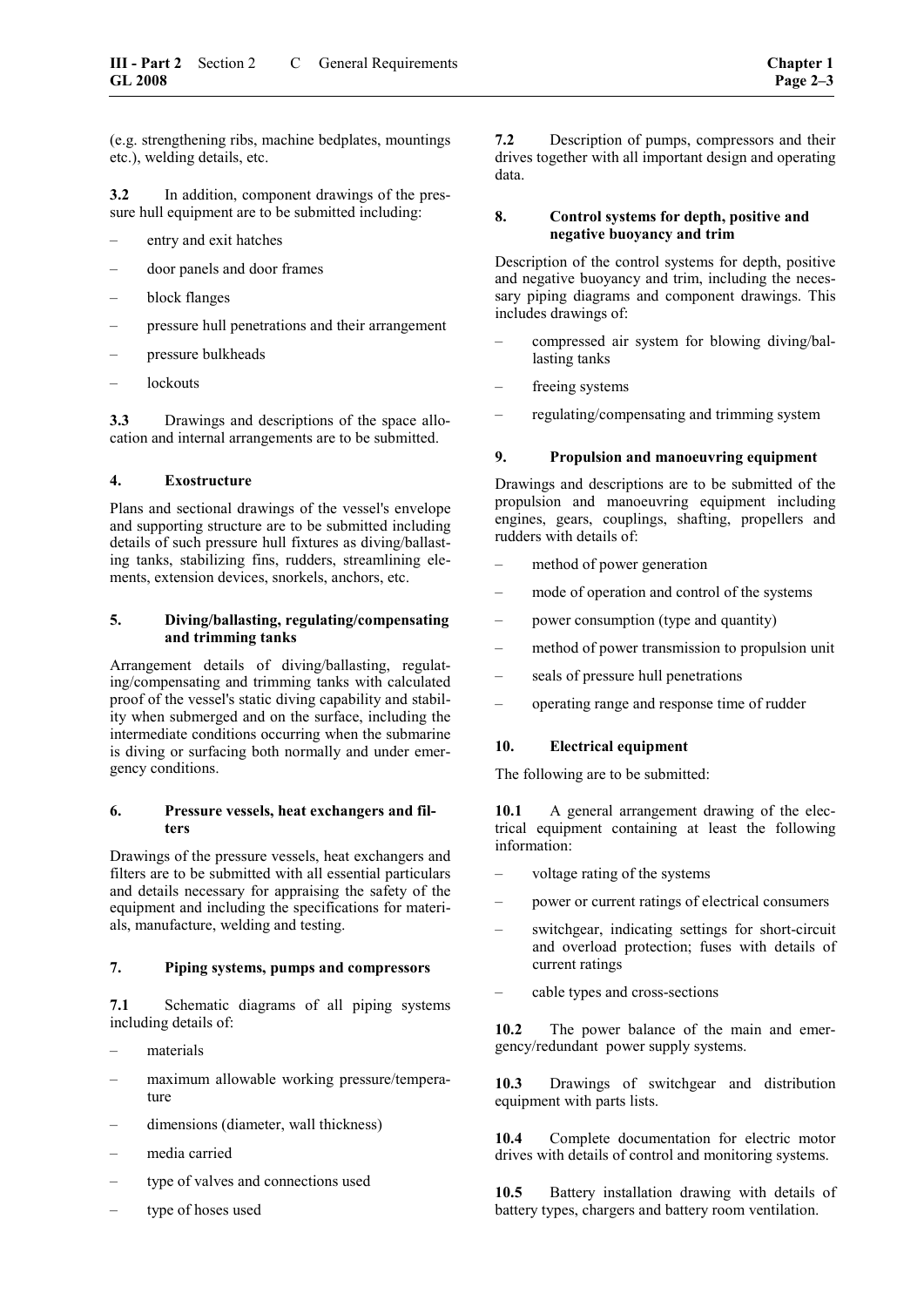(e.g. strengthening ribs, machine bedplates, mountings etc.), welding details, etc.

**3.2** In addition, component drawings of the pressure hull equipment are to be submitted including:

– entry and exit hatches

– door panels and door frames

– block flanges

– pressure hull penetrations and their arrangement

– pressure bulkheads

– lockouts

**3.3** Drawings and descriptions of the space allocation and internal arrangements are to be submitted.

#### 4. Exostructure

Plans and sectional drawings of the vessel's envelope and supporting structure are to be submitted including details of such pressure hull fixtures as diving/ballasting tanks, stabilizing fins, rudders, streamlining elements, extension devices, snorkels, anchors, etc.

#### 5. Diving/ballasting, regulating/compensating and trimming tanks

Arrangement details of diving/ballasting, regulating/compensating and trimming tanks with calculated proof of the vessel's static diving capability and stability when submerged and on the surface, including the intermediate conditions occurring when the submarine is diving or surfacing both normally and under emergency conditions.

#### 6. Pressure vessels, heat exchangers and filters

Drawings of the pressure vessels, heat exchangers and filters are to be submitted with all essential particulars and details necessary for appraising the safety of the equipment and including the specifications for materials, manufacture, welding and testing.

#### 7. Piping systems, pumps and compressors

**7.1** Schematic diagrams of all piping systems including details of:

– materials

– maximum allowable working pressure/temperature

– dimensions (diameter, wall thickness)

– media carried

– type of valves and connections used

– type of hoses used

**7.2** Description of pumps, compressors and their drives together with all important design and operating data.

#### 8. Control systems for depth, positive and negative buoyancy and trim

Description of the control systems for depth, positive and negative buoyancy and trim, including the necessary piping diagrams and component drawings. This includes drawings of:

– compressed air system for blowing diving/ballasting tanks

– freeing systems

– regulating/compensating and trimming system

#### 9. Propulsion and manoeuvring equipment

Drawings and descriptions are to be submitted of the propulsion and manoeuvring equipment including engines, gears, couplings, shafting, propellers and rudders with details of:

– method of power generation

– mode of operation and control of the systems

– power consumption (type and quantity)

– method of power transmission to propulsion unit

– seals of pressure hull penetrations

– operating range and response time of rudder

#### 10. Electrical equipment

The following are to be submitted:

**10.1** A general arrangement drawing of the electrical equipment containing at least the following information:

– voltage rating of the systems

– power or current ratings of electrical consumers

– switchgear, indicating settings for short-circuit and overload protection; fuses with details of current ratings

– cable types and cross-sections

**10.2** The power balance of the main and emergency/redundant power supply systems.

**10.3** Drawings of switchgear and distribution equipment with parts lists.

**10.4** Complete documentation for electric motor drives with details of control and monitoring systems.

**10.5** Battery installation drawing with details of battery types, chargers and battery room ventilation.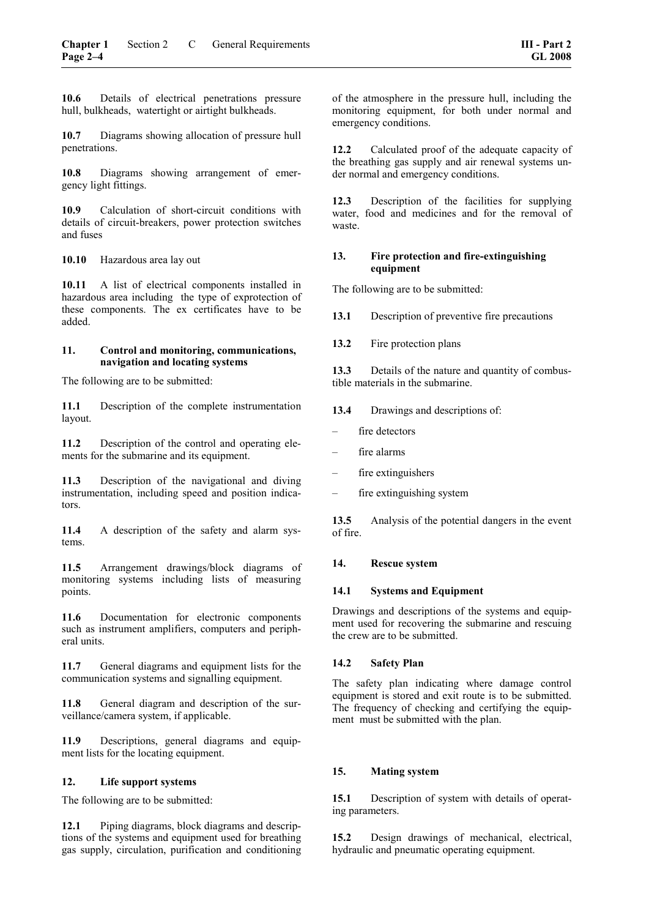**10.6** Details of electrical penetrations pressure hull, bulkheads, watertight or airtight bulkheads.

**10.7** Diagrams showing allocation of pressure hull penetrations.

**10.8** Diagrams showing arrangement of emergency light fittings.

**10.9** Calculation of short-circuit conditions with details of circuit-breakers, power protection switches and fuses

**10.10** Hazardous area lay out

**10.11** A list of electrical components installed in hazardous area including the type of exprotection of these components. The ex certificates have to be added.

### 11. Control and monitoring, communications, navigation and locating systems

The following are to be submitted:

**11.1** Description of the complete instrumentation layout.

**11.2** Description of the control and operating elements for the submarine and its equipment.

**11.3** Description of the navigational and diving instrumentation, including speed and position indicators.

**11.4** A description of the safety and alarm systems.

**11.5** Arrangement drawings/block diagrams of monitoring systems including lists of measuring points.

**11.6** Documentation for electronic components such as instrument amplifiers, computers and peripheral units.

**11.7** General diagrams and equipment lists for the communication systems and signalling equipment.

**11.8** General diagram and description of the surveillance/camera system, if applicable.

**11.9** Descriptions, general diagrams and equipment lists for the locating equipment.

### 12. Life support systems

The following are to be submitted:

**12.1** Piping diagrams, block diagrams and descriptions of the systems and equipment used for breathing gas supply, circulation, purification and conditioning of the atmosphere in the pressure hull, including the monitoring equipment, for both under normal and emergency conditions.

**12.2** Calculated proof of the adequate capacity of the breathing gas supply and air renewal systems under normal and emergency conditions.

**12.3** Description of the facilities for supplying water, food and medicines and for the removal of waste.

### 13. Fire protection and fire-extinguishing equipment

The following are to be submitted:

**13.1** Description of preventive fire precautions

**13.2** Fire protection plans

**13.3** Details of the nature and quantity of combustible materials in the submarine.

**13.4** Drawings and descriptions of:

- fire detectors
- fire alarms
- fire extinguishers
- fire extinguishing system

**13.5** Analysis of the potential dangers in the event of fire.

### 14. Rescue system

#### 14.1 Systems and Equipment

Drawings and descriptions of the systems and equipment used for recovering the submarine and rescuing the crew are to be submitted.

#### 14.2 Safety Plan

The safety plan indicating where damage control equipment is stored and exit route is to be submitted. The frequency of checking and certifying the equipment must be submitted with the plan.

### 15. Mating system

**15.1** Description of system with details of operating parameters.

**15.2** Design drawings of mechanical, electrical, hydraulic and pneumatic operating equipment.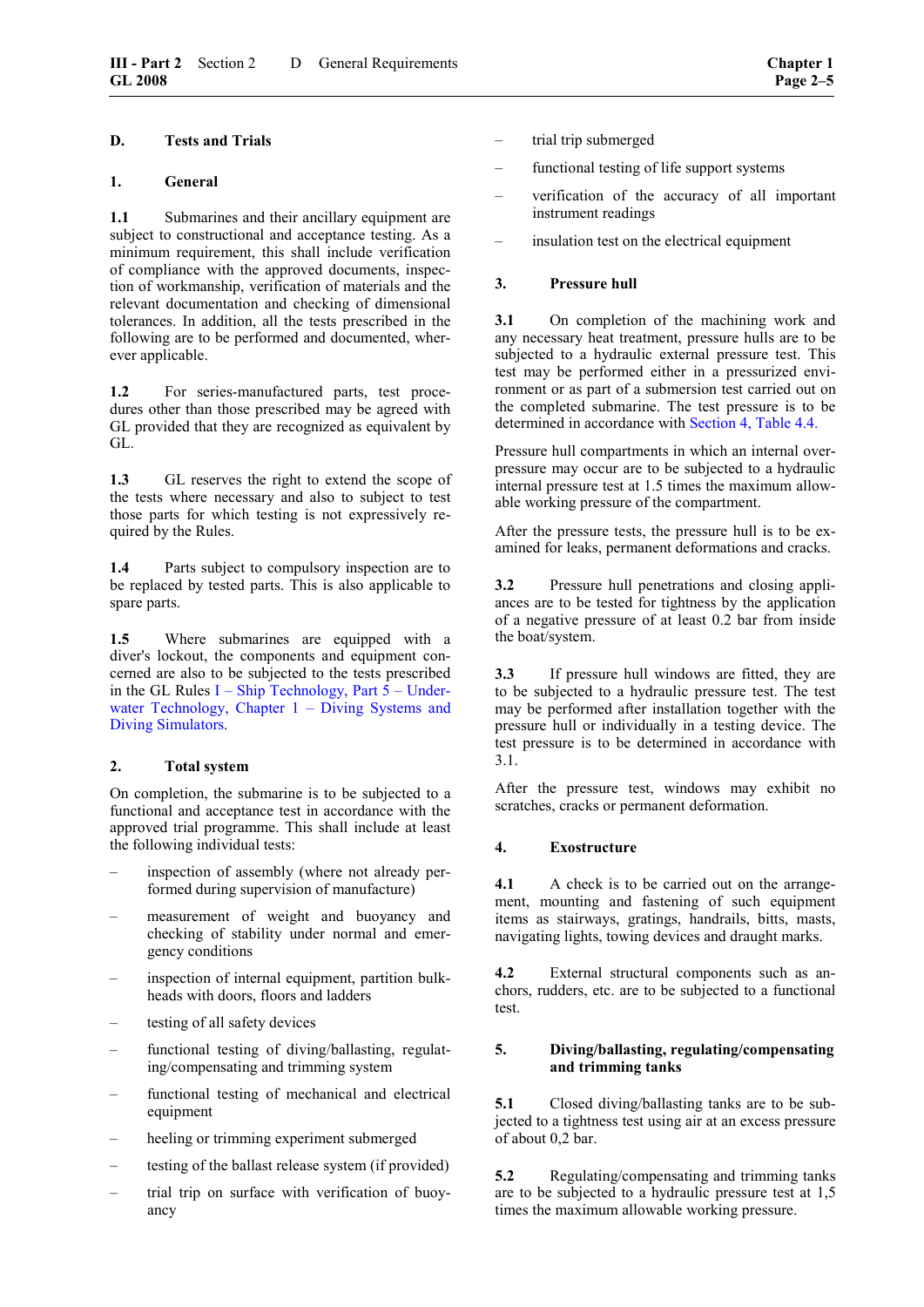## D. Tests and Trials

### 1. General

**1.1** Submarines and their ancillary equipment are subject to constructional and acceptance testing. As a minimum requirement, this shall include verification of compliance with the approved documents, inspection of workmanship, verification of materials and the relevant documentation and checking of dimensional tolerances. In addition, all the tests prescribed in the following are to be performed and documented, wherever applicable.

**1.2** For series-manufactured parts, test procedures other than those prescribed may be agreed with GL provided that they are recognized as equivalent by GL.

**1.3** GL reserves the right to extend the scope of the tests where necessary and also to subject to test those parts for which testing is not expressively required by the Rules.

**1.4** Parts subject to compulsory inspection are to be replaced by tested parts. This is also applicable to spare parts.

**1.5** Where submarines are equipped with a diver's lockout, the components and equipment concerned are also to be subjected to the tests prescribed in the GL Rules I – Ship Technology, Part 5 – Underwater Technology, Chapter 1 – Diving Systems and Diving Simulators.

### 2. Total system

On completion, the submarine is to be subjected to a functional and acceptance test in accordance with the approved trial programme. This shall include at least the following individual tests:

- inspection of assembly (where not already performed during supervision of manufacture)
- measurement of weight and buoyancy and checking of stability under normal and emergency conditions
- inspection of internal equipment, partition bulkheads with doors, floors and ladders
- testing of all safety devices
- functional testing of diving/ballasting, regulating/compensating and trimming system
- functional testing of mechanical and electrical equipment
- heeling or trimming experiment submerged
- testing of the ballast release system (if provided)
- trial trip on surface with verification of buoyancy
- trial trip submerged
- functional testing of life support systems
- verification of the accuracy of all important instrument readings
- insulation test on the electrical equipment

### 3. Pressure hull

**3.1** On completion of the machining work and any necessary heat treatment, pressure hulls are to be subjected to a hydraulic external pressure test. This test may be performed either in a pressurized environment or as part of a submersion test carried out on the completed submarine. The test pressure is to be determined in accordance with Section 4, Table 4.4.

Pressure hull compartments in which an internal overpressure may occur are to be subjected to a hydraulic internal pressure test at 1.5 times the maximum allowable working pressure of the compartment.

After the pressure tests, the pressure hull is to be examined for leaks, permanent deformations and cracks.

**3.2** Pressure hull penetrations and closing appliances are to be tested for tightness by the application of a negative pressure of at least 0.2 bar from inside the boat/system.

**3.3** If pressure hull windows are fitted, they are to be subjected to a hydraulic pressure test. The test may be performed after installation together with the pressure hull or individually in a testing device. The test pressure is to be determined in accordance with 3.1.

After the pressure test, windows may exhibit no scratches, cracks or permanent deformation.

### 4. Exostructure

**4.1** A check is to be carried out on the arrangement, mounting and fastening of such equipment items as stairways, gratings, handrails, bitts, masts, navigating lights, towing devices and draught marks.

**4.2** External structural components such as anchors, rudders, etc. are to be subjected to a functional test.

### 5. Diving/ballasting, regulating/compensating and trimming tanks

**5.1** Closed diving/ballasting tanks are to be subjected to a tightness test using air at an excess pressure of about 0,2 bar.

**5.2** Regulating/compensating and trimming tanks are to be subjected to a hydraulic pressure test at 1,5 times the maximum allowable working pressure.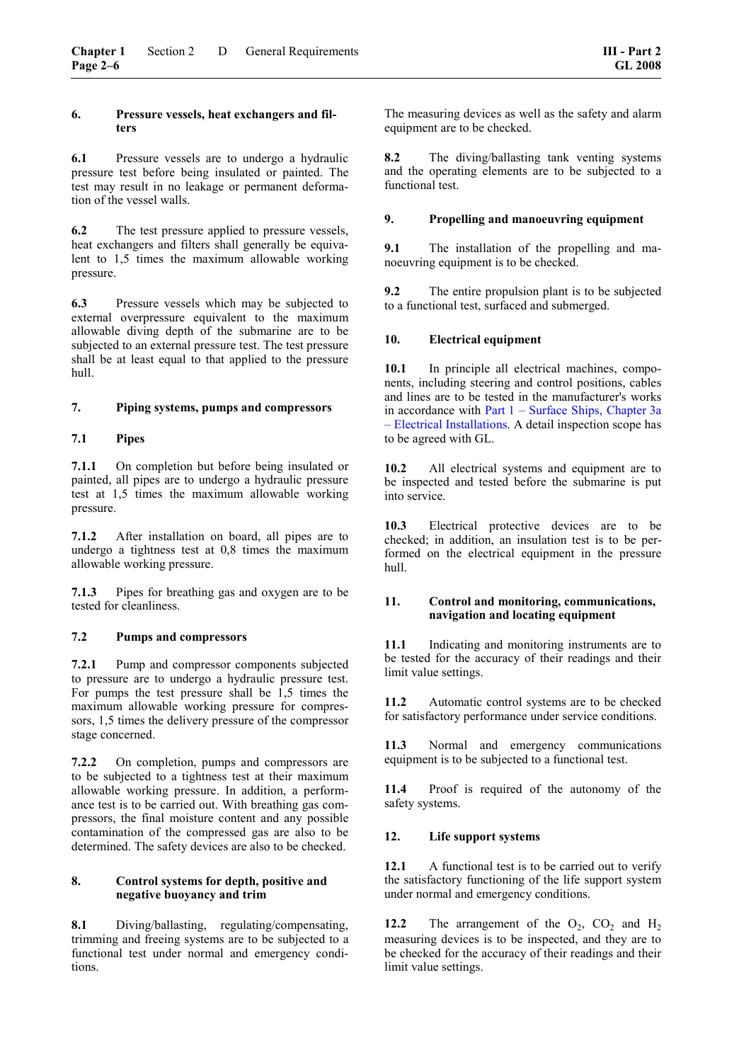### 6. Pressure vessels, heat exchangers and filters

**6.1** Pressure vessels are to undergo a hydraulic pressure test before being insulated or painted. The test may result in no leakage or permanent deformation of the vessel walls.

**6.2** The test pressure applied to pressure vessels, heat exchangers and filters shall generally be equivalent to 1,5 times the maximum allowable working pressure.

**6.3** Pressure vessels which may be subjected to external overpressure equivalent to the maximum allowable diving depth of the submarine are to be subjected to an external pressure test. The test pressure shall be at least equal to that applied to the pressure hull.

### 7. Piping systems, pumps and compressors

#### 7.1 Pipes

**7.1.1** On completion but before being insulated or painted, all pipes are to undergo a hydraulic pressure test at 1,5 times the maximum allowable working pressure.

**7.1.2** After installation on board, all pipes are to undergo a tightness test at 0,8 times the maximum allowable working pressure.

**7.1.3** Pipes for breathing gas and oxygen are to be tested for cleanliness.

#### 7.2 Pumps and compressors

**7.2.1** Pump and compressor components subjected to pressure are to undergo a hydraulic pressure test. For pumps the test pressure shall be 1,5 times the maximum allowable working pressure for compressors, 1,5 times the delivery pressure of the compressor stage concerned.

**7.2.2** On completion, pumps and compressors are to be subjected to a tightness test at their maximum allowable working pressure. In addition, a performance test is to be carried out. With breathing gas compressors, the final moisture content and any possible contamination of the compressed gas are also to be determined. The safety devices are also to be checked.

### 8. Control systems for depth, positive and negative buoyancy and trim

**8.1** Diving/ballasting, regulating/compensating, trimming and freeing systems are to be subjected to a functional test under normal and emergency conditions.

The measuring devices as well as the safety and alarm equipment are to be checked.

**8.2** The diving/ballasting tank venting systems and the operating elements are to be subjected to a functional test.

### 9. Propelling and manoeuvring equipment

**9.1** The installation of the propelling and manoeuvring equipment is to be checked.

**9.2** The entire propulsion plant is to be subjected to a functional test, surfaced and submerged.

### 10. Electrical equipment

**10.1** In principle all electrical machines, components, including steering and control positions, cables and lines are to be tested in the manufacturer's works in accordance with Part 1 – Surface Ships, Chapter 3a – Electrical Installations. A detail inspection scope has to be agreed with GL.

**10.2** All electrical systems and equipment are to be inspected and tested before the submarine is put into service.

**10.3** Electrical protective devices are to be checked; in addition, an insulation test is to be performed on the electrical equipment in the pressure hull.

### 11. Control and monitoring, communications, navigation and locating equipment

**11.1** Indicating and monitoring instruments are to be tested for the accuracy of their readings and their limit value settings.

**11.2** Automatic control systems are to be checked for satisfactory performance under service conditions.

**11.3** Normal and emergency communications equipment is to be subjected to a functional test.

**11.4** Proof is required of the autonomy of the safety systems.

### 12. Life support systems

**12.1** A functional test is to be carried out to verify the satisfactory functioning of the life support system under normal and emergency conditions.

**12.2** The arrangement of the $O_2$, $CO_2$ and $H_2$ measuring devices is to be inspected, and they are to be checked for the accuracy of their readings and their limit value settings.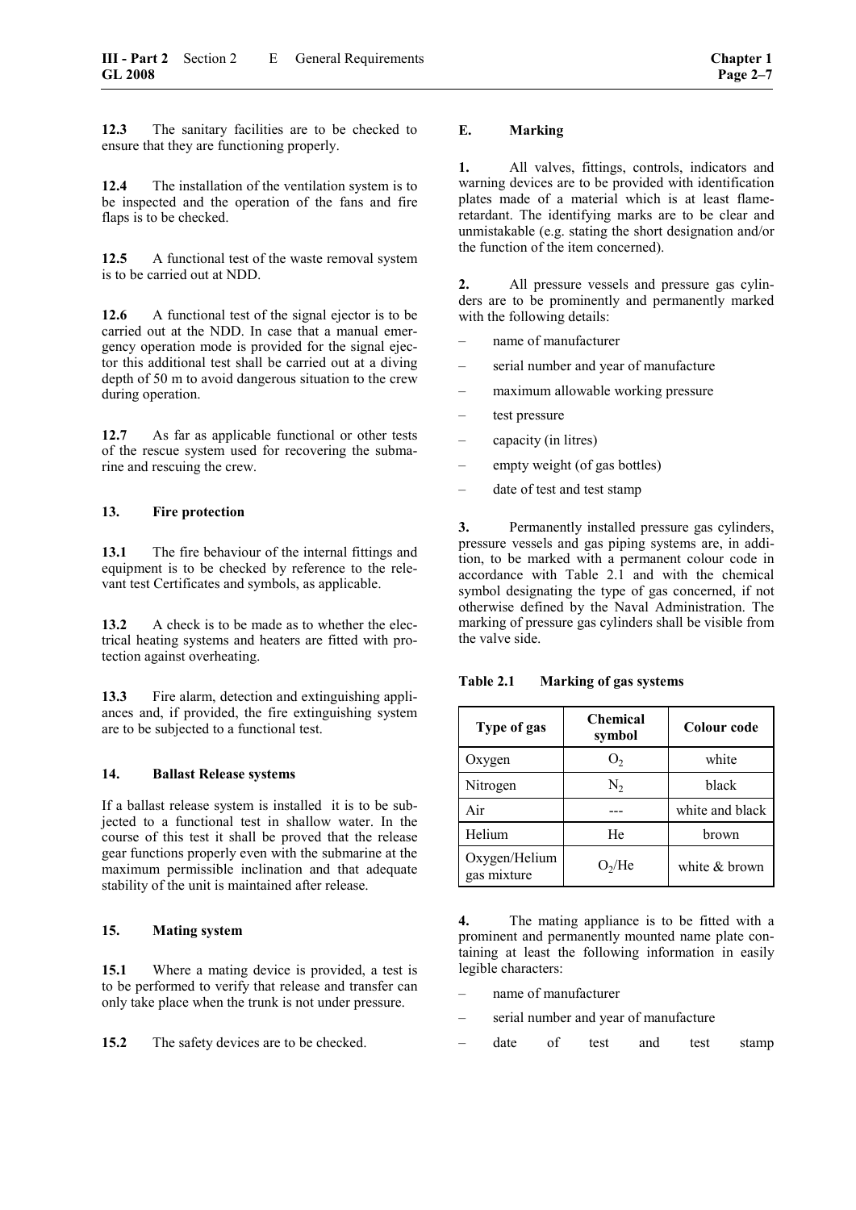**12.3** The sanitary facilities are to be checked to ensure that they are functioning properly.

**12.4** The installation of the ventilation system is to be inspected and the operation of the fans and fire flaps is to be checked.

**12.5** A functional test of the waste removal system is to be carried out at NDD.

**12.6** A functional test of the signal ejector is to be carried out at the NDD. In case that a manual emergency operation mode is provided for the signal ejector this additional test shall be carried out at a diving depth of 50 m to avoid dangerous situation to the crew during operation.

**12.7** As far as applicable functional or other tests of the rescue system used for recovering the submarine and rescuing the crew.

### 13. Fire protection

**13.1** The fire behaviour of the internal fittings and equipment is to be checked by reference to the relevant test Certificates and symbols, as applicable.

**13.2** A check is to be made as to whether the electrical heating systems and heaters are fitted with protection against overheating.

**13.3** Fire alarm, detection and extinguishing appliances and, if provided, the fire extinguishing system are to be subjected to a functional test.

### 14. Ballast Release systems

If a ballast release system is installed it is to be subjected to a functional test in shallow water. In the course of this test it shall be proved that the release gear functions properly even with the submarine at the maximum permissible inclination and that adequate stability of the unit is maintained after release.

### 15. Mating system

**15.1** Where a mating device is provided, a test is to be performed to verify that release and transfer can only take place when the trunk is not under pressure.

**15.2** The safety devices are to be checked.

## E. Marking

**1.** All valves, fittings, controls, indicators and warning devices are to be provided with identification plates made of a material which is at least flame-retardant. The identifying marks are to be clear and unmistakable (e.g. stating the short designation and/or the function of the item concerned).

**2.** All pressure vessels and pressure gas cylinders are to be prominently and permanently marked with the following details:

- name of manufacturer
- serial number and year of manufacture
- maximum allowable working pressure
- test pressure
- capacity (in litres)
- empty weight (of gas bottles)
- date of test and test stamp

**3.** Permanently installed pressure gas cylinders, pressure vessels and gas piping systems are, in addition, to be marked with a permanent colour code in accordance with Table 2.1 and with the chemical symbol designating the type of gas concerned, if not otherwise defined by the Naval Administration. The marking of pressure gas cylinders shall be visible from the valve side.

**Table 2.1 Marking of gas systems**

| Type of gas | Chemical symbol | Colour code |
|---|---|---|
| Oxygen | $O_2$ | white |
| Nitrogen | $N_2$ | black |
| Air | --- | white and black |
| Helium | He | brown |
| Oxygen/Helium gas mixture | $O_2$/He | white & brown |

**4.** The mating appliance is to be fitted with a prominent and permanently mounted name plate containing at least the following information in easily legible characters:

- name of manufacturer
- serial number and year of manufacture
- date of test and test stamp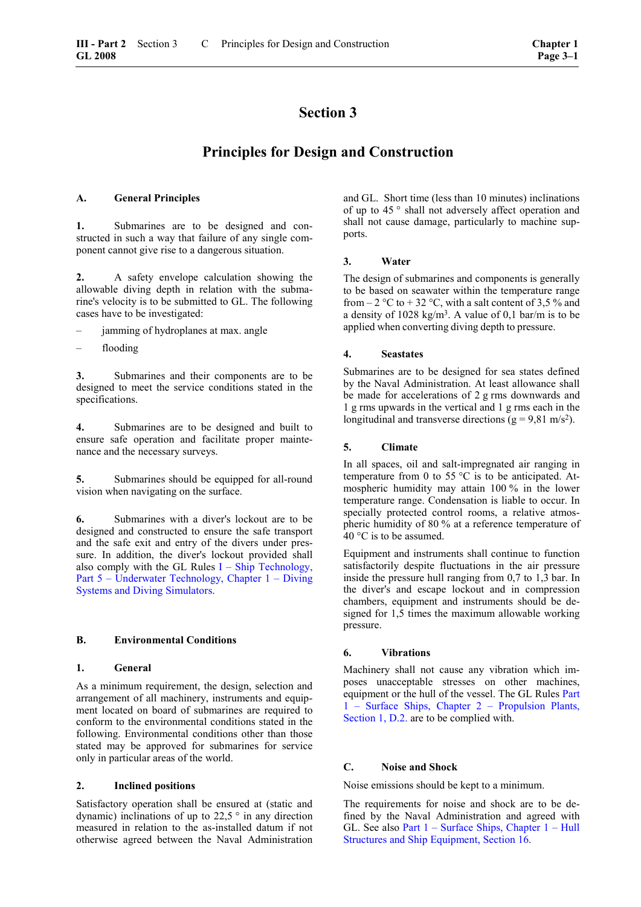# Section 3

# Principles for Design and Construction

## A. General Principles

**1.** Submarines are to be designed and constructed in such a way that failure of any single component cannot give rise to a dangerous situation.

**2.** A safety envelope calculation showing the allowable diving depth in relation with the submarine's velocity is to be submitted to GL. The following cases have to be investigated:

- jamming of hydroplanes at max. angle
- flooding

**3.** Submarines and their components are to be designed to meet the service conditions stated in the specifications.

**4.** Submarines are to be designed and built to ensure safe operation and facilitate proper maintenance and the necessary surveys.

**5.** Submarines should be equipped for all-round vision when navigating on the surface.

**6.** Submarines with a diver's lockout are to be designed and constructed to ensure the safe transport and the safe exit and entry of the divers under pressure. In addition, the diver's lockout provided shall also comply with the GL Rules I – Ship Technology, Part 5 – Underwater Technology, Chapter 1 – Diving Systems and Diving Simulators.

## B. Environmental Conditions

### 1. General

As a minimum requirement, the design, selection and arrangement of all machinery, instruments and equipment located on board of submarines are required to conform to the environmental conditions stated in the following. Environmental conditions other than those stated may be approved for submarines for service only in particular areas of the world.

### 2. Inclined positions

Satisfactory operation shall be ensured at (static and dynamic) inclinations of up to 22,5 ° in any direction measured in relation to the as-installed datum if not otherwise agreed between the Naval Administration and GL. Short time (less than 10 minutes) inclinations of up to 45 ° shall not adversely affect operation and shall not cause damage, particularly to machine supports.

### 3. Water

The design of submarines and components is generally to be based on seawater within the temperature range from – 2 °C to + 32 °C, with a salt content of 3,5 % and a density of 1028 kg/m³. A value of 0,1 bar/m is to be applied when converting diving depth to pressure.

### 4. Seastates

Submarines are to be designed for sea states defined by the Naval Administration. At least allowance shall be made for accelerations of 2 g rms downwards and 1 g rms upwards in the vertical and 1 g rms each in the longitudinal and transverse directions (g = 9,81 m/s²).

### 5. Climate

In all spaces, oil and salt-impregnated air ranging in temperature from 0 to 55 °C is to be anticipated. Atmospheric humidity may attain 100 % in the lower temperature range. Condensation is liable to occur. In specially protected control rooms, a relative atmospheric humidity of 80 % at a reference temperature of 40 °C is to be assumed.

Equipment and instruments shall continue to function satisfactorily despite fluctuations in the air pressure inside the pressure hull ranging from 0,7 to 1,3 bar. In the diver's and escape lockout and in compression chambers, equipment and instruments should be designed for 1,5 times the maximum allowable working pressure.

### 6. Vibrations

Machinery shall not cause any vibration which imposes unacceptable stresses on other machines, equipment or the hull of the vessel. The GL Rules Part 1 – Surface Ships, Chapter 2 – Propulsion Plants, Section 1, D.2. are to be complied with.

## C. Noise and Shock

Noise emissions should be kept to a minimum.

The requirements for noise and shock are to be defined by the Naval Administration and agreed with GL. See also Part 1 – Surface Ships, Chapter 1 – Hull Structures and Ship Equipment, Section 16.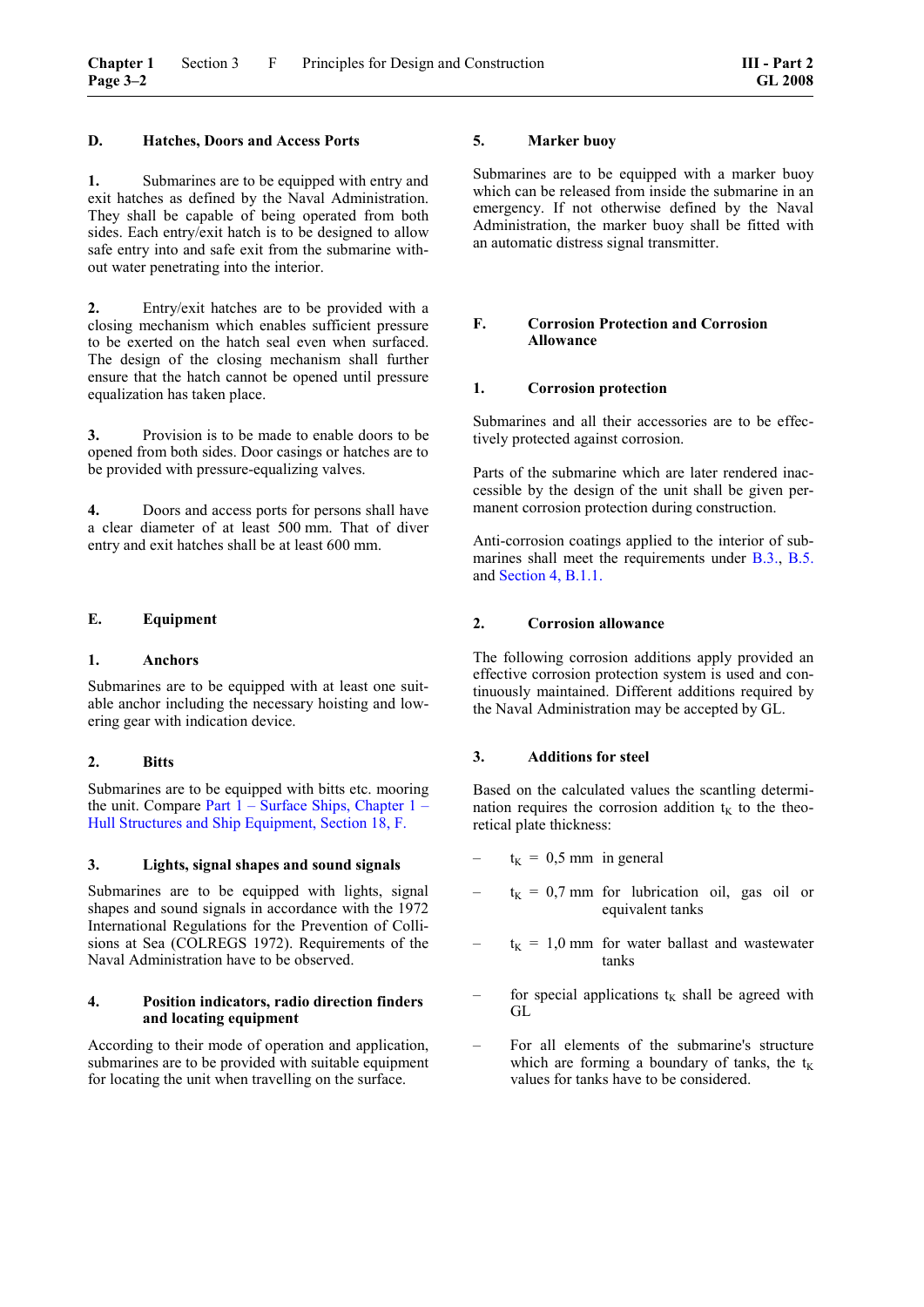## D. Hatches, Doors and Access Ports

**1.** Submarines are to be equipped with entry and exit hatches as defined by the Naval Administration. They shall be capable of being operated from both sides. Each entry/exit hatch is to be designed to allow safe entry into and safe exit from the submarine without water penetrating into the interior.

**2.** Entry/exit hatches are to be provided with a closing mechanism which enables sufficient pressure to be exerted on the hatch seal even when surfaced. The design of the closing mechanism shall further ensure that the hatch cannot be opened until pressure equalization has taken place.

**3.** Provision is to be made to enable doors to be opened from both sides. Door casings or hatches are to be provided with pressure-equalizing valves.

**4.** Doors and access ports for persons shall have a clear diameter of at least 500 mm. That of diver entry and exit hatches shall be at least 600 mm.

## E. Equipment

### 1. Anchors

Submarines are to be equipped with at least one suitable anchor including the necessary hoisting and lowering gear with indication device.

### 2. Bitts

Submarines are to be equipped with bitts etc. mooring the unit. Compare Part 1 – Surface Ships, Chapter 1 – Hull Structures and Ship Equipment, Section 18, F.

### 3. Lights, signal shapes and sound signals

Submarines are to be equipped with lights, signal shapes and sound signals in accordance with the 1972 International Regulations for the Prevention of Collisions at Sea (COLREGS 1972). Requirements of the Naval Administration have to be observed.

### 4. Position indicators, radio direction finders and locating equipment

According to their mode of operation and application, submarines are to be provided with suitable equipment for locating the unit when travelling on the surface.

### 5. Marker buoy

Submarines are to be equipped with a marker buoy which can be released from inside the submarine in an emergency. If not otherwise defined by the Naval Administration, the marker buoy shall be fitted with an automatic distress signal transmitter.

## F. Corrosion Protection and Corrosion Allowance

### 1. Corrosion protection

Submarines and all their accessories are to be effectively protected against corrosion.

Parts of the submarine which are later rendered inaccessible by the design of the unit shall be given permanent corrosion protection during construction.

Anti-corrosion coatings applied to the interior of submarines shall meet the requirements under B.3., B.5. and Section 4, B.1.1.

### 2. Corrosion allowance

The following corrosion additions apply provided an effective corrosion protection system is used and continuously maintained. Different additions required by the Naval Administration may be accepted by GL.

### 3. Additions for steel

Based on the calculated values the scantling determination requires the corrosion addition $t_K$ to the theoretical plate thickness:

- $t_K$ = 0,5 mm in general
- $t_K$ = 0,7 mm for lubrication oil, gas oil or equivalent tanks
- $t_K$ = 1,0 mm for water ballast and wastewater tanks
- for special applications $t_K$ shall be agreed with GL
- For all elements of the submarine's structure which are forming a boundary of tanks, the $t_K$ values for tanks have to be considered.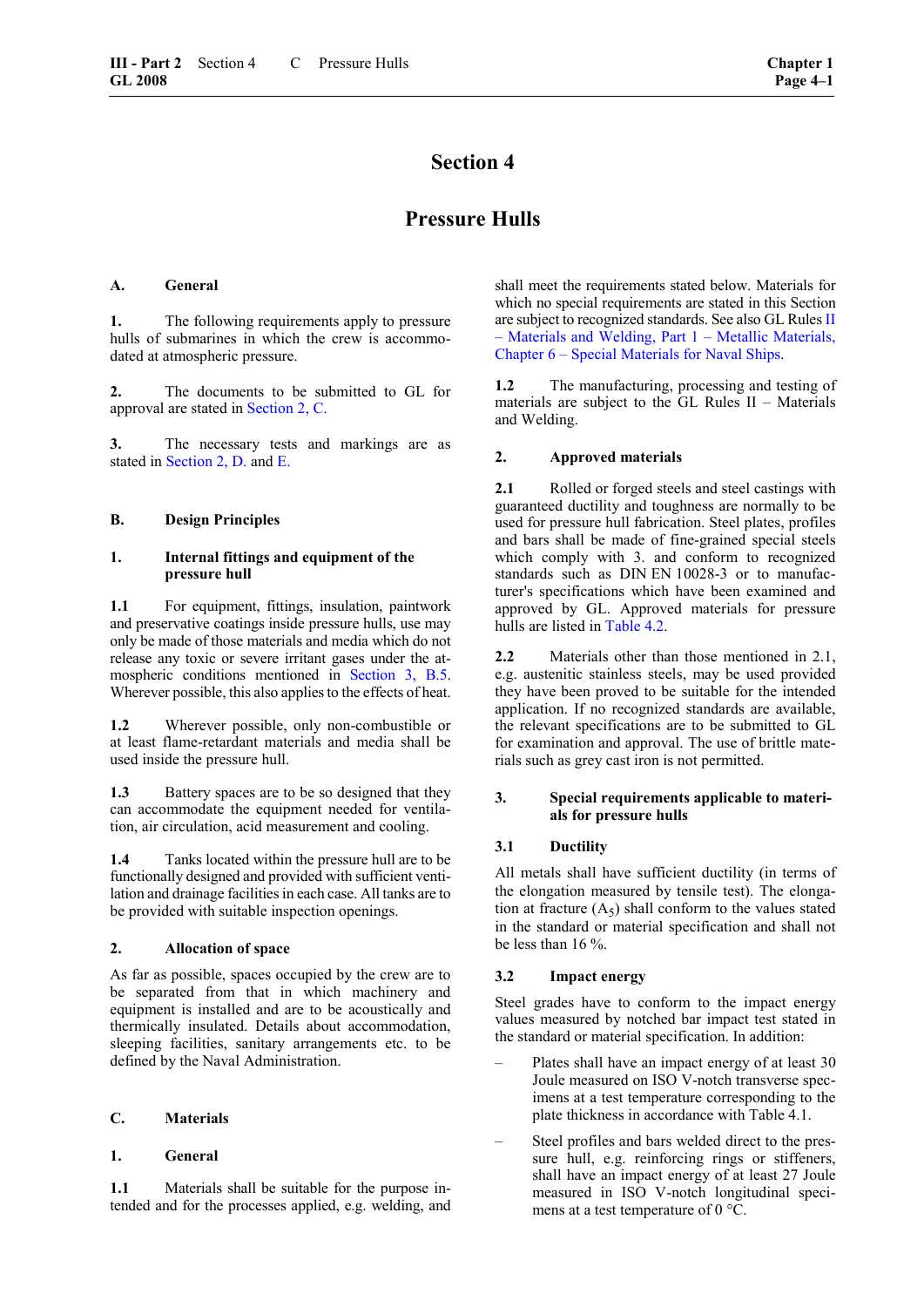# Section 4

# Pressure Hulls

## A. General

**1.** The following requirements apply to pressure hulls of submarines in which the crew is accommodated at atmospheric pressure.

**2.** The documents to be submitted to GL for approval are stated in Section 2, C.

**3.** The necessary tests and markings are as stated in Section 2, D. and E.

## B. Design Principles

### 1. Internal fittings and equipment of the pressure hull

**1.1** For equipment, fittings, insulation, paintwork and preservative coatings inside pressure hulls, use may only be made of those materials and media which do not release any toxic or severe irritant gases under the atmospheric conditions mentioned in Section 3, B.5. Wherever possible, this also applies to the effects of heat.

**1.2** Wherever possible, only non-combustible or at least flame-retardant materials and media shall be used inside the pressure hull.

**1.3** Battery spaces are to be so designed that they can accommodate the equipment needed for ventilation, air circulation, acid measurement and cooling.

**1.4** Tanks located within the pressure hull are to be functionally designed and provided with sufficient ventilation and drainage facilities in each case. All tanks are to be provided with suitable inspection openings.

### 2. Allocation of space

As far as possible, spaces occupied by the crew are to be separated from that in which machinery and equipment is installed and are to be acoustically and thermally insulated. Details about accommodation, sleeping facilities, sanitary arrangements etc. to be defined by the Naval Administration.

## C. Materials

### 1. General

**1.1** Materials shall be suitable for the purpose intended and for the processes applied, e.g. welding, and shall meet the requirements stated below. Materials for which no special requirements are stated in this Section are subject to recognized standards. See also GL Rules II – Materials and Welding, Part 1 – Metallic Materials, Chapter 6 – Special Materials for Naval Ships.

**1.2** The manufacturing, processing and testing of materials are subject to the GL Rules II – Materials and Welding.

### 2. Approved materials

**2.1** Rolled or forged steels and steel castings with guaranteed ductility and toughness are normally to be used for pressure hull fabrication. Steel plates, profiles and bars shall be made of fine-grained special steels which comply with 3. and conform to recognized standards such as DIN EN 10028-3 or to manufacturer's specifications which have been examined and approved by GL. Approved materials for pressure hulls are listed in Table 4.2.

**2.2** Materials other than those mentioned in 2.1, e.g. austenitic stainless steels, may be used provided they have been proved to be suitable for the intended application. If no recognized standards are available, the relevant specifications are to be submitted to GL for examination and approval. The use of brittle materials such as grey cast iron is not permitted.

### 3. Special requirements applicable to materials for pressure hulls

#### 3.1 Ductility

All metals shall have sufficient ductility (in terms of the elongation measured by tensile test). The elongation at fracture ($A_5$) shall conform to the values stated in the standard or material specification and shall not be less than 16 %.

#### 3.2 Impact energy

Steel grades have to conform to the impact energy values measured by notched bar impact test stated in the standard or material specification. In addition:

- Plates shall have an impact energy of at least 30 Joule measured on ISO V-notch transverse specimens at a test temperature corresponding to the plate thickness in accordance with Table 4.1.
- Steel profiles and bars welded direct to the pressure hull, e.g. reinforcing rings or stiffeners, shall have an impact energy of at least 27 Joule measured in ISO V-notch longitudinal specimens at a test temperature of 0 °C.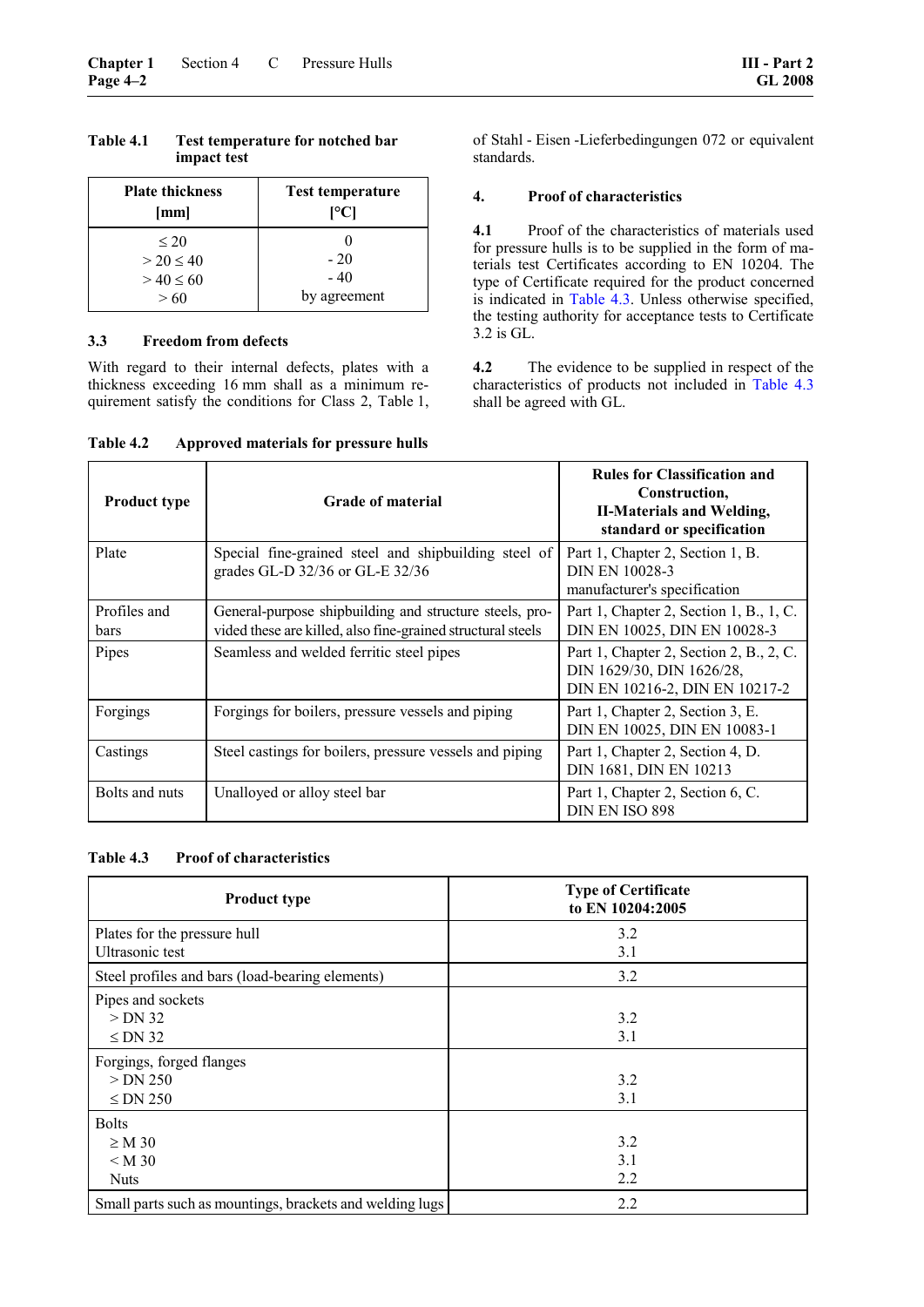**Table 4.1 Test temperature for notched bar impact test**

| Plate thickness [mm] | Test temperature [°C] |
|---|---|
| ≤ 20 | 0 |
| > 20 ≤ 40 | - 20 |
| > 40 ≤ 60 | - 40 |
| > 60 | by agreement |

### 3.3 Freedom from defects

With regard to their internal defects, plates with a thickness exceeding 16 mm shall as a minimum requirement satisfy the conditions for Class 2, Table 1, of Stahl - Eisen -Lieferbedingungen 072 or equivalent standards.

## 4. Proof of characteristics

**4.1** Proof of the characteristics of materials used for pressure hulls is to be supplied in the form of materials test Certificates according to EN 10204. The type of Certificate required for the product concerned is indicated in Table 4.3. Unless otherwise specified, the testing authority for acceptance tests to Certificate 3.2 is GL.

**4.2** The evidence to be supplied in respect of the characteristics of products not included in Table 4.3 shall be agreed with GL.

**Table 4.2 Approved materials for pressure hulls**

| Product type | Grade of material | Rules for Classification and Construction, II-Materials and Welding, standard or specification |
|---|---|---|
| Plate | Special fine-grained steel and shipbuilding steel of grades GL-D 32/36 or GL-E 32/36 | Part 1, Chapter 2, Section 1, B.<br>DIN EN 10028-3<br>manufacturer's specification |
| Profiles and bars | General-purpose shipbuilding and structure steels, provided these are killed, also fine-grained structural steels | Part 1, Chapter 2, Section 1, B., 1, C.<br>DIN EN 10025, DIN EN 10028-3 |
| Pipes | Seamless and welded ferritic steel pipes | Part 1, Chapter 2, Section 2, B., 2, C.<br>DIN 1629/30, DIN 1626/28,<br>DIN EN 10216-2, DIN EN 10217-2 |
| Forgings | Forgings for boilers, pressure vessels and piping | Part 1, Chapter 2, Section 3, E.<br>DIN EN 10025, DIN EN 10083-1 |
| Castings | Steel castings for boilers, pressure vessels and piping | Part 1, Chapter 2, Section 4, D.<br>DIN 1681, DIN EN 10213 |
| Bolts and nuts | Unalloyed or alloy steel bar | Part 1, Chapter 2, Section 6, C.<br>DIN EN ISO 898 |

**Table 4.3 Proof of characteristics**

| Product type | Type of Certificate to EN 10204:2005 |
|---|---|
| Plates for the pressure hull<br>Ultrasonic test | 3.2<br>3.1 |
| Steel profiles and bars (load-bearing elements) | 3.2 |
| Pipes and sockets<br>> DN 32<br>≤ DN 32 | <br>3.2<br>3.1 |
| Forgings, forged flanges<br>> DN 250<br>≤ DN 250 | <br>3.2<br>3.1 |
| Bolts<br>≥ M 30<br>< M 30<br>Nuts | <br>3.2<br>3.1<br>2.2 |
| Small parts such as mountings, brackets and welding lugs | 2.2 |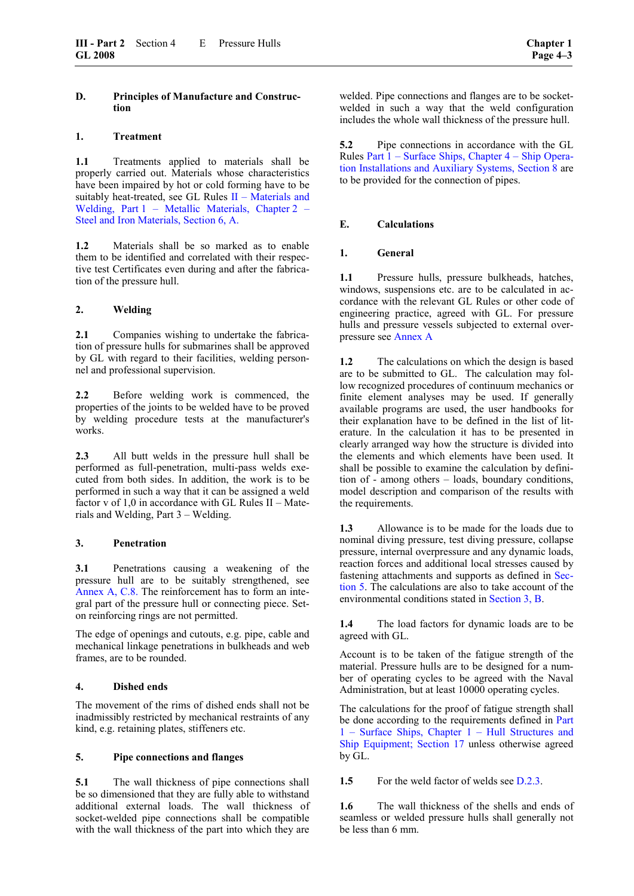## D. Principles of Manufacture and Construction

### 1. Treatment

**1.1** Treatments applied to materials shall be properly carried out. Materials whose characteristics have been impaired by hot or cold forming have to be suitably heat-treated, see GL Rules II – Materials and Welding, Part 1 – Metallic Materials, Chapter 2 – Steel and Iron Materials, Section 6, A.

**1.2** Materials shall be so marked as to enable them to be identified and correlated with their respective test Certificates even during and after the fabrication of the pressure hull.

### 2. Welding

**2.1** Companies wishing to undertake the fabrication of pressure hulls for submarines shall be approved by GL with regard to their facilities, welding personnel and professional supervision.

**2.2** Before welding work is commenced, the properties of the joints to be welded have to be proved by welding procedure tests at the manufacturer's works.

**2.3** All butt welds in the pressure hull shall be performed as full-penetration, multi-pass welds executed from both sides. In addition, the work is to be performed in such a way that it can be assigned a weld factor v of 1,0 in accordance with GL Rules II – Materials and Welding, Part 3 – Welding.

### 3. Penetration

**3.1** Penetrations causing a weakening of the pressure hull are to be suitably strengthened, see Annex A, C.8. The reinforcement has to form an integral part of the pressure hull or connecting piece. Set-on reinforcing rings are not permitted.

The edge of openings and cutouts, e.g. pipe, cable and mechanical linkage penetrations in bulkheads and web frames, are to be rounded.

### 4. Dished ends

The movement of the rims of dished ends shall not be inadmissibly restricted by mechanical restraints of any kind, e.g. retaining plates, stiffeners etc.

### 5. Pipe connections and flanges

**5.1** The wall thickness of pipe connections shall be so dimensioned that they are fully able to withstand additional external loads. The wall thickness of socket-welded pipe connections shall be compatible with the wall thickness of the part into which they are welded. Pipe connections and flanges are to be socket-welded in such a way that the weld configuration includes the whole wall thickness of the pressure hull.

**5.2** Pipe connections in accordance with the GL Rules Part 1 – Surface Ships, Chapter 4 – Ship Operation Installations and Auxiliary Systems, Section 8 are to be provided for the connection of pipes.

## E. Calculations

### 1. General

**1.1** Pressure hulls, pressure bulkheads, hatches, windows, suspensions etc. are to be calculated in accordance with the relevant GL Rules or other code of engineering practice, agreed with GL. For pressure hulls and pressure vessels subjected to external overpressure see Annex A

**1.2** The calculations on which the design is based are to be submitted to GL. The calculation may follow recognized procedures of continuum mechanics or finite element analyses may be used. If generally available programs are used, the user handbooks for their explanation have to be defined in the list of literature. In the calculation it has to be presented in clearly arranged way how the structure is divided into the elements and which elements have been used. It shall be possible to examine the calculation by definition of - among others – loads, boundary conditions, model description and comparison of the results with the requirements.

**1.3** Allowance is to be made for the loads due to nominal diving pressure, test diving pressure, collapse pressure, internal overpressure and any dynamic loads, reaction forces and additional local stresses caused by fastening attachments and supports as defined in Section 5. The calculations are also to take account of the environmental conditions stated in Section 3, B.

**1.4** The load factors for dynamic loads are to be agreed with GL.

Account is to be taken of the fatigue strength of the material. Pressure hulls are to be designed for a number of operating cycles to be agreed with the Naval Administration, but at least 10000 operating cycles.

The calculations for the proof of fatigue strength shall be done according to the requirements defined in Part 1 – Surface Ships, Chapter 1 – Hull Structures and Ship Equipment; Section 17 unless otherwise agreed by GL.

**1.5** For the weld factor of welds see D.2.3.

**1.6** The wall thickness of the shells and ends of seamless or welded pressure hulls shall generally not be less than 6 mm.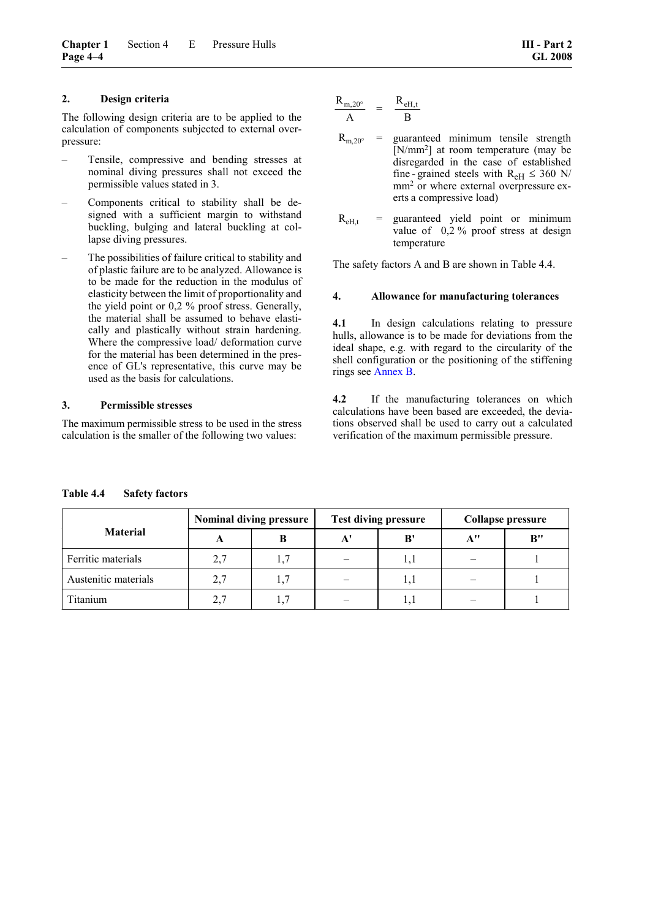## 2. Design criteria

The following design criteria are to be applied to the calculation of components subjected to external overpressure:

- Tensile, compressive and bending stresses at nominal diving pressures shall not exceed the permissible values stated in 3.
- Components critical to stability shall be designed with a sufficient margin to withstand buckling, bulging and lateral buckling at collapse diving pressures.
- The possibilities of failure critical to stability and of plastic failure are to be analyzed. Allowance is to be made for the reduction in the modulus of elasticity between the limit of proportionality and the yield point or 0,2 % proof stress. Generally, the material shall be assumed to behave elastically and plastically without strain hardening. Where the compressive load/ deformation curve for the material has been determined in the presence of GL's representative, this curve may be used as the basis for calculations.

## 3. Permissible stresses

The maximum permissible stress to be used in the stress calculation is the smaller of the following two values:

$$\frac{R_{m,20^\circ}}{A} \quad = \quad \frac{R_{eH,t}}{B}$$

$R_{m,20^\circ}$ = guaranteed minimum tensile strength [N/mm²] at room temperature (may be disregarded in the case of established fine - grained steels with $R_{eH} \leq 360$ N/mm² or where external overpressure exerts a compressive load)

$R_{eH,t}$ = guaranteed yield point or minimum value of 0,2 % proof stress at design temperature

The safety factors A and B are shown in Table 4.4.

## 4. Allowance for manufacturing tolerances

**4.1** In design calculations relating to pressure hulls, allowance is to be made for deviations from the ideal shape, e.g. with regard to the circularity of the shell configuration or the positioning of the stiffening rings see Annex B.

**4.2** If the manufacturing tolerances on which calculations have been based are exceeded, the deviations observed shall be used to carry out a calculated verification of the maximum permissible pressure.

**Table 4.4 Safety factors**

| Material | Nominal diving pressure | | Test diving pressure | | Collapse pressure | |
|---|---|---|---|---|---|---|
| | A | B | A' | B' | A'' | B'' |
| Ferritic materials | 2,7 | 1,7 | – | 1,1 | – | 1 |
| Austenitic materials | 2,7 | 1,7 | – | 1,1 | – | 1 |
| Titanium | 2,7 | 1,7 | – | 1,1 | – | 1 |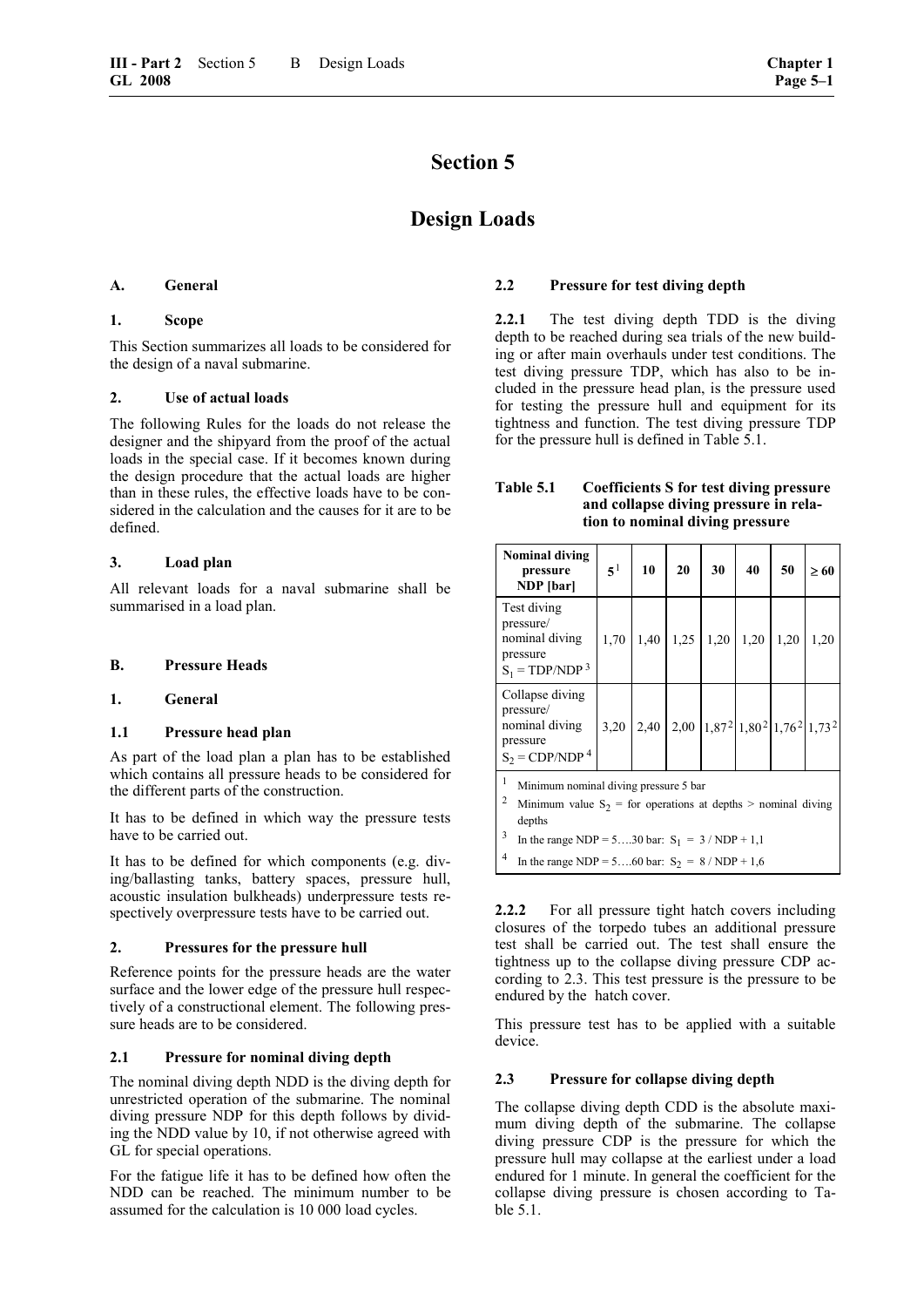# Section 5

# Design Loads

## A. General

### 1. Scope

This Section summarizes all loads to be considered for the design of a naval submarine.

### 2. Use of actual loads

The following Rules for the loads do not release the designer and the shipyard from the proof of the actual loads in the special case. If it becomes known during the design procedure that the actual loads are higher than in these rules, the effective loads have to be considered in the calculation and the causes for it are to be defined.

### 3. Load plan

All relevant loads for a naval submarine shall be summarised in a load plan.

## B. Pressure Heads

### 1. General

#### 1.1 Pressure head plan

As part of the load plan a plan has to be established which contains all pressure heads to be considered for the different parts of the construction.

It has to be defined in which way the pressure tests have to be carried out.

It has to be defined for which components (e.g. diving/ballasting tanks, battery spaces, pressure hull, acoustic insulation bulkheads) underpressure tests respectively overpressure tests have to be carried out.

### 2. Pressures for the pressure hull

Reference points for the pressure heads are the water surface and the lower edge of the pressure hull respectively of a constructional element. The following pressure heads are to be considered.

#### 2.1 Pressure for nominal diving depth

The nominal diving depth NDD is the diving depth for unrestricted operation of the submarine. The nominal diving pressure NDP for this depth follows by dividing the NDD value by 10, if not otherwise agreed with GL for special operations.

For the fatigue life it has to be defined how often the NDD can be reached. The minimum number to be assumed for the calculation is 10 000 load cycles.

#### 2.2 Pressure for test diving depth

**2.2.1** The test diving depth TDD is the diving depth to be reached during sea trials of the new building or after main overhauls under test conditions. The test diving pressure TDP, which has also to be included in the pressure head plan, is the pressure used for testing the pressure hull and equipment for its tightness and function. The test diving pressure TDP for the pressure hull is defined in Table 5.1.

**Table 5.1 Coefficients S for test diving pressure and collapse diving pressure in relation to nominal diving pressure**

| Nominal diving pressure NDP [bar] | 5 [1] | 10 | 20 | 30 | 40 | 50 | ≥ 60 |
|---|---|---|---|---|---|---|---|
| Test diving pressure/ nominal diving pressure $S_1$ = TDP/NDP [3] | 1,70 | 1,40 | 1,25 | 1,20 | 1,20 | 1,20 | 1,20 |
| Collapse diving pressure/ nominal diving pressure $S_2$ = CDP/NDP [4] | 3,20 | 2,40 | 2,00 | 1,87 [2] | 1,80 [2] | 1,76 [2] | 1,73 [2] |

[1] Minimum nominal diving pressure 5 bar

[2] Minimum value $S_2$ = for operations at depths > nominal diving depths

[3] In the range NDP = 5….30 bar: $S_1 = 3 / \text{NDP} + 1{,}1$

[4] In the range NDP = 5….60 bar: $S_2 = 8 / \text{NDP} + 1{,}6$

**2.2.2** For all pressure tight hatch covers including closures of the torpedo tubes an additional pressure test shall be carried out. The test shall ensure the tightness up to the collapse diving pressure CDP according to 2.3. This test pressure is the pressure to be endured by the hatch cover.

This pressure test has to be applied with a suitable device.

#### 2.3 Pressure for collapse diving depth

The collapse diving depth CDD is the absolute maximum diving depth of the submarine. The collapse diving pressure CDP is the pressure for which the pressure hull may collapse at the earliest under a load endured for 1 minute. In general the coefficient for the collapse diving pressure is chosen according to Table 5.1.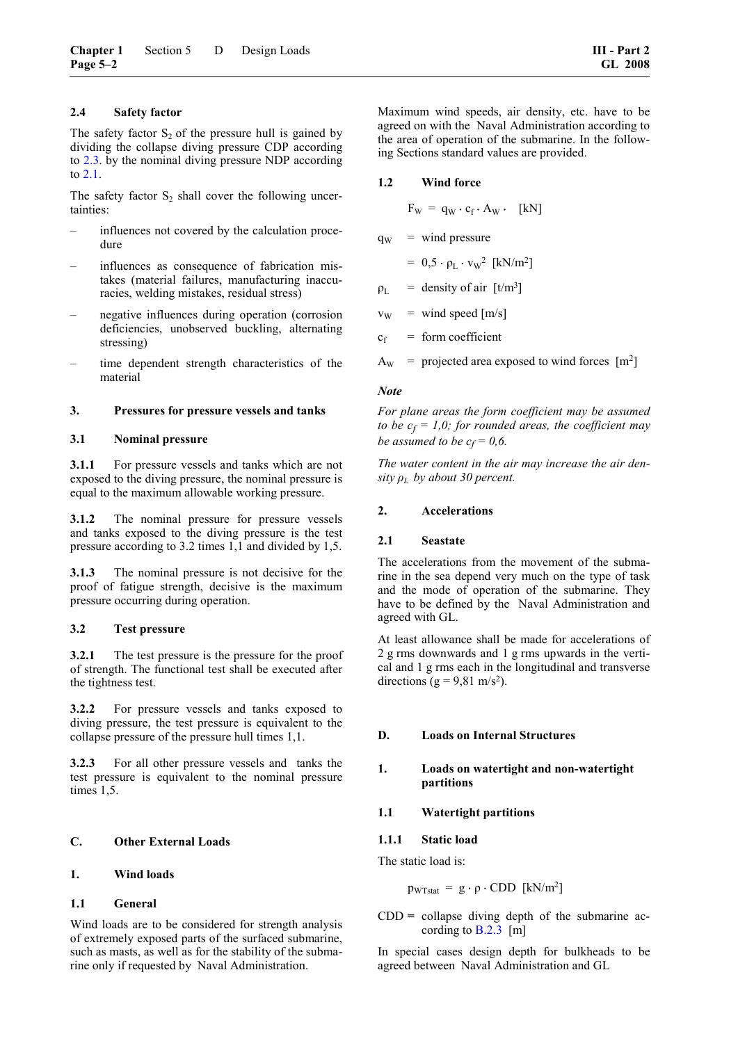### 2.4 Safety factor

The safety factor $S_2$ of the pressure hull is gained by dividing the collapse diving pressure CDP according to 2.3. by the nominal diving pressure NDP according to 2.1.

The safety factor $S_2$ shall cover the following uncertainties:

- influences not covered by the calculation procedure
- influences as consequence of fabrication mistakes (material failures, manufacturing inaccuracies, welding mistakes, residual stress)
- negative influences during operation (corrosion deficiencies, unobserved buckling, alternating stressing)
- time dependent strength characteristics of the material

## 3. Pressures for pressure vessels and tanks

### 3.1 Nominal pressure

**3.1.1** For pressure vessels and tanks which are not exposed to the diving pressure, the nominal pressure is equal to the maximum allowable working pressure.

**3.1.2** The nominal pressure for pressure vessels and tanks exposed to the diving pressure is the test pressure according to 3.2 times 1,1 and divided by 1,5.

**3.1.3** The nominal pressure is not decisive for the proof of fatigue strength, decisive is the maximum pressure occurring during operation.

### 3.2 Test pressure

**3.2.1** The test pressure is the pressure for the proof of strength. The functional test shall be executed after the tightness test.

**3.2.2** For pressure vessels and tanks exposed to diving pressure, the test pressure is equivalent to the collapse pressure of the pressure hull times 1,1.

**3.2.3** For all other pressure vessels and tanks the test pressure is equivalent to the nominal pressure times 1,5.

# C. Other External Loads

## 1. Wind loads

### 1.1 General

Wind loads are to be considered for strength analysis of extremely exposed parts of the surfaced submarine, such as masts, as well as for the stability of the submarine only if requested by Naval Administration.

Maximum wind speeds, air density, etc. have to be agreed on with the Naval Administration according to the area of operation of the submarine. In the following Sections standard values are provided.

### 1.2 Wind force

$$F_W = q_W \cdot c_f \cdot A_W \quad [\text{kN}]$$

$q_W$ = wind pressure

$\quad = 0{,}5 \cdot \rho_L \cdot v_W^2$ [kN/m²]

$\rho_L$ = density of air [t/m³]

$v_W$ = wind speed [m/s]

$c_f$ = form coefficient

$A_W$ = projected area exposed to wind forces [m²]

***Note***

*For plane areas the form coefficient may be assumed to be $c_f = 1{,}0$; for rounded areas, the coefficient may be assumed to be $c_f = 0{,}6$.*

*The water content in the air may increase the air density $\rho_L$ by about 30 percent.*

## 2. Accelerations

### 2.1 Seastate

The accelerations from the movement of the submarine in the sea depend very much on the type of task and the mode of operation of the submarine. They have to be defined by the Naval Administration and agreed with GL.

At least allowance shall be made for accelerations of 2 g rms downwards and 1 g rms upwards in the vertical and 1 g rms each in the longitudinal and transverse directions (g = 9,81 m/s²).

# D. Loads on Internal Structures

## 1. Loads on watertight and non-watertight partitions

### 1.1 Watertight partitions

#### 1.1.1 Static load

The static load is:

$$p_{WTstat} = g \cdot \rho \cdot CDD \quad [\text{kN/m}^2]$$

CDD = collapse diving depth of the submarine according to B.2.3 [m]

In special cases design depth for bulkheads to be agreed between Naval Administration and GL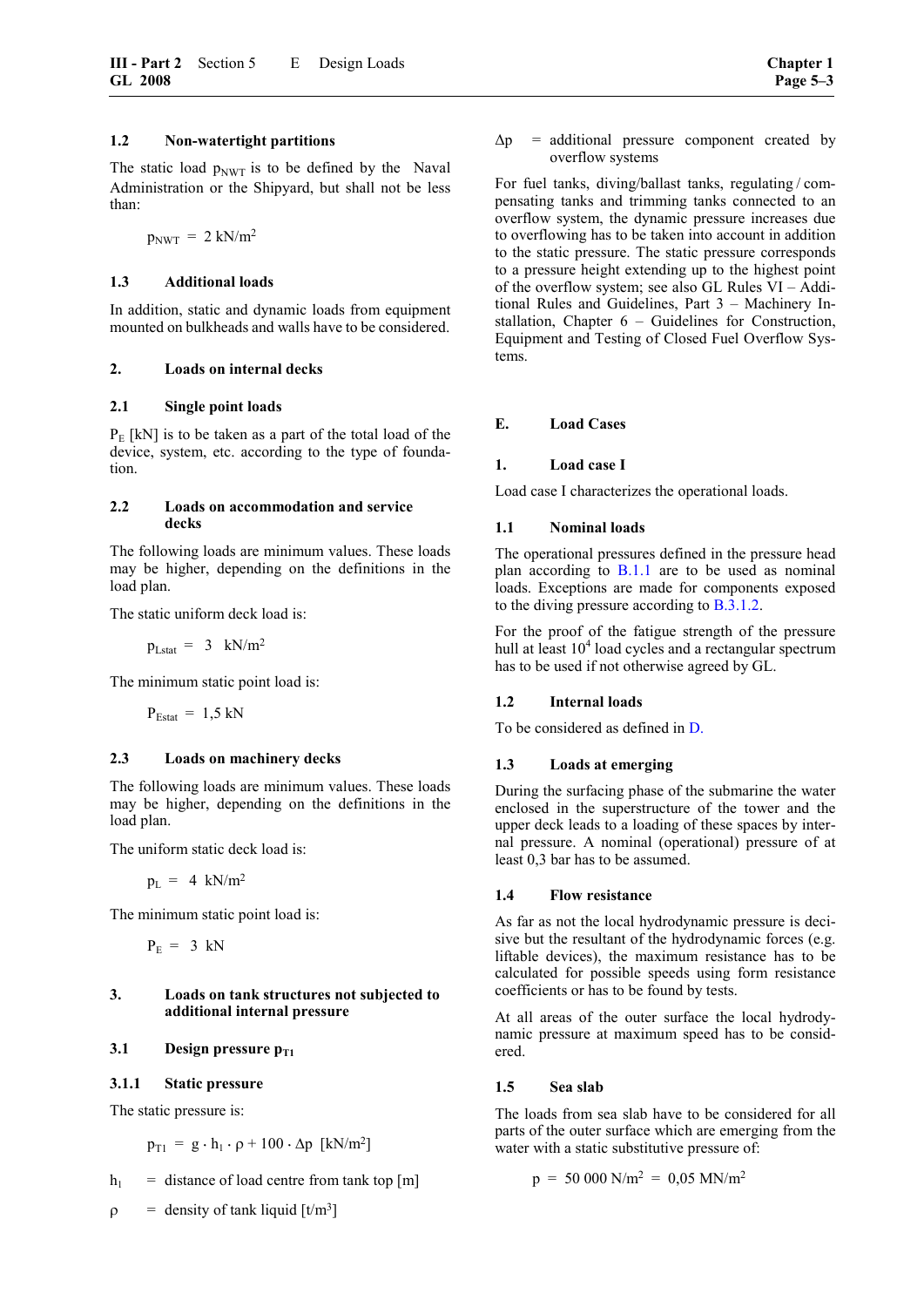### 1.2 Non-watertight partitions

The static load $p_{NWT}$ is to be defined by the Naval Administration or the Shipyard, but shall not be less than:

$$p_{NWT} = 2 \text{ kN/m}^2$$

### 1.3 Additional loads

In addition, static and dynamic loads from equipment mounted on bulkheads and walls have to be considered.

## 2. Loads on internal decks

### 2.1 Single point loads

$P_E$ [kN] is to be taken as a part of the total load of the device, system, etc. according to the type of foundation.

### 2.2 Loads on accommodation and service decks

The following loads are minimum values. These loads may be higher, depending on the definitions in the load plan.

The static uniform deck load is:

$$p_{Lstat} = 3 \text{ kN/m}^2$$

The minimum static point load is:

$$P_{Estat} = 1{,}5 \text{ kN}$$

### 2.3 Loads on machinery decks

The following loads are minimum values. These loads may be higher, depending on the definitions in the load plan.

The uniform static deck load is:

$$p_L = 4 \text{ kN/m}^2$$

The minimum static point load is:

$$P_E = 3 \text{ kN}$$

## 3. Loads on tank structures not subjected to additional internal pressure

### 3.1 Design pressure $p_{T1}$

#### 3.1.1 Static pressure

The static pressure is:

$$p_{T1} = g \cdot h_1 \cdot \rho + 100 \cdot \Delta p \text{ [kN/m}^2\text{]}$$

$h_1$ = distance of load centre from tank top [m]

$\rho$ = density of tank liquid [t/m$^3$]

$\Delta p$ = additional pressure component created by overflow systems

For fuel tanks, diving/ballast tanks, regulating / compensating tanks and trimming tanks connected to an overflow system, the dynamic pressure increases due to overflowing has to be taken into account in addition to the static pressure. The static pressure corresponds to a pressure height extending up to the highest point of the overflow system; see also GL Rules VI – Additional Rules and Guidelines, Part 3 – Machinery Installation, Chapter 6 – Guidelines for Construction, Equipment and Testing of Closed Fuel Overflow Systems.

# E. Load Cases

## 1. Load case I

Load case I characterizes the operational loads.

### 1.1 Nominal loads

The operational pressures defined in the pressure head plan according to B.1.1 are to be used as nominal loads. Exceptions are made for components exposed to the diving pressure according to B.3.1.2.

For the proof of the fatigue strength of the pressure hull at least $10^4$ load cycles and a rectangular spectrum has to be used if not otherwise agreed by GL.

### 1.2 Internal loads

To be considered as defined in D.

### 1.3 Loads at emerging

During the surfacing phase of the submarine the water enclosed in the superstructure of the tower and the upper deck leads to a loading of these spaces by internal pressure. A nominal (operational) pressure of at least 0,3 bar has to be assumed.

### 1.4 Flow resistance

As far as not the local hydrodynamic pressure is decisive but the resultant of the hydrodynamic forces (e.g. liftable devices), the maximum resistance has to be calculated for possible speeds using form resistance coefficients or has to be found by tests.

At all areas of the outer surface the local hydrodynamic pressure at maximum speed has to be considered.

### 1.5 Sea slab

The loads from sea slab have to be considered for all parts of the outer surface which are emerging from the water with a static substitutive pressure of:

$$p = 50\,000 \text{ N/m}^2 = 0{,}05 \text{ MN/m}^2$$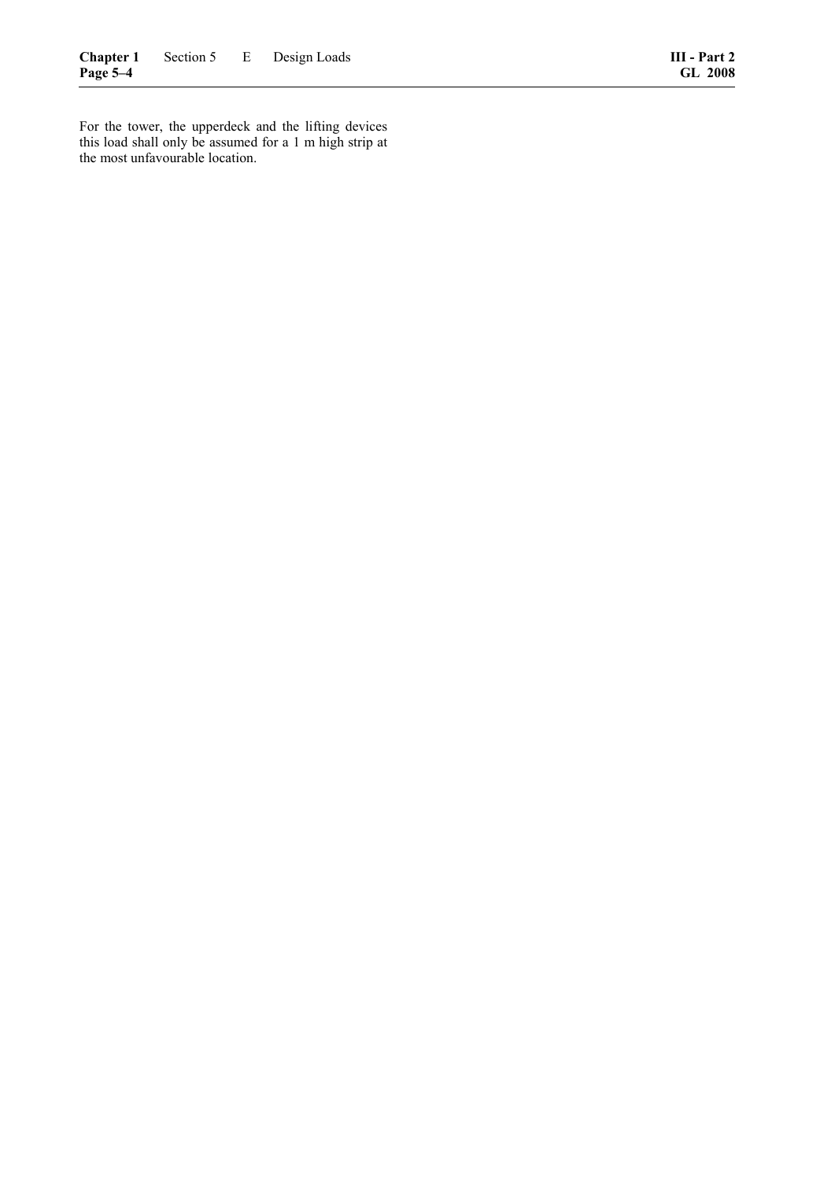For the tower, the upperdeck and the lifting devices this load shall only be assumed for a 1 m high strip at the most unfavourable location.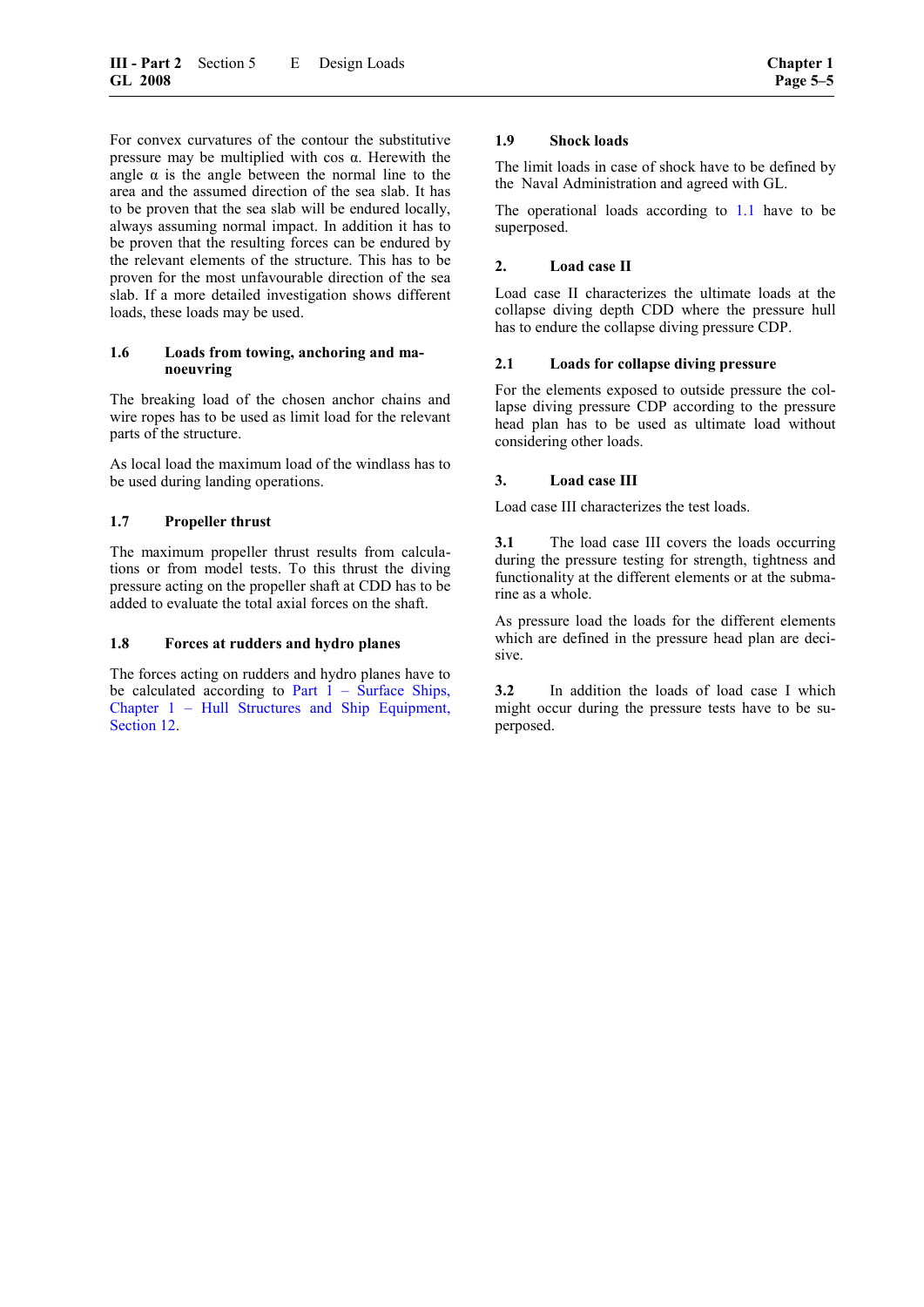For convex curvatures of the contour the substitutive pressure may be multiplied with cos α. Herewith the angle α is the angle between the normal line to the area and the assumed direction of the sea slab. It has to be proven that the sea slab will be endured locally, always assuming normal impact. In addition it has to be proven that the resulting forces can be endured by the relevant elements of the structure. This has to be proven for the most unfavourable direction of the sea slab. If a more detailed investigation shows different loads, these loads may be used.

#### 1.6 Loads from towing, anchoring and manoeuvring

The breaking load of the chosen anchor chains and wire ropes has to be used as limit load for the relevant parts of the structure.

As local load the maximum load of the windlass has to be used during landing operations.

#### 1.7 Propeller thrust

The maximum propeller thrust results from calculations or from model tests. To this thrust the diving pressure acting on the propeller shaft at CDD has to be added to evaluate the total axial forces on the shaft.

#### 1.8 Forces at rudders and hydro planes

The forces acting on rudders and hydro planes have to be calculated according to Part 1 – Surface Ships, Chapter 1 – Hull Structures and Ship Equipment, Section 12.

#### 1.9 Shock loads

The limit loads in case of shock have to be defined by the Naval Administration and agreed with GL.

The operational loads according to 1.1 have to be superposed.

### 2. Load case II

Load case II characterizes the ultimate loads at the collapse diving depth CDD where the pressure hull has to endure the collapse diving pressure CDP.

#### 2.1 Loads for collapse diving pressure

For the elements exposed to outside pressure the collapse diving pressure CDP according to the pressure head plan has to be used as ultimate load without considering other loads.

### 3. Load case III

Load case III characterizes the test loads.

**3.1** The load case III covers the loads occurring during the pressure testing for strength, tightness and functionality at the different elements or at the submarine as a whole.

As pressure load the loads for the different elements which are defined in the pressure head plan are decisive.

**3.2** In addition the loads of load case I which might occur during the pressure tests have to be superposed.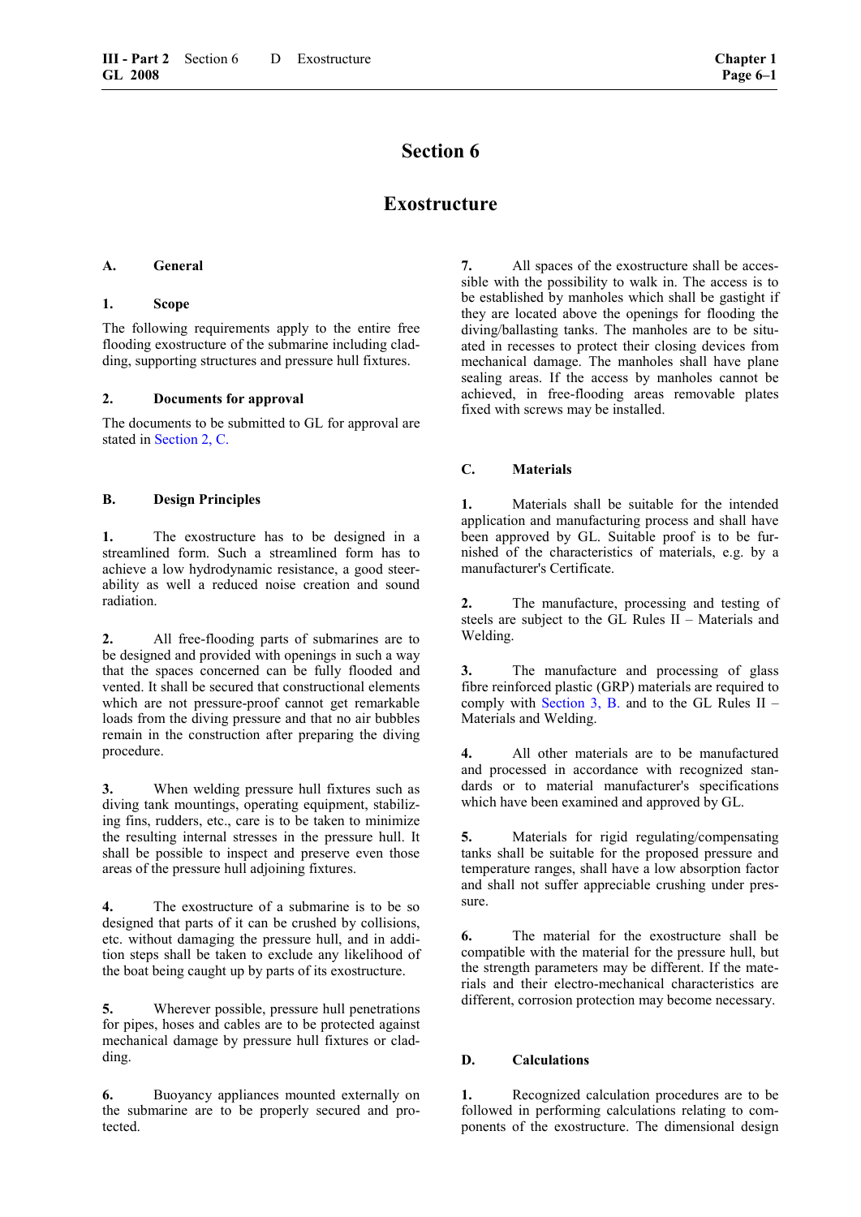# Section 6

# Exostructure

## A. General

### 1. Scope

The following requirements apply to the entire free flooding exostructure of the submarine including cladding, supporting structures and pressure hull fixtures.

### 2. Documents for approval

The documents to be submitted to GL for approval are stated in Section 2, C.

## B. Design Principles

**1.** The exostructure has to be designed in a streamlined form. Such a streamlined form has to achieve a low hydrodynamic resistance, a good steerability as well a reduced noise creation and sound radiation.

**2.** All free-flooding parts of submarines are to be designed and provided with openings in such a way that the spaces concerned can be fully flooded and vented. It shall be secured that constructional elements which are not pressure-proof cannot get remarkable loads from the diving pressure and that no air bubbles remain in the construction after preparing the diving procedure.

**3.** When welding pressure hull fixtures such as diving tank mountings, operating equipment, stabilizing fins, rudders, etc., care is to be taken to minimize the resulting internal stresses in the pressure hull. It shall be possible to inspect and preserve even those areas of the pressure hull adjoining fixtures.

**4.** The exostructure of a submarine is to be so designed that parts of it can be crushed by collisions, etc. without damaging the pressure hull, and in addition steps shall be taken to exclude any likelihood of the boat being caught up by parts of its exostructure.

**5.** Wherever possible, pressure hull penetrations for pipes, hoses and cables are to be protected against mechanical damage by pressure hull fixtures or cladding.

**6.** Buoyancy appliances mounted externally on the submarine are to be properly secured and protected.

**7.** All spaces of the exostructure shall be accessible with the possibility to walk in. The access is to be established by manholes which shall be gastight if they are located above the openings for flooding the diving/ballasting tanks. The manholes are to be situated in recesses to protect their closing devices from mechanical damage. The manholes shall have plane sealing areas. If the access by manholes cannot be achieved, in free-flooding areas removable plates fixed with screws may be installed.

## C. Materials

**1.** Materials shall be suitable for the intended application and manufacturing process and shall have been approved by GL. Suitable proof is to be furnished of the characteristics of materials, e.g. by a manufacturer's Certificate.

**2.** The manufacture, processing and testing of steels are subject to the GL Rules II – Materials and Welding.

**3.** The manufacture and processing of glass fibre reinforced plastic (GRP) materials are required to comply with Section 3, B. and to the GL Rules II – Materials and Welding.

**4.** All other materials are to be manufactured and processed in accordance with recognized standards or to material manufacturer's specifications which have been examined and approved by GL.

**5.** Materials for rigid regulating/compensating tanks shall be suitable for the proposed pressure and temperature ranges, shall have a low absorption factor and shall not suffer appreciable crushing under pressure.

**6.** The material for the exostructure shall be compatible with the material for the pressure hull, but the strength parameters may be different. If the materials and their electro-mechanical characteristics are different, corrosion protection may become necessary.

## D. Calculations

**1.** Recognized calculation procedures are to be followed in performing calculations relating to components of the exostructure. The dimensional design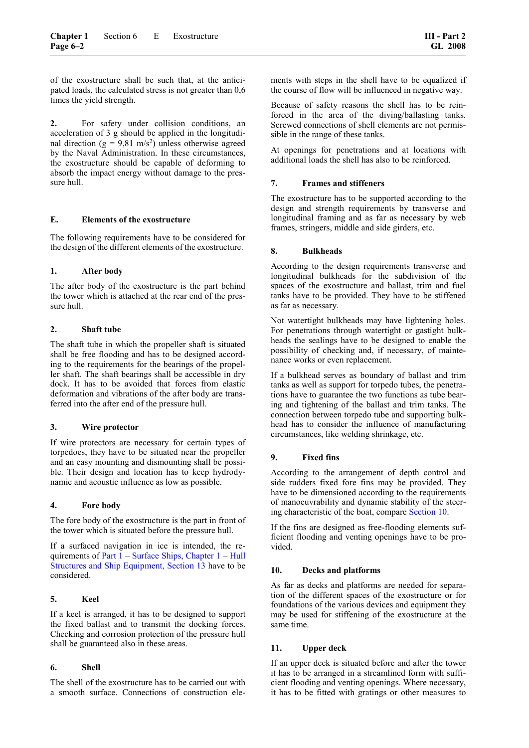of the exostructure shall be such that, at the anticipated loads, the calculated stress is not greater than 0,6 times the yield strength.

**2.** For safety under collision conditions, an acceleration of 3 g should be applied in the longitudinal direction ($g = 9,81\ m/s^2$) unless otherwise agreed by the Naval Administration. In these circumstances, the exostructure should be capable of deforming to absorb the impact energy without damage to the pressure hull.

## E. Elements of the exostructure

The following requirements have to be considered for the design of the different elements of the exostructure.

### 1. After body

The after body of the exostructure is the part behind the tower which is attached at the rear end of the pressure hull.

### 2. Shaft tube

The shaft tube in which the propeller shaft is situated shall be free flooding and has to be designed according to the requirements for the bearings of the propeller shaft. The shaft bearings shall be accessible in dry dock. It has to be avoided that forces from elastic deformation and vibrations of the after body are transferred into the after end of the pressure hull.

### 3. Wire protector

If wire protectors are necessary for certain types of torpedoes, they have to be situated near the propeller and an easy mounting and dismounting shall be possible. Their design and location has to keep hydrodynamic and acoustic influence as low as possible.

### 4. Fore body

The fore body of the exostructure is the part in front of the tower which is situated before the pressure hull.

If a surfaced navigation in ice is intended, the requirements of Part 1 – Surface Ships, Chapter 1 – Hull Structures and Ship Equipment, Section 13 have to be considered.

### 5. Keel

If a keel is arranged, it has to be designed to support the fixed ballast and to transmit the docking forces. Checking and corrosion protection of the pressure hull shall be guaranteed also in these areas.

### 6. Shell

The shell of the exostructure has to be carried out with a smooth surface. Connections of construction elements with steps in the shell have to be equalized if the course of flow will be influenced in negative way.

Because of safety reasons the shell has to be reinforced in the area of the diving/ballasting tanks. Screwed connections of shell elements are not permissible in the range of these tanks.

At openings for penetrations and at locations with additional loads the shell has also to be reinforced.

### 7. Frames and stiffeners

The exostructure has to be supported according to the design and strength requirements by transverse and longitudinal framing and as far as necessary by web frames, stringers, middle and side girders, etc.

### 8. Bulkheads

According to the design requirements transverse and longitudinal bulkheads for the subdivision of the spaces of the exostructure and ballast, trim and fuel tanks have to be provided. They have to be stiffened as far as necessary.

Not watertight bulkheads may have lightening holes. For penetrations through watertight or gastight bulkheads the sealings have to be designed to enable the possibility of checking and, if necessary, of maintenance works or even replacement.

If a bulkhead serves as boundary of ballast and trim tanks as well as support for torpedo tubes, the penetrations have to guarantee the two functions as tube bearing and tightening of the ballast and trim tanks. The connection between torpedo tube and supporting bulkhead has to consider the influence of manufacturing circumstances, like welding shrinkage, etc.

### 9. Fixed fins

According to the arrangement of depth control and side rudders fixed fore fins may be provided. They have to be dimensioned according to the requirements of manoeuvrability and dynamic stability of the steering characteristic of the boat, compare Section 10.

If the fins are designed as free-flooding elements sufficient flooding and venting openings have to be provided.

### 10. Decks and platforms

As far as decks and platforms are needed for separation of the different spaces of the exostructure or for foundations of the various devices and equipment they may be used for stiffening of the exostructure at the same time.

### 11. Upper deck

If an upper deck is situated before and after the tower it has to be arranged in a streamlined form with sufficient flooding and venting openings. Where necessary, it has to be fitted with gratings or other measures to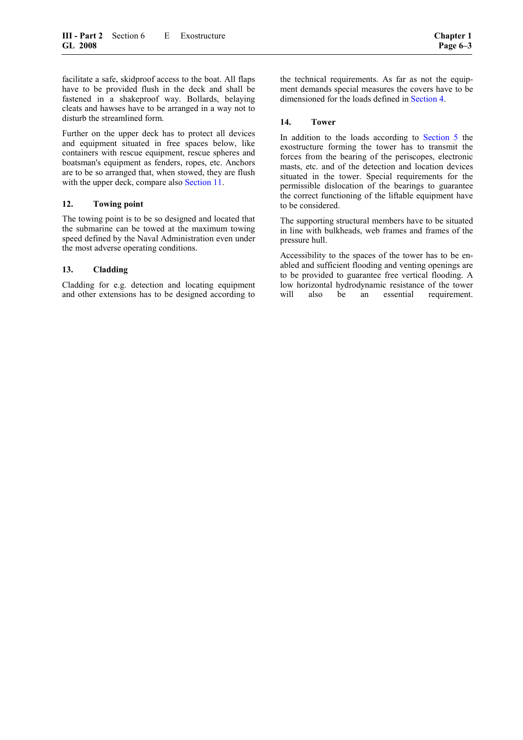facilitate a safe, skidproof access to the boat. All flaps have to be provided flush in the deck and shall be fastened in a shakeproof way. Bollards, belaying cleats and hawses have to be arranged in a way not to disturb the streamlined form.

Further on the upper deck has to protect all devices and equipment situated in free spaces below, like containers with rescue equipment, rescue spheres and boatsman's equipment as fenders, ropes, etc. Anchors are to be so arranged that, when stowed, they are flush with the upper deck, compare also Section 11.

### 12. Towing point

The towing point is to be so designed and located that the submarine can be towed at the maximum towing speed defined by the Naval Administration even under the most adverse operating conditions.

### 13. Cladding

Cladding for e.g. detection and locating equipment and other extensions has to be designed according to the technical requirements. As far as not the equipment demands special measures the covers have to be dimensioned for the loads defined in Section 4.

### 14. Tower

In addition to the loads according to Section 5 the exostructure forming the tower has to transmit the forces from the bearing of the periscopes, electronic masts, etc. and of the detection and location devices situated in the tower. Special requirements for the permissible dislocation of the bearings to guarantee the correct functioning of the liftable equipment have to be considered.

The supporting structural members have to be situated in line with bulkheads, web frames and frames of the pressure hull.

Accessibility to the spaces of the tower has to be enabled and sufficient flooding and venting openings are to be provided to guarantee free vertical flooding. A low horizontal hydrodynamic resistance of the tower will also be an essential requirement.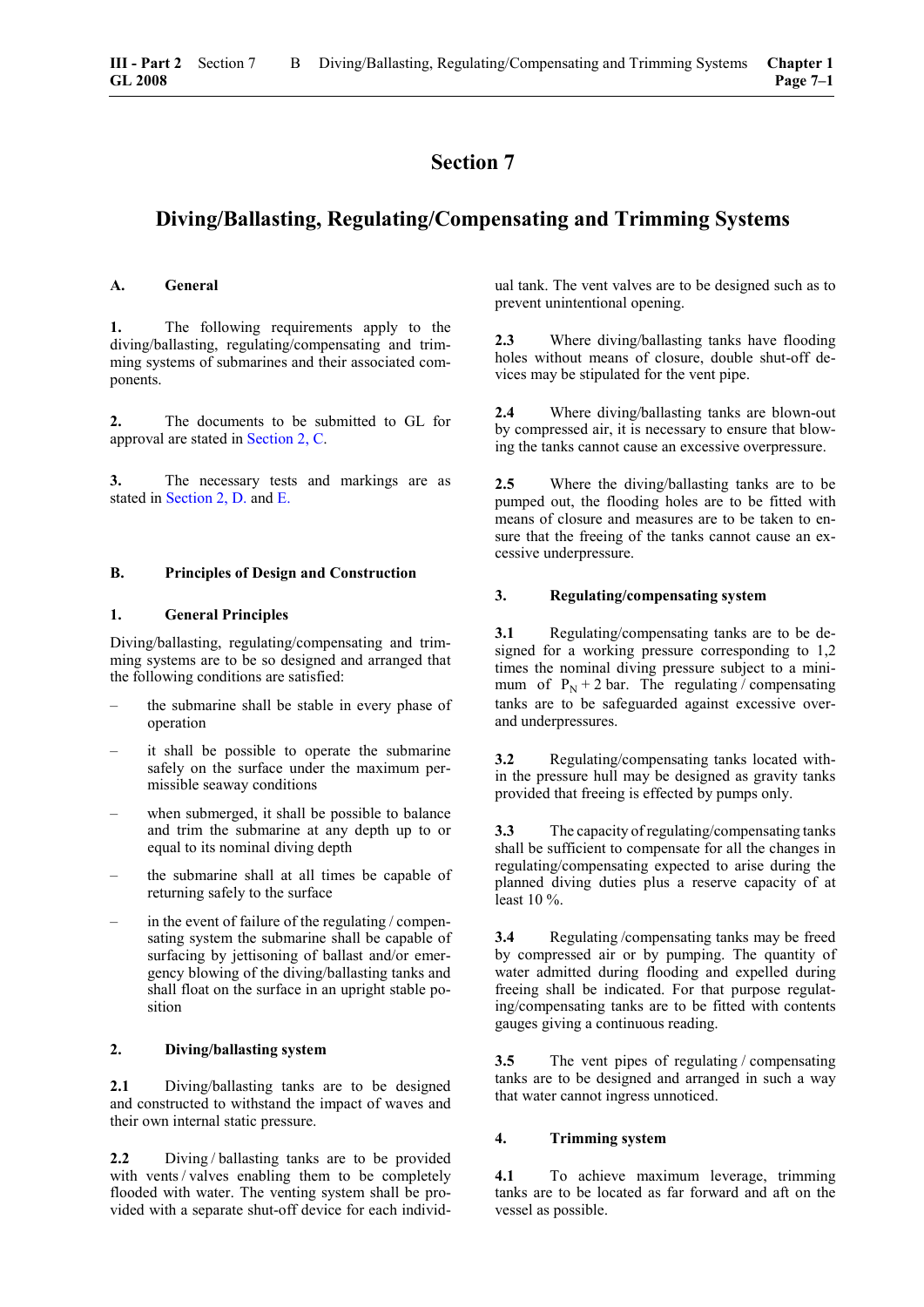# Section 7

## Diving/Ballasting, Regulating/Compensating and Trimming Systems

### A. General

**1.** The following requirements apply to the diving/ballasting, regulating/compensating and trimming systems of submarines and their associated components.

**2.** The documents to be submitted to GL for approval are stated in Section 2, C.

**3.** The necessary tests and markings are as stated in Section 2, D. and E.

### B. Principles of Design and Construction

#### 1. General Principles

Diving/ballasting, regulating/compensating and trimming systems are to be so designed and arranged that the following conditions are satisfied:

– the submarine shall be stable in every phase of operation

– it shall be possible to operate the submarine safely on the surface under the maximum permissible seaway conditions

– when submerged, it shall be possible to balance and trim the submarine at any depth up to or equal to its nominal diving depth

– the submarine shall at all times be capable of returning safely to the surface

– in the event of failure of the regulating / compensating system the submarine shall be capable of surfacing by jettisoning of ballast and/or emergency blowing of the diving/ballasting tanks and shall float on the surface in an upright stable position

#### 2. Diving/ballasting system

**2.1** Diving/ballasting tanks are to be designed and constructed to withstand the impact of waves and their own internal static pressure.

**2.2** Diving / ballasting tanks are to be provided with vents / valves enabling them to be completely flooded with water. The venting system shall be provided with a separate shut-off device for each individual tank. The vent valves are to be designed such as to prevent unintentional opening.

**2.3** Where diving/ballasting tanks have flooding holes without means of closure, double shut-off devices may be stipulated for the vent pipe.

**2.4** Where diving/ballasting tanks are blown-out by compressed air, it is necessary to ensure that blowing the tanks cannot cause an excessive overpressure.

**2.5** Where the diving/ballasting tanks are to be pumped out, the flooding holes are to be fitted with means of closure and measures are to be taken to ensure that the freeing of the tanks cannot cause an excessive underpressure.

#### 3. Regulating/compensating system

**3.1** Regulating/compensating tanks are to be designed for a working pressure corresponding to 1,2 times the nominal diving pressure subject to a minimum of $P_N + 2$ bar. The regulating / compensating tanks are to be safeguarded against excessive over- and underpressures.

**3.2** Regulating/compensating tanks located within the pressure hull may be designed as gravity tanks provided that freeing is effected by pumps only.

**3.3** The capacity of regulating/compensating tanks shall be sufficient to compensate for all the changes in regulating/compensating expected to arise during the planned diving duties plus a reserve capacity of at least 10 %.

**3.4** Regulating /compensating tanks may be freed by compressed air or by pumping. The quantity of water admitted during flooding and expelled during freeing shall be indicated. For that purpose regulating/compensating tanks are to be fitted with contents gauges giving a continuous reading.

**3.5** The vent pipes of regulating / compensating tanks are to be designed and arranged in such a way that water cannot ingress unnoticed.

#### 4. Trimming system

**4.1** To achieve maximum leverage, trimming tanks are to be located as far forward and aft on the vessel as possible.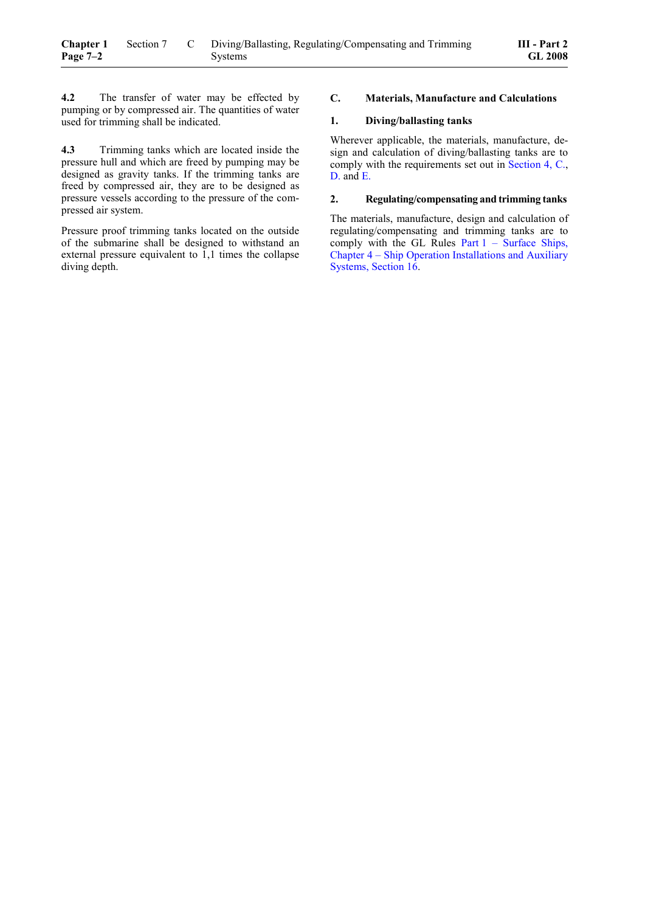**4.2** The transfer of water may be effected by pumping or by compressed air. The quantities of water used for trimming shall be indicated.

**4.3** Trimming tanks which are located inside the pressure hull and which are freed by pumping may be designed as gravity tanks. If the trimming tanks are freed by compressed air, they are to be designed as pressure vessels according to the pressure of the compressed air system.

Pressure proof trimming tanks located on the outside of the submarine shall be designed to withstand an external pressure equivalent to 1,1 times the collapse diving depth.

## C. Materials, Manufacture and Calculations

### 1. Diving/ballasting tanks

Wherever applicable, the materials, manufacture, design and calculation of diving/ballasting tanks are to comply with the requirements set out in Section 4, C., D. and E.

### 2. Regulating/compensating and trimming tanks

The materials, manufacture, design and calculation of regulating/compensating and trimming tanks are to comply with the GL Rules Part 1 – Surface Ships, Chapter 4 – Ship Operation Installations and Auxiliary Systems, Section 16.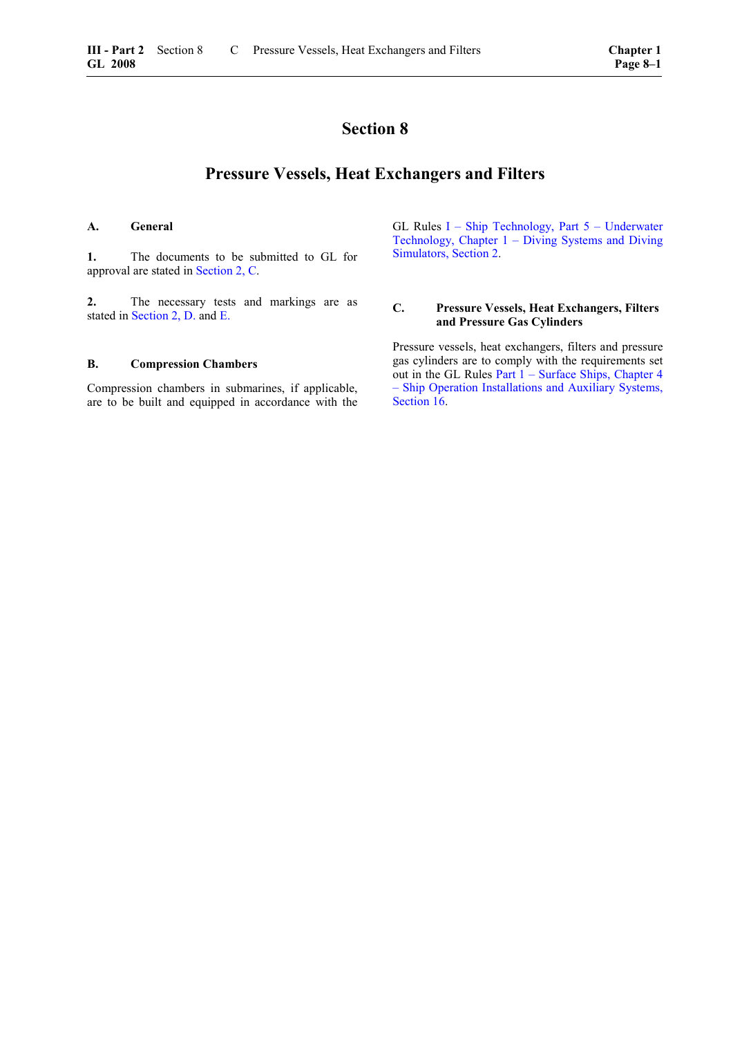# Section 8

# Pressure Vessels, Heat Exchangers and Filters

## A. General

**1.** The documents to be submitted to GL for approval are stated in Section 2, C.

**2.** The necessary tests and markings are as stated in Section 2, D. and E.

## B. Compression Chambers

Compression chambers in submarines, if applicable, are to be built and equipped in accordance with the GL Rules I – Ship Technology, Part 5 – Underwater Technology, Chapter 1 – Diving Systems and Diving Simulators, Section 2.

## C. Pressure Vessels, Heat Exchangers, Filters and Pressure Gas Cylinders

Pressure vessels, heat exchangers, filters and pressure gas cylinders are to comply with the requirements set out in the GL Rules Part 1 – Surface Ships, Chapter 4 – Ship Operation Installations and Auxiliary Systems, Section 16.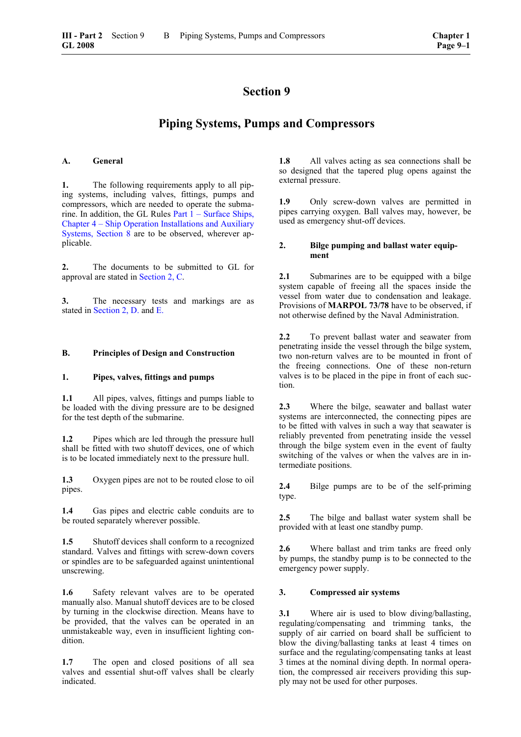# Section 9

# Piping Systems, Pumps and Compressors

## A. General

**1.** The following requirements apply to all piping systems, including valves, fittings, pumps and compressors, which are needed to operate the submarine. In addition, the GL Rules Part 1 – Surface Ships, Chapter 4 – Ship Operation Installations and Auxiliary Systems, Section 8 are to be observed, wherever applicable.

**2.** The documents to be submitted to GL for approval are stated in Section 2, C.

**3.** The necessary tests and markings are as stated in Section 2, D. and E.

## B. Principles of Design and Construction

### 1. Pipes, valves, fittings and pumps

**1.1** All pipes, valves, fittings and pumps liable to be loaded with the diving pressure are to be designed for the test depth of the submarine.

**1.2** Pipes which are led through the pressure hull shall be fitted with two shutoff devices, one of which is to be located immediately next to the pressure hull.

**1.3** Oxygen pipes are not to be routed close to oil pipes.

**1.4** Gas pipes and electric cable conduits are to be routed separately wherever possible.

**1.5** Shutoff devices shall conform to a recognized standard. Valves and fittings with screw-down covers or spindles are to be safeguarded against unintentional unscrewing.

**1.6** Safety relevant valves are to be operated manually also. Manual shutoff devices are to be closed by turning in the clockwise direction. Means have to be provided, that the valves can be operated in an unmistakeable way, even in insufficient lighting condition.

**1.7** The open and closed positions of all sea valves and essential shut-off valves shall be clearly indicated.

**1.8** All valves acting as sea connections shall be so designed that the tapered plug opens against the external pressure.

**1.9** Only screw-down valves are permitted in pipes carrying oxygen. Ball valves may, however, be used as emergency shut-off devices.

### 2. Bilge pumping and ballast water equipment

**2.1** Submarines are to be equipped with a bilge system capable of freeing all the spaces inside the vessel from water due to condensation and leakage. Provisions of **MARPOL 73/78** have to be observed, if not otherwise defined by the Naval Administration.

**2.2** To prevent ballast water and seawater from penetrating inside the vessel through the bilge system, two non-return valves are to be mounted in front of the freeing connections. One of these non-return valves is to be placed in the pipe in front of each suction.

**2.3** Where the bilge, seawater and ballast water systems are interconnected, the connecting pipes are to be fitted with valves in such a way that seawater is reliably prevented from penetrating inside the vessel through the bilge system even in the event of faulty switching of the valves or when the valves are in intermediate positions.

**2.4** Bilge pumps are to be of the self-priming type.

**2.5** The bilge and ballast water system shall be provided with at least one standby pump.

**2.6** Where ballast and trim tanks are freed only by pumps, the standby pump is to be connected to the emergency power supply.

### 3. Compressed air systems

**3.1** Where air is used to blow diving/ballasting, regulating/compensating and trimming tanks, the supply of air carried on board shall be sufficient to blow the diving/ballasting tanks at least 4 times on surface and the regulating/compensating tanks at least 3 times at the nominal diving depth. In normal operation, the compressed air receivers providing this supply may not be used for other purposes.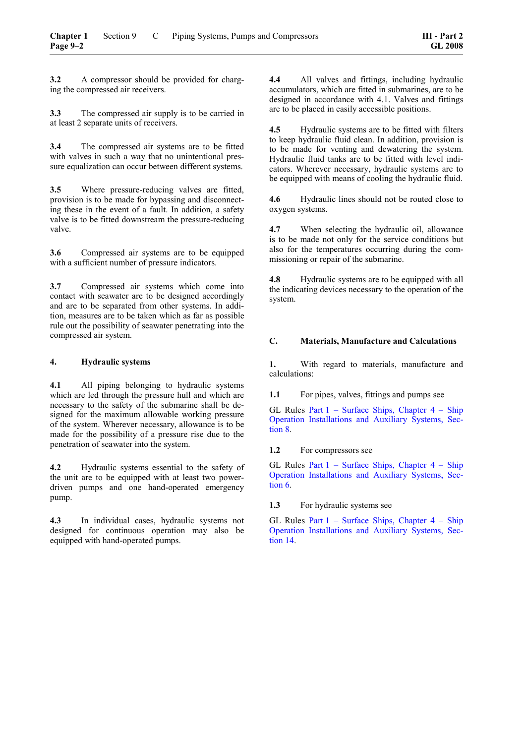**3.2** A compressor should be provided for charging the compressed air receivers.

**3.3** The compressed air supply is to be carried in at least 2 separate units of receivers.

**3.4** The compressed air systems are to be fitted with valves in such a way that no unintentional pressure equalization can occur between different systems.

**3.5** Where pressure-reducing valves are fitted, provision is to be made for bypassing and disconnecting these in the event of a fault. In addition, a safety valve is to be fitted downstream the pressure-reducing valve.

**3.6** Compressed air systems are to be equipped with a sufficient number of pressure indicators.

**3.7** Compressed air systems which come into contact with seawater are to be designed accordingly and are to be separated from other systems. In addition, measures are to be taken which as far as possible rule out the possibility of seawater penetrating into the compressed air system.

### 4. Hydraulic systems

**4.1** All piping belonging to hydraulic systems which are led through the pressure hull and which are necessary to the safety of the submarine shall be designed for the maximum allowable working pressure of the system. Wherever necessary, allowance is to be made for the possibility of a pressure rise due to the penetration of seawater into the system.

**4.2** Hydraulic systems essential to the safety of the unit are to be equipped with at least two power-driven pumps and one hand-operated emergency pump.

**4.3** In individual cases, hydraulic systems not designed for continuous operation may also be equipped with hand-operated pumps.

**4.4** All valves and fittings, including hydraulic accumulators, which are fitted in submarines, are to be designed in accordance with 4.1. Valves and fittings are to be placed in easily accessible positions.

**4.5** Hydraulic systems are to be fitted with filters to keep hydraulic fluid clean. In addition, provision is to be made for venting and dewatering the system. Hydraulic fluid tanks are to be fitted with level indicators. Wherever necessary, hydraulic systems are to be equipped with means of cooling the hydraulic fluid.

**4.6** Hydraulic lines should not be routed close to oxygen systems.

**4.7** When selecting the hydraulic oil, allowance is to be made not only for the service conditions but also for the temperatures occurring during the commissioning or repair of the submarine.

**4.8** Hydraulic systems are to be equipped with all the indicating devices necessary to the operation of the system.

## C. Materials, Manufacture and Calculations

**1.** With regard to materials, manufacture and calculations:

**1.1** For pipes, valves, fittings and pumps see

GL Rules Part 1 – Surface Ships, Chapter 4 – Ship Operation Installations and Auxiliary Systems, Section 8.

**1.2** For compressors see

GL Rules Part 1 – Surface Ships, Chapter 4 – Ship Operation Installations and Auxiliary Systems, Section 6.

**1.3** For hydraulic systems see

GL Rules Part 1 – Surface Ships, Chapter 4 – Ship Operation Installations and Auxiliary Systems, Section 14.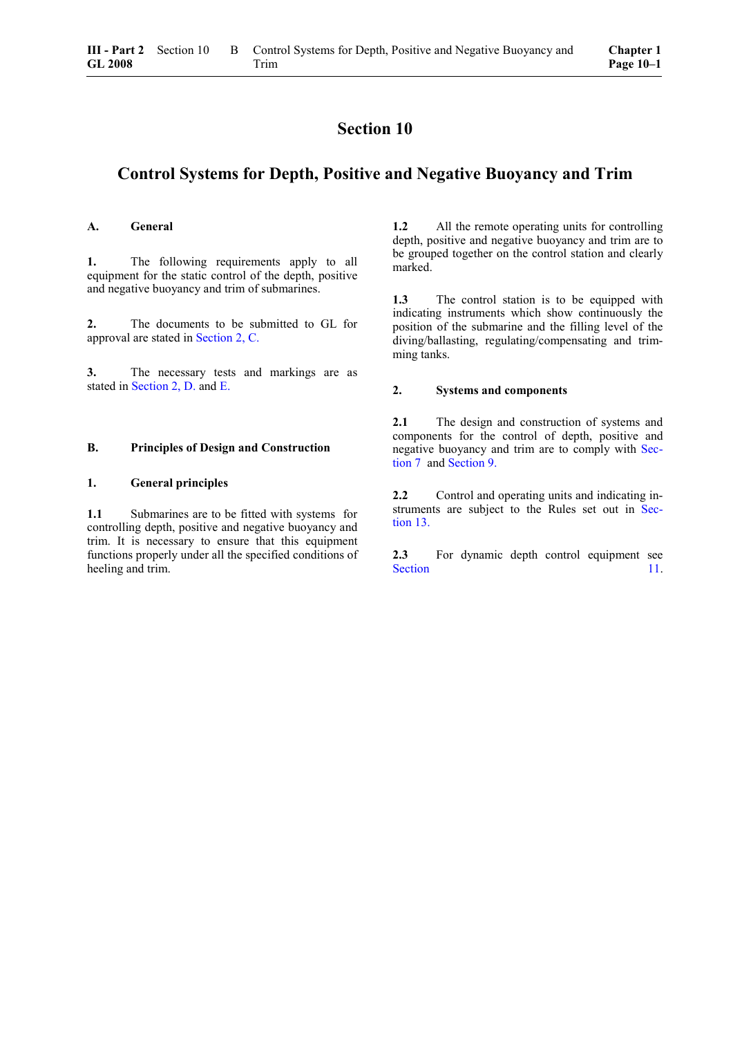# Section 10

## Control Systems for Depth, Positive and Negative Buoyancy and Trim

### A. General

**1.** The following requirements apply to all equipment for the static control of the depth, positive and negative buoyancy and trim of submarines.

**2.** The documents to be submitted to GL for approval are stated in Section 2, C.

**3.** The necessary tests and markings are as stated in Section 2, D. and E.

### B. Principles of Design and Construction

#### 1. General principles

**1.1** Submarines are to be fitted with systems for controlling depth, positive and negative buoyancy and trim. It is necessary to ensure that this equipment functions properly under all the specified conditions of heeling and trim.

**1.2** All the remote operating units for controlling depth, positive and negative buoyancy and trim are to be grouped together on the control station and clearly marked.

**1.3** The control station is to be equipped with indicating instruments which show continuously the position of the submarine and the filling level of the diving/ballasting, regulating/compensating and trimming tanks.

#### 2. Systems and components

**2.1** The design and construction of systems and components for the control of depth, positive and negative buoyancy and trim are to comply with Section 7 and Section 9.

**2.2** Control and operating units and indicating instruments are subject to the Rules set out in Section 13.

**2.3** For dynamic depth control equipment see Section 11.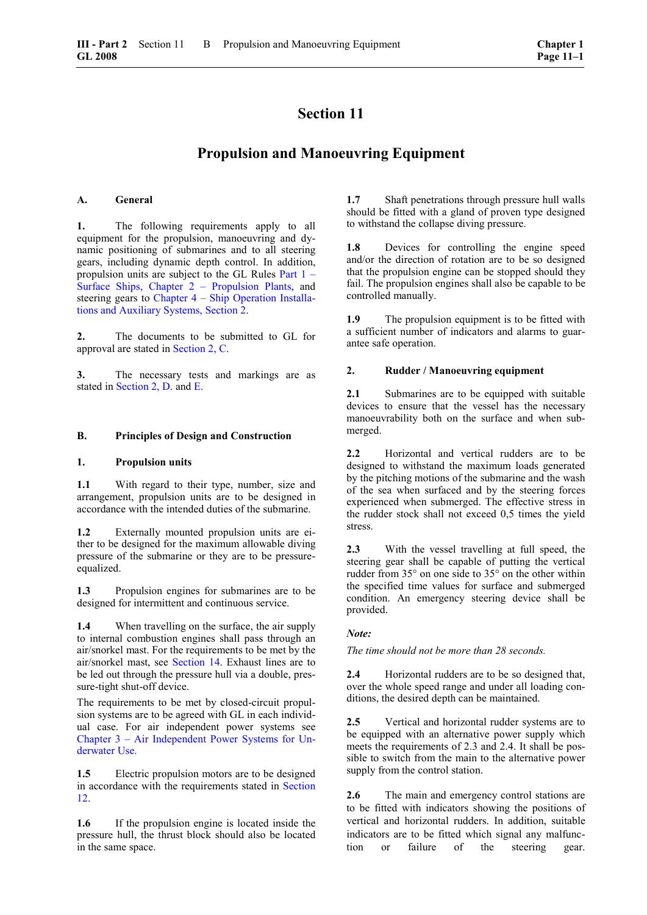# Section 11

# Propulsion and Manoeuvring Equipment

## A. General

**1.** The following requirements apply to all equipment for the propulsion, manoeuvring and dynamic positioning of submarines and to all steering gears, including dynamic depth control. In addition, propulsion units are subject to the GL Rules Part 1 – Surface Ships, Chapter 2 – Propulsion Plants, and steering gears to Chapter 4 – Ship Operation Installations and Auxiliary Systems, Section 2.

**2.** The documents to be submitted to GL for approval are stated in Section 2, C.

**3.** The necessary tests and markings are as stated in Section 2, D. and E.

## B. Principles of Design and Construction

### 1. Propulsion units

**1.1** With regard to their type, number, size and arrangement, propulsion units are to be designed in accordance with the intended duties of the submarine.

**1.2** Externally mounted propulsion units are either to be designed for the maximum allowable diving pressure of the submarine or they are to be pressure-equalized.

**1.3** Propulsion engines for submarines are to be designed for intermittent and continuous service.

**1.4** When travelling on the surface, the air supply to internal combustion engines shall pass through an air/snorkel mast. For the requirements to be met by the air/snorkel mast, see Section 14. Exhaust lines are to be led out through the pressure hull via a double, pressure-tight shut-off device.

The requirements to be met by closed-circuit propulsion systems are to be agreed with GL in each individual case. For air independent power systems see Chapter 3 – Air Independent Power Systems for Underwater Use.

**1.5** Electric propulsion motors are to be designed in accordance with the requirements stated in Section 12.

**1.6** If the propulsion engine is located inside the pressure hull, the thrust block should also be located in the same space.

**1.7** Shaft penetrations through pressure hull walls should be fitted with a gland of proven type designed to withstand the collapse diving pressure.

**1.8** Devices for controlling the engine speed and/or the direction of rotation are to be so designed that the propulsion engine can be stopped should they fail. The propulsion engines shall also be capable to be controlled manually.

**1.9** The propulsion equipment is to be fitted with a sufficient number of indicators and alarms to guarantee safe operation.

### 2. Rudder / Manoeuvring equipment

**2.1** Submarines are to be equipped with suitable devices to ensure that the vessel has the necessary manoeuvrability both on the surface and when submerged.

**2.2** Horizontal and vertical rudders are to be designed to withstand the maximum loads generated by the pitching motions of the submarine and the wash of the sea when surfaced and by the steering forces experienced when submerged. The effective stress in the rudder stock shall not exceed 0,5 times the yield stress.

**2.3** With the vessel travelling at full speed, the steering gear shall be capable of putting the vertical rudder from 35° on one side to 35° on the other within the specified time values for surface and submerged condition. An emergency steering device shall be provided.

***Note:***

*The time should not be more than 28 seconds.*

**2.4** Horizontal rudders are to be so designed that, over the whole speed range and under all loading conditions, the desired depth can be maintained.

**2.5** Vertical and horizontal rudder systems are to be equipped with an alternative power supply which meets the requirements of 2.3 and 2.4. It shall be possible to switch from the main to the alternative power supply from the control station.

**2.6** The main and emergency control stations are to be fitted with indicators showing the positions of vertical and horizontal rudders. In addition, suitable indicators are to be fitted which signal any malfunction or failure of the steering gear.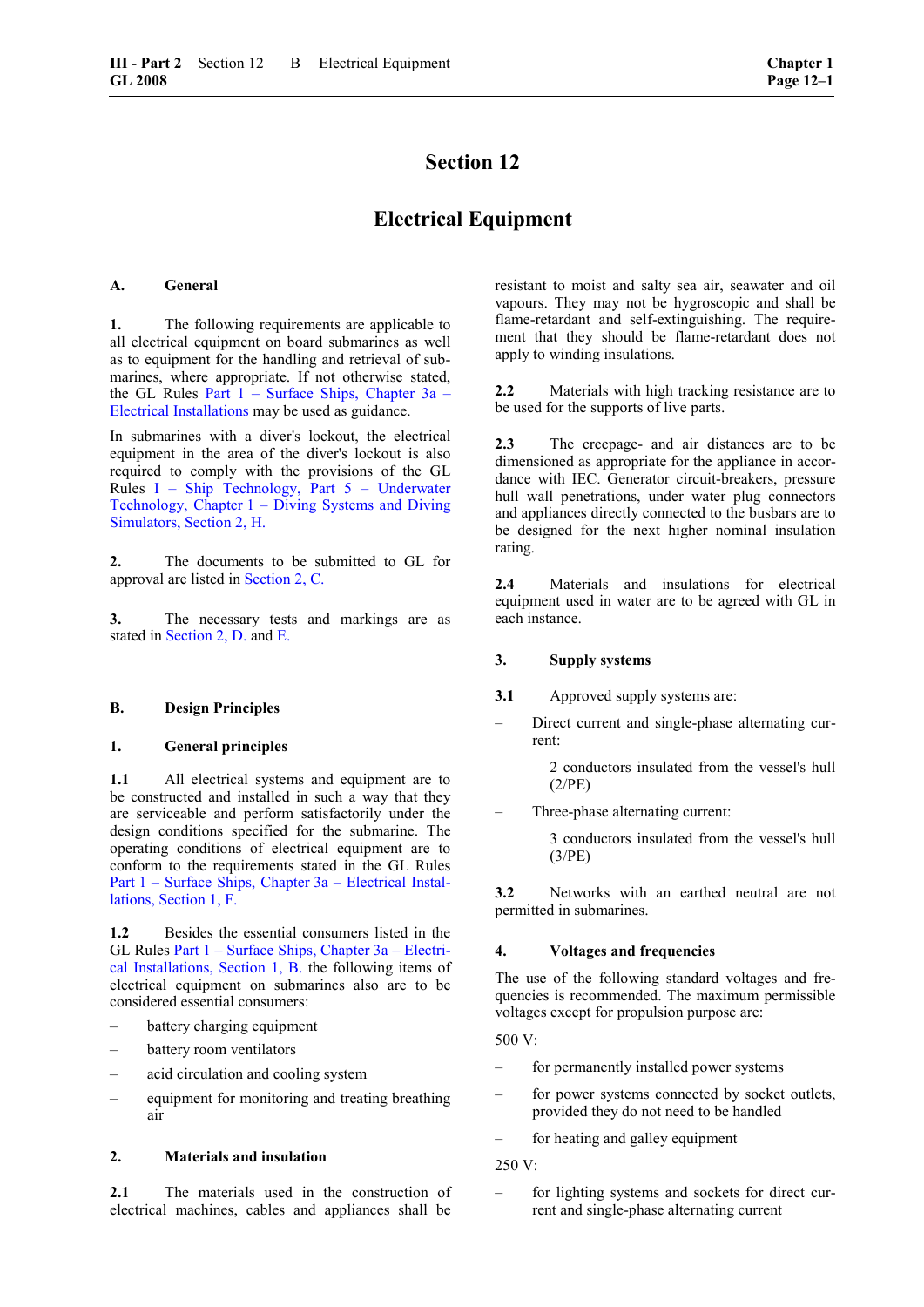# Section 12

# Electrical Equipment

## A. General

**1.** The following requirements are applicable to all electrical equipment on board submarines as well as to equipment for the handling and retrieval of submarines, where appropriate. If not otherwise stated, the GL Rules Part 1 – Surface Ships, Chapter 3a – Electrical Installations may be used as guidance.

In submarines with a diver's lockout, the electrical equipment in the area of the diver's lockout is also required to comply with the provisions of the GL Rules I – Ship Technology, Part 5 – Underwater Technology, Chapter 1 – Diving Systems and Diving Simulators, Section 2, H.

**2.** The documents to be submitted to GL for approval are listed in Section 2, C.

**3.** The necessary tests and markings are as stated in Section 2, D. and E.

## B. Design Principles

### 1. General principles

**1.1** All electrical systems and equipment are to be constructed and installed in such a way that they are serviceable and perform satisfactorily under the design conditions specified for the submarine. The operating conditions of electrical equipment are to conform to the requirements stated in the GL Rules Part 1 – Surface Ships, Chapter 3a – Electrical Installations, Section 1, F.

**1.2** Besides the essential consumers listed in the GL Rules Part 1 – Surface Ships, Chapter 3a – Electrical Installations, Section 1, B. the following items of electrical equipment on submarines also are to be considered essential consumers:

- battery charging equipment
- battery room ventilators
- acid circulation and cooling system
- equipment for monitoring and treating breathing air

### 2. Materials and insulation

**2.1** The materials used in the construction of electrical machines, cables and appliances shall be resistant to moist and salty sea air, seawater and oil vapours. They may not be hygroscopic and shall be flame-retardant and self-extinguishing. The requirement that they should be flame-retardant does not apply to winding insulations.

**2.2** Materials with high tracking resistance are to be used for the supports of live parts.

**2.3** The creepage- and air distances are to be dimensioned as appropriate for the appliance in accordance with IEC. Generator circuit-breakers, pressure hull wall penetrations, under water plug connectors and appliances directly connected to the busbars are to be designed for the next higher nominal insulation rating.

**2.4** Materials and insulations for electrical equipment used in water are to be agreed with GL in each instance.

### 3. Supply systems

**3.1** Approved supply systems are:

- Direct current and single-phase alternating current:

  2 conductors insulated from the vessel's hull (2/PE)

- Three-phase alternating current:

  3 conductors insulated from the vessel's hull (3/PE)

**3.2** Networks with an earthed neutral are not permitted in submarines.

### 4. Voltages and frequencies

The use of the following standard voltages and frequencies is recommended. The maximum permissible voltages except for propulsion purpose are:

500 V:

- for permanently installed power systems
- for power systems connected by socket outlets, provided they do not need to be handled
- for heating and galley equipment

250 V:

- for lighting systems and sockets for direct current and single-phase alternating current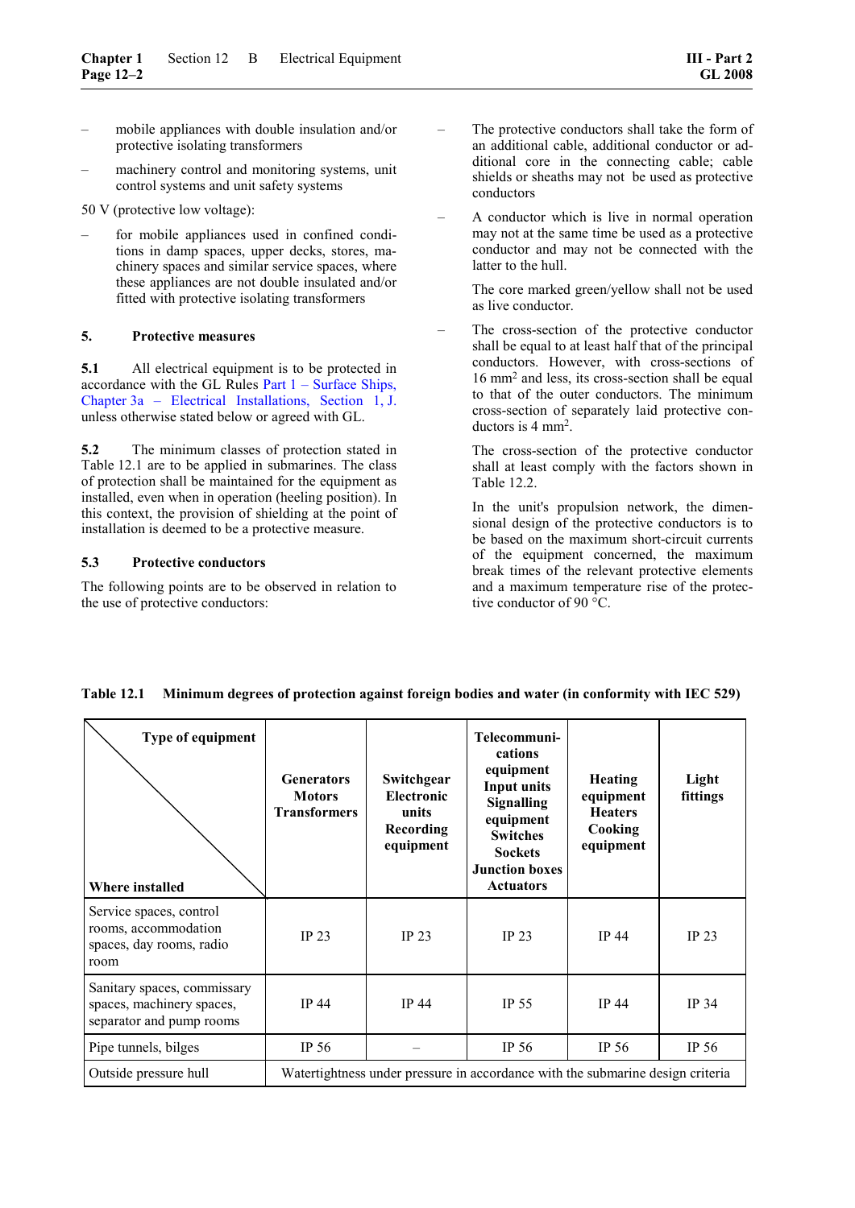- mobile appliances with double insulation and/or protective isolating transformers
- machinery control and monitoring systems, unit control systems and unit safety systems

50 V (protective low voltage):

- for mobile appliances used in confined conditions in damp spaces, upper decks, stores, machinery spaces and similar service spaces, where these appliances are not double insulated and/or fitted with protective isolating transformers

## 5. Protective measures

**5.1** All electrical equipment is to be protected in accordance with the GL Rules Part 1 – Surface Ships, Chapter 3a – Electrical Installations, Section 1, J. unless otherwise stated below or agreed with GL.

**5.2** The minimum classes of protection stated in Table 12.1 are to be applied in submarines. The class of protection shall be maintained for the equipment as installed, even when in operation (heeling position). In this context, the provision of shielding at the point of installation is deemed to be a protective measure.

### 5.3 Protective conductors

The following points are to be observed in relation to the use of protective conductors:

- The protective conductors shall take the form of an additional cable, additional conductor or additional core in the connecting cable; cable shields or sheaths may not be used as protective conductors
- A conductor which is live in normal operation may not at the same time be used as a protective conductor and may not be connected with the latter to the hull.

  The core marked green/yellow shall not be used as live conductor.
- The cross-section of the protective conductor shall be equal to at least half that of the principal conductors. However, with cross-sections of 16 mm$^2$ and less, its cross-section shall be equal to that of the outer conductors. The minimum cross-section of separately laid protective conductors is 4 mm$^2$.

  The cross-section of the protective conductor shall at least comply with the factors shown in Table 12.2.

  In the unit's propulsion network, the dimensional design of the protective conductors is to be based on the maximum short-circuit currents of the equipment concerned, the maximum break times of the relevant protective elements and a maximum temperature rise of the protective conductor of 90 °C.

**Table 12.1 Minimum degrees of protection against foreign bodies and water (in conformity with IEC 529)**

| Where installed \ Type of equipment | Generators Motors Transformers | Switchgear Electronic units Recording equipment | Telecommunications equipment Input units Signalling equipment Switches Sockets Junction boxes Actuators | Heating equipment Heaters Cooking equipment | Light fittings |
|---|---|---|---|---|---|
| Service spaces, control rooms, accommodation spaces, day rooms, radio room | IP 23 | IP 23 | IP 23 | IP 44 | IP 23 |
| Sanitary spaces, commissary spaces, machinery spaces, separator and pump rooms | IP 44 | IP 44 | IP 55 | IP 44 | IP 34 |
| Pipe tunnels, bilges | IP 56 | – | IP 56 | IP 56 | IP 56 |
| Outside pressure hull | Watertightness under pressure in accordance with the submarine design criteria | | | | |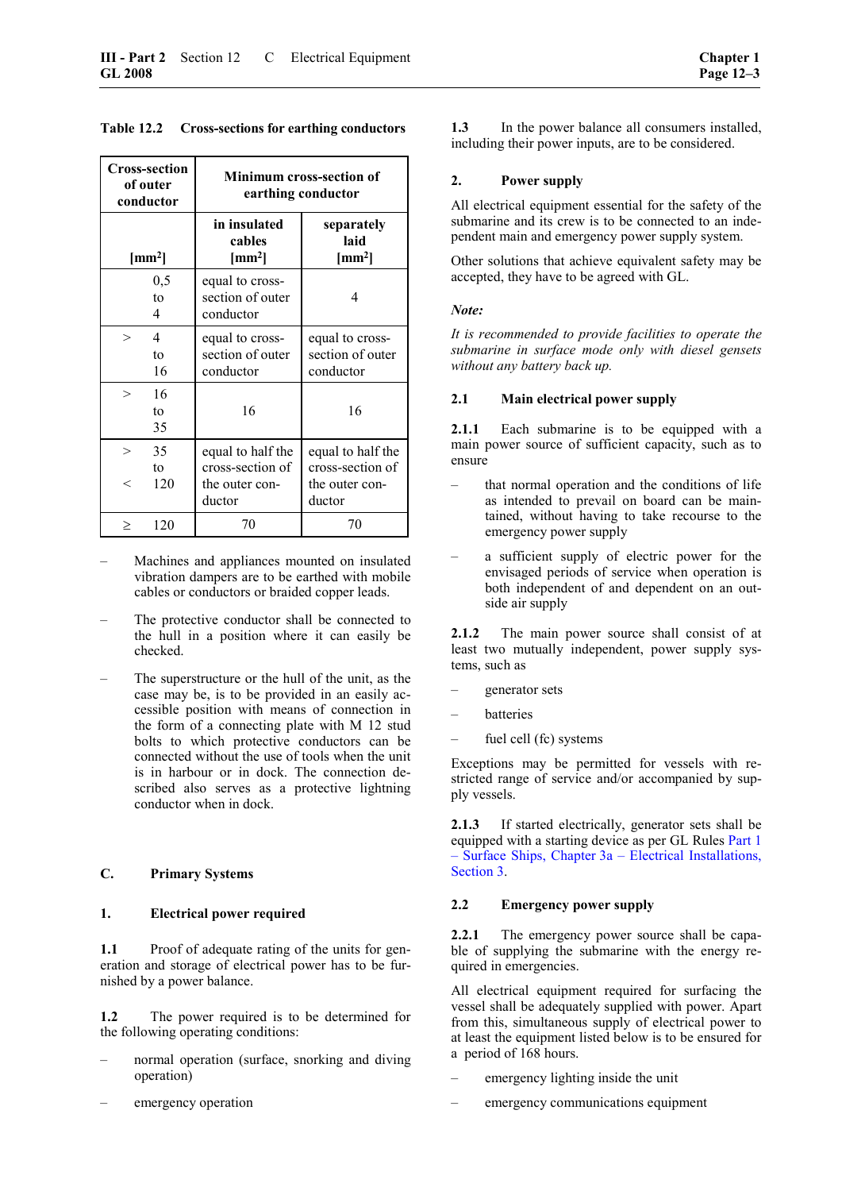**Table 12.2 Cross-sections for earthing conductors**

| Cross-section of outer conductor | Minimum cross-section of earthing conductor | |
|---|---|---|
| [mm²] | in insulated cables [mm²] | separately laid [mm²] |
| 0,5 to 4 | equal to cross-section of outer conductor | 4 |
| > 4 to 16 | equal to cross-section of outer conductor | equal to cross-section of outer conductor |
| > 16 to 35 | 16 | 16 |
| > 35 to < 120 | equal to half the cross-section of the outer conductor | equal to half the cross-section of the outer conductor |
| ≥ 120 | 70 | 70 |

– Machines and appliances mounted on insulated vibration dampers are to be earthed with mobile cables or conductors or braided copper leads.

– The protective conductor shall be connected to the hull in a position where it can easily be checked.

– The superstructure or the hull of the unit, as the case may be, is to be provided in an easily accessible position with means of connection in the form of a connecting plate with M 12 stud bolts to which protective conductors can be connected without the use of tools when the unit is in harbour or in dock. The connection described also serves as a protective lightning conductor when in dock.

## C. Primary Systems

### 1. Electrical power required

**1.1** Proof of adequate rating of the units for generation and storage of electrical power has to be furnished by a power balance.

**1.2** The power required is to be determined for the following operating conditions:

– normal operation (surface, snorking and diving operation)

– emergency operation

**1.3** In the power balance all consumers installed, including their power inputs, are to be considered.

### 2. Power supply

All electrical equipment essential for the safety of the submarine and its crew is to be connected to an independent main and emergency power supply system.

Other solutions that achieve equivalent safety may be accepted, they have to be agreed with GL.

*Note:*

*It is recommended to provide facilities to operate the submarine in surface mode only with diesel gensets without any battery back up.*

#### 2.1 Main electrical power supply

**2.1.1** Each submarine is to be equipped with a main power source of sufficient capacity, such as to ensure

– that normal operation and the conditions of life as intended to prevail on board can be maintained, without having to take recourse to the emergency power supply

– a sufficient supply of electric power for the envisaged periods of service when operation is both independent of and dependent on an outside air supply

**2.1.2** The main power source shall consist of at least two mutually independent, power supply systems, such as

– generator sets

– batteries

– fuel cell (fc) systems

Exceptions may be permitted for vessels with restricted range of service and/or accompanied by supply vessels.

**2.1.3** If started electrically, generator sets shall be equipped with a starting device as per GL Rules Part 1 – Surface Ships, Chapter 3a – Electrical Installations, Section 3.

#### 2.2 Emergency power supply

**2.2.1** The emergency power source shall be capable of supplying the submarine with the energy required in emergencies.

All electrical equipment required for surfacing the vessel shall be adequately supplied with power. Apart from this, simultaneous supply of electrical power to at least the equipment listed below is to be ensured for a period of 168 hours.

– emergency lighting inside the unit

– emergency communications equipment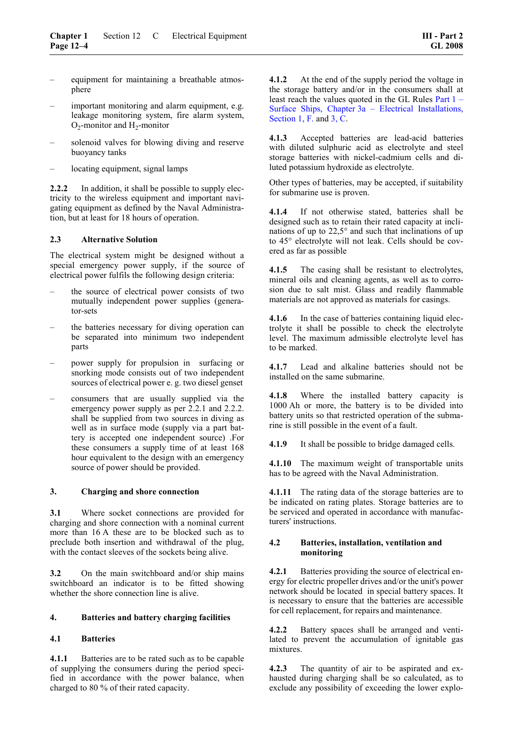– equipment for maintaining a breathable atmosphere

– important monitoring and alarm equipment, e.g. leakage monitoring system, fire alarm system, $O_2$-monitor and $H_2$-monitor

– solenoid valves for blowing diving and reserve buoyancy tanks

– locating equipment, signal lamps

**2.2.2** In addition, it shall be possible to supply electricity to the wireless equipment and important navigating equipment as defined by the Naval Administration, but at least for 18 hours of operation.

### 2.3 Alternative Solution

The electrical system might be designed without a special emergency power supply, if the source of electrical power fulfils the following design criteria:

– the source of electrical power consists of two mutually independent power supplies (generator-sets

– the batteries necessary for diving operation can be separated into minimum two independent parts

– power supply for propulsion in surfacing or snorking mode consists out of two independent sources of electrical power e. g. two diesel genset

– consumers that are usually supplied via the emergency power supply as per 2.2.1 and 2.2.2. shall be supplied from two sources in diving as well as in surface mode (supply via a part battery is accepted one independent source) .For these consumers a supply time of at least 168 hour equivalent to the design with an emergency source of power should be provided.

## 3. Charging and shore connection

**3.1** Where socket connections are provided for charging and shore connection with a nominal current more than 16 A these are to be blocked such as to preclude both insertion and withdrawal of the plug, with the contact sleeves of the sockets being alive.

**3.2** On the main switchboard and/or ship mains switchboard an indicator is to be fitted showing whether the shore connection line is alive.

## 4. Batteries and battery charging facilities

### 4.1 Batteries

**4.1.1** Batteries are to be rated such as to be capable of supplying the consumers during the period specified in accordance with the power balance, when charged to 80 % of their rated capacity.

**4.1.2** At the end of the supply period the voltage in the storage battery and/or in the consumers shall at least reach the values quoted in the GL Rules Part 1 – Surface Ships, Chapter 3a – Electrical Installations, Section 1, F. and 3, C.

**4.1.3** Accepted batteries are lead-acid batteries with diluted sulphuric acid as electrolyte and steel storage batteries with nickel-cadmium cells and diluted potassium hydroxide as electrolyte.

Other types of batteries, may be accepted, if suitability for submarine use is proven.

**4.1.4** If not otherwise stated, batteries shall be designed such as to retain their rated capacity at inclinations of up to 22,5° and such that inclinations of up to 45° electrolyte will not leak. Cells should be covered as far as possible

**4.1.5** The casing shall be resistant to electrolytes, mineral oils and cleaning agents, as well as to corrosion due to salt mist. Glass and readily flammable materials are not approved as materials for casings.

**4.1.6** In the case of batteries containing liquid electrolyte it shall be possible to check the electrolyte level. The maximum admissible electrolyte level has to be marked.

**4.1.7** Lead and alkaline batteries should not be installed on the same submarine.

**4.1.8** Where the installed battery capacity is 1000 Ah or more, the battery is to be divided into battery units so that restricted operation of the submarine is still possible in the event of a fault.

**4.1.9** It shall be possible to bridge damaged cells.

**4.1.10** The maximum weight of transportable units has to be agreed with the Naval Administration.

**4.1.11** The rating data of the storage batteries are to be indicated on rating plates. Storage batteries are to be serviced and operated in accordance with manufacturers' instructions.

### 4.2 Batteries, installation, ventilation and monitoring

**4.2.1** Batteries providing the source of electrical energy for electric propeller drives and/or the unit's power network should be located in special battery spaces. It is necessary to ensure that the batteries are accessible for cell replacement, for repairs and maintenance.

**4.2.2** Battery spaces shall be arranged and ventilated to prevent the accumulation of ignitable gas mixtures.

**4.2.3** The quantity of air to be aspirated and exhausted during charging shall be so calculated, as to exclude any possibility of exceeding the lower explo-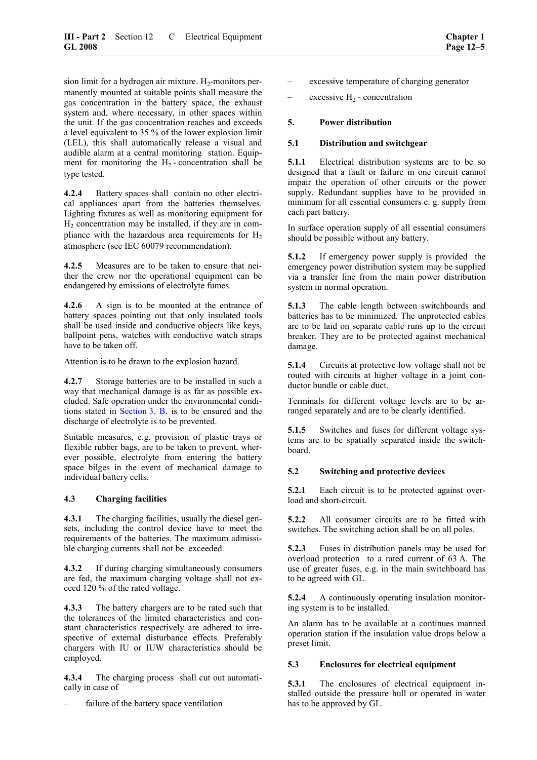sion limit for a hydrogen air mixture. $H_2$-monitors permanently mounted at suitable points shall measure the gas concentration in the battery space, the exhaust system and, where necessary, in other spaces within the unit. If the gas concentration reaches and exceeds a level equivalent to 35 % of the lower explosion limit (LEL), this shall automatically release a visual and audible alarm at a central monitoring station. Equipment for monitoring the $H_2$ - concentration shall be type tested.

**4.2.4** Battery spaces shall contain no other electrical appliances apart from the batteries themselves. Lighting fixtures as well as monitoring equipment for $H_2$ concentration may be installed, if they are in compliance with the hazardous area requirements for $H_2$ atmosphere (see IEC 60079 recommendation).

**4.2.5** Measures are to be taken to ensure that neither the crew nor the operational equipment can be endangered by emissions of electrolyte fumes.

**4.2.6** A sign is to be mounted at the entrance of battery spaces pointing out that only insulated tools shall be used inside and conductive objects like keys, ballpoint pens, watches with conductive watch straps have to be taken off.

Attention is to be drawn to the explosion hazard.

**4.2.7** Storage batteries are to be installed in such a way that mechanical damage is as far as possible excluded. Safe operation under the environmental conditions stated in Section 3, B. is to be ensured and the discharge of electrolyte is to be prevented.

Suitable measures, e.g. provision of plastic trays or flexible rubber bags, are to be taken to prevent, wherever possible, electrolyte from entering the battery space bilges in the event of mechanical damage to individual battery cells.

### 4.3 Charging facilities

**4.3.1** The charging facilities, usually the diesel gensets, including the control device have to meet the requirements of the batteries. The maximum admissible charging currents shall not be exceeded.

**4.3.2** If during charging simultaneously consumers are fed, the maximum charging voltage shall not exceed 120 % of the rated voltage.

**4.3.3** The battery chargers are to be rated such that the tolerances of the limited characteristics and constant characteristics respectively are adhered to irrespective of external disturbance effects. Preferably chargers with IU or IUW characteristics should be employed.

**4.3.4** The charging process shall cut out automatically in case of

- failure of the battery space ventilation
- excessive temperature of charging generator
- excessive $H_2$ - concentration

## 5. Power distribution

### 5.1 Distribution and switchgear

**5.1.1** Electrical distribution systems are to be so designed that a fault or failure in one circuit cannot impair the operation of other circuits or the power supply. Redundant supplies have to be provided in minimum for all essential consumers e. g. supply from each part battery.

In surface operation supply of all essential consumers should be possible without any battery.

**5.1.2** If emergency power supply is provided the emergency power distribution system may be supplied via a transfer line from the main power distribution system in normal operation.

**5.1.3** The cable length between switchboards and batteries has to be minimized. The unprotected cables are to be laid on separate cable runs up to the circuit breaker. They are to be protected against mechanical damage.

**5.1.4** Circuits at protective low voltage shall not be routed with circuits at higher voltage in a joint conductor bundle or cable duct.

Terminals for different voltage levels are to be arranged separately and are to be clearly identified.

**5.1.5** Switches and fuses for different voltage systems are to be spatially separated inside the switchboard.

### 5.2 Switching and protective devices

**5.2.1** Each circuit is to be protected against overload and short-circuit.

**5.2.2** All consumer circuits are to be fitted with switches. The switching action shall be on all poles.

**5.2.3** Fuses in distribution panels may be used for overload protection to a rated current of 63 A. The use of greater fuses, e.g. in the main switchboard has to be agreed with GL.

**5.2.4** A continuously operating insulation monitoring system is to be installed.

An alarm has to be available at a continues manned operation station if the insulation value drops below a preset limit.

### 5.3 Enclosures for electrical equipment

**5.3.1** The enclosures of electrical equipment installed outside the pressure hull or operated in water has to be approved by GL.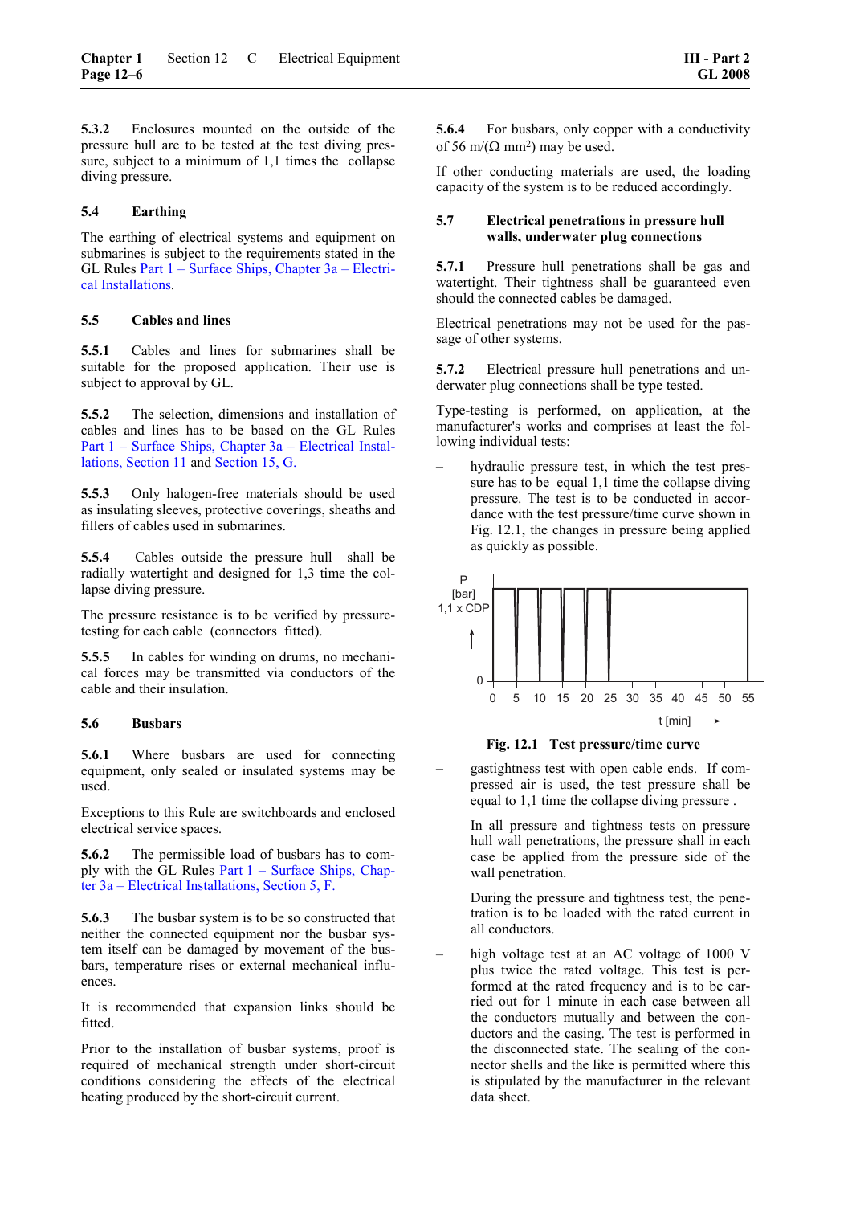**5.3.2** Enclosures mounted on the outside of the pressure hull are to be tested at the test diving pressure, subject to a minimum of 1,1 times the collapse diving pressure.

## 5.4 Earthing

The earthing of electrical systems and equipment on submarines is subject to the requirements stated in the GL Rules Part 1 – Surface Ships, Chapter 3a – Electrical Installations.

## 5.5 Cables and lines

**5.5.1** Cables and lines for submarines shall be suitable for the proposed application. Their use is subject to approval by GL.

**5.5.2** The selection, dimensions and installation of cables and lines has to be based on the GL Rules Part 1 – Surface Ships, Chapter 3a – Electrical Installations, Section 11 and Section 15, G.

**5.5.3** Only halogen-free materials should be used as insulating sleeves, protective coverings, sheaths and fillers of cables used in submarines.

**5.5.4** Cables outside the pressure hull shall be radially watertight and designed for 1,3 time the collapse diving pressure.

The pressure resistance is to be verified by pressure-testing for each cable (connectors fitted).

**5.5.5** In cables for winding on drums, no mechanical forces may be transmitted via conductors of the cable and their insulation.

## 5.6 Busbars

**5.6.1** Where busbars are used for connecting equipment, only sealed or insulated systems may be used.

Exceptions to this Rule are switchboards and enclosed electrical service spaces.

**5.6.2** The permissible load of busbars has to comply with the GL Rules Part 1 – Surface Ships, Chapter 3a – Electrical Installations, Section 5, F.

**5.6.3** The busbar system is to be so constructed that neither the connected equipment nor the busbar system itself can be damaged by movement of the busbars, temperature rises or external mechanical influences.

It is recommended that expansion links should be fitted.

Prior to the installation of busbar systems, proof is required of mechanical strength under short-circuit conditions considering the effects of the electrical heating produced by the short-circuit current.

**5.6.4** For busbars, only copper with a conductivity of 56 m/(Ω mm$^2$) may be used.

If other conducting materials are used, the loading capacity of the system is to be reduced accordingly.

## 5.7 Electrical penetrations in pressure hull walls, underwater plug connections

**5.7.1** Pressure hull penetrations shall be gas and watertight. Their tightness shall be guaranteed even should the connected cables be damaged.

Electrical penetrations may not be used for the passage of other systems.

**5.7.2** Electrical pressure hull penetrations and underwater plug connections shall be type tested.

Type-testing is performed, on application, at the manufacturer's works and comprises at least the following individual tests:

– hydraulic pressure test, in which the test pressure has to be equal 1,1 time the collapse diving pressure. The test is to be conducted in accordance with the test pressure/time curve shown in Fig. 12.1, the changes in pressure being applied as quickly as possible.

**Fig. 12.1 Test pressure/time curve**

– gastightness test with open cable ends. If compressed air is used, the test pressure shall be equal to 1,1 time the collapse diving pressure .

  In all pressure and tightness tests on pressure hull wall penetrations, the pressure shall in each case be applied from the pressure side of the wall penetration.

  During the pressure and tightness test, the penetration is to be loaded with the rated current in all conductors.

– high voltage test at an AC voltage of 1000 V plus twice the rated voltage. This test is performed at the rated frequency and is to be carried out for 1 minute in each case between all the conductors mutually and between the conductors and the casing. The test is performed in the disconnected state. The sealing of the connector shells and the like is permitted where this is stipulated by the manufacturer in the relevant data sheet.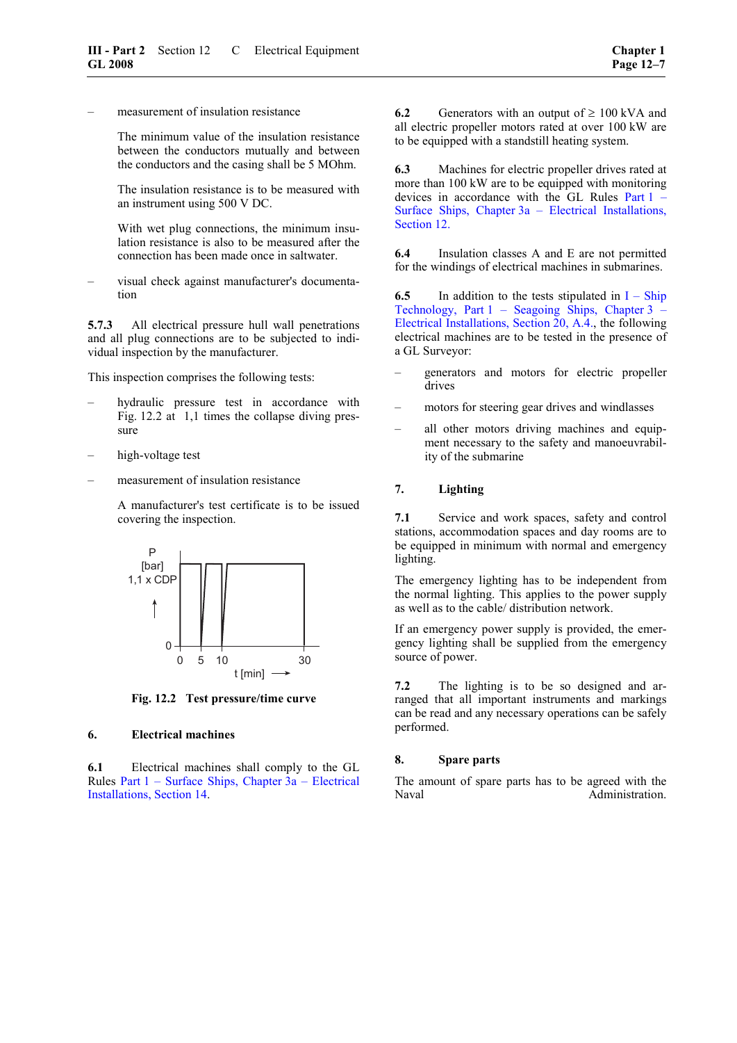- measurement of insulation resistance

  The minimum value of the insulation resistance between the conductors mutually and between the conductors and the casing shall be 5 MOhm.

  The insulation resistance is to be measured with an instrument using 500 V DC.

  With wet plug connections, the minimum insulation resistance is also to be measured after the connection has been made once in saltwater.

- visual check against manufacturer's documentation

**5.7.3** All electrical pressure hull wall penetrations and all plug connections are to be subjected to individual inspection by the manufacturer.

This inspection comprises the following tests:

- hydraulic pressure test in accordance with Fig. 12.2 at 1,1 times the collapse diving pressure
- high-voltage test
- measurement of insulation resistance

  A manufacturer's test certificate is to be issued covering the inspection.

**Fig. 12.2 Test pressure/time curve**

## 6. Electrical machines

**6.1** Electrical machines shall comply to the GL Rules Part 1 – Surface Ships, Chapter 3a – Electrical Installations, Section 14.

**6.2** Generators with an output of ≥ 100 kVA and all electric propeller motors rated at over 100 kW are to be equipped with a standstill heating system.

**6.3** Machines for electric propeller drives rated at more than 100 kW are to be equipped with monitoring devices in accordance with the GL Rules Part 1 – Surface Ships, Chapter 3a – Electrical Installations, Section 12.

**6.4** Insulation classes A and E are not permitted for the windings of electrical machines in submarines.

**6.5** In addition to the tests stipulated in I – Ship Technology, Part 1 – Seagoing Ships, Chapter 3 – Electrical Installations, Section 20, A.4., the following electrical machines are to be tested in the presence of a GL Surveyor:

- generators and motors for electric propeller drives
- motors for steering gear drives and windlasses
- all other motors driving machines and equipment necessary to the safety and manoeuvrability of the submarine

## 7. Lighting

**7.1** Service and work spaces, safety and control stations, accommodation spaces and day rooms are to be equipped in minimum with normal and emergency lighting.

The emergency lighting has to be independent from the normal lighting. This applies to the power supply as well as to the cable/ distribution network.

If an emergency power supply is provided, the emergency lighting shall be supplied from the emergency source of power.

**7.2** The lighting is to be so designed and arranged that all important instruments and markings can be read and any necessary operations can be safely performed.

## 8. Spare parts

The amount of spare parts has to be agreed with the Naval Administration.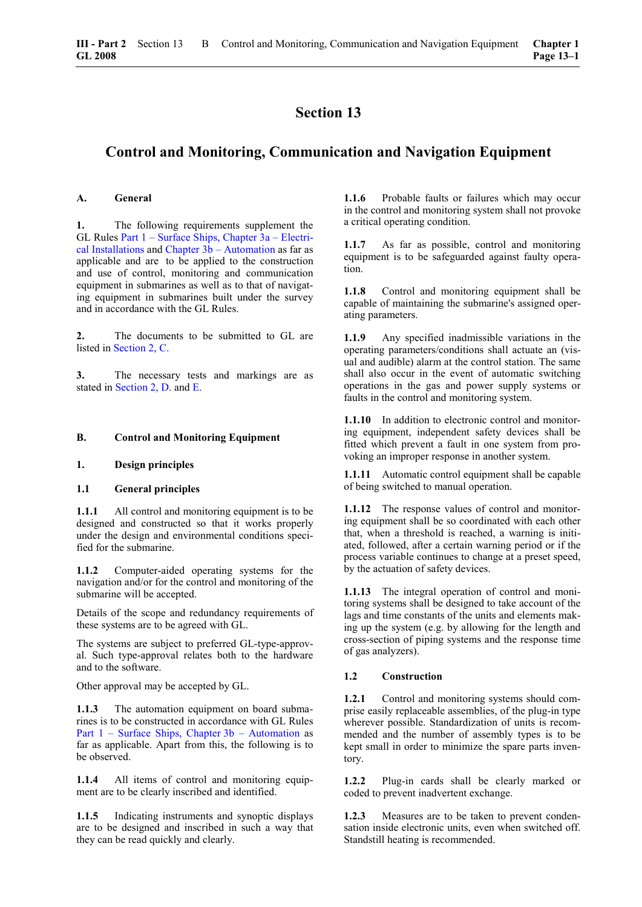# Section 13

# Control and Monitoring, Communication and Navigation Equipment

## A. General

**1.** The following requirements supplement the GL Rules Part 1 – Surface Ships, Chapter 3a – Electrical Installations and Chapter 3b – Automation as far as applicable and are to be applied to the construction and use of control, monitoring and communication equipment in submarines as well as to that of navigating equipment in submarines built under the survey and in accordance with the GL Rules.

**2.** The documents to be submitted to GL are listed in Section 2, C.

**3.** The necessary tests and markings are as stated in Section 2, D. and E.

## B. Control and Monitoring Equipment

### 1. Design principles

#### 1.1 General principles

**1.1.1** All control and monitoring equipment is to be designed and constructed so that it works properly under the design and environmental conditions specified for the submarine.

**1.1.2** Computer-aided operating systems for the navigation and/or for the control and monitoring of the submarine will be accepted.

Details of the scope and redundancy requirements of these systems are to be agreed with GL.

The systems are subject to preferred GL-type-approval. Such type-approval relates both to the hardware and to the software.

Other approval may be accepted by GL.

**1.1.3** The automation equipment on board submarines is to be constructed in accordance with GL Rules Part 1 – Surface Ships, Chapter 3b – Automation as far as applicable. Apart from this, the following is to be observed.

**1.1.4** All items of control and monitoring equipment are to be clearly inscribed and identified.

**1.1.5** Indicating instruments and synoptic displays are to be designed and inscribed in such a way that they can be read quickly and clearly.

**1.1.6** Probable faults or failures which may occur in the control and monitoring system shall not provoke a critical operating condition.

**1.1.7** As far as possible, control and monitoring equipment is to be safeguarded against faulty operation.

**1.1.8** Control and monitoring equipment shall be capable of maintaining the submarine's assigned operating parameters.

**1.1.9** Any specified inadmissible variations in the operating parameters/conditions shall actuate an (visual and audible) alarm at the control station. The same shall also occur in the event of automatic switching operations in the gas and power supply systems or faults in the control and monitoring system.

**1.1.10** In addition to electronic control and monitoring equipment, independent safety devices shall be fitted which prevent a fault in one system from provoking an improper response in another system.

**1.1.11** Automatic control equipment shall be capable of being switched to manual operation.

**1.1.12** The response values of control and monitoring equipment shall be so coordinated with each other that, when a threshold is reached, a warning is initiated, followed, after a certain warning period or if the process variable continues to change at a preset speed, by the actuation of safety devices.

**1.1.13** The integral operation of control and monitoring systems shall be designed to take account of the lags and time constants of the units and elements making up the system (e.g. by allowing for the length and cross-section of piping systems and the response time of gas analyzers).

#### 1.2 Construction

**1.2.1** Control and monitoring systems should comprise easily replaceable assemblies, of the plug-in type wherever possible. Standardization of units is recommended and the number of assembly types is to be kept small in order to minimize the spare parts inventory.

**1.2.2** Plug-in cards shall be clearly marked or coded to prevent inadvertent exchange.

**1.2.3** Measures are to be taken to prevent condensation inside electronic units, even when switched off. Standstill heating is recommended.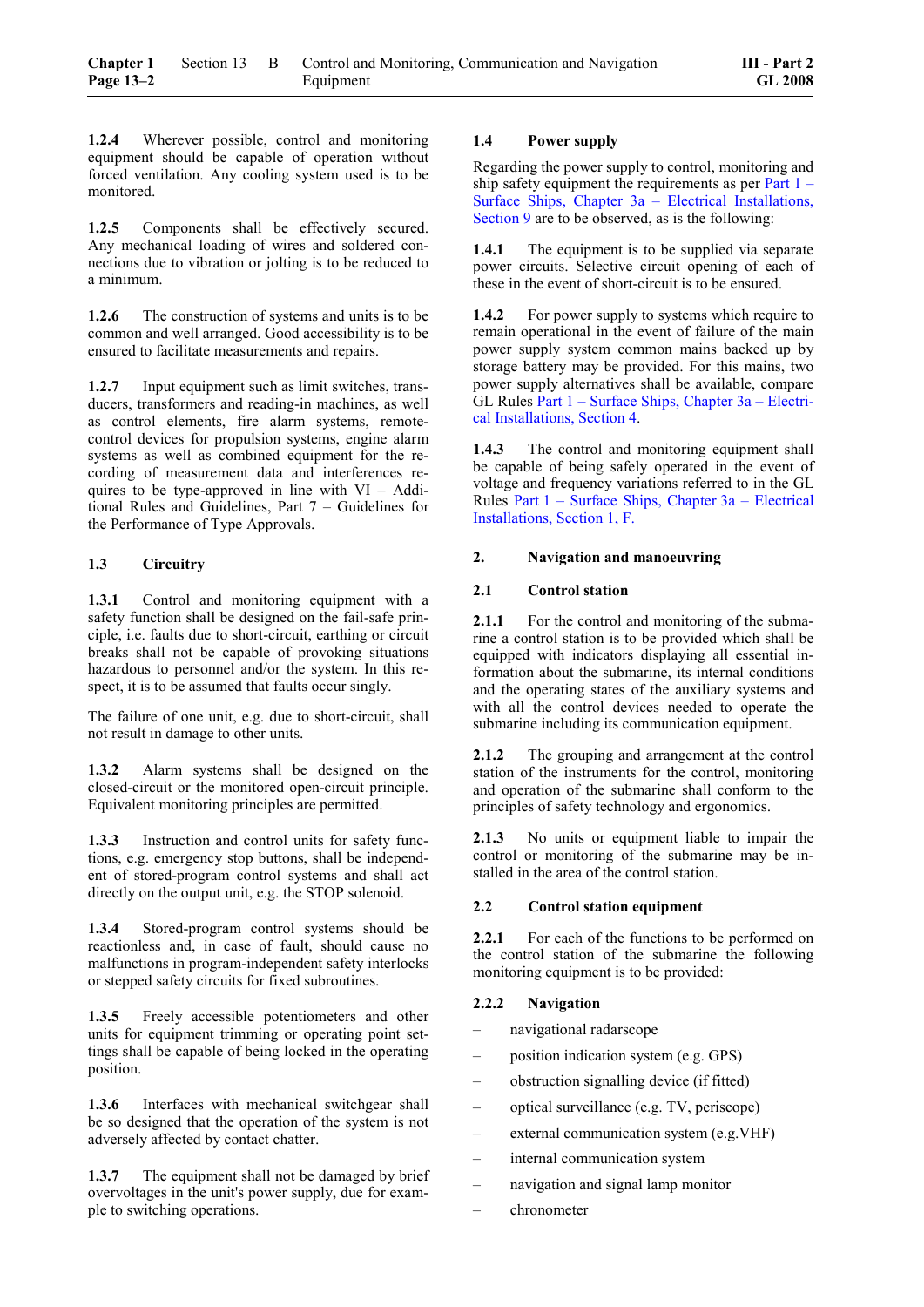**1.2.4** Wherever possible, control and monitoring equipment should be capable of operation without forced ventilation. Any cooling system used is to be monitored.

**1.2.5** Components shall be effectively secured. Any mechanical loading of wires and soldered connections due to vibration or jolting is to be reduced to a minimum.

**1.2.6** The construction of systems and units is to be common and well arranged. Good accessibility is to be ensured to facilitate measurements and repairs.

**1.2.7** Input equipment such as limit switches, transducers, transformers and reading-in machines, as well as control elements, fire alarm systems, remote-control devices for propulsion systems, engine alarm systems as well as combined equipment for the recording of measurement data and interferences requires to be type-approved in line with VI – Additional Rules and Guidelines, Part 7 – Guidelines for the Performance of Type Approvals.

### 1.3 Circuitry

**1.3.1** Control and monitoring equipment with a safety function shall be designed on the fail-safe principle, i.e. faults due to short-circuit, earthing or circuit breaks shall not be capable of provoking situations hazardous to personnel and/or the system. In this respect, it is to be assumed that faults occur singly.

The failure of one unit, e.g. due to short-circuit, shall not result in damage to other units.

**1.3.2** Alarm systems shall be designed on the closed-circuit or the monitored open-circuit principle. Equivalent monitoring principles are permitted.

**1.3.3** Instruction and control units for safety functions, e.g. emergency stop buttons, shall be independent of stored-program control systems and shall act directly on the output unit, e.g. the STOP solenoid.

**1.3.4** Stored-program control systems should be reactionless and, in case of fault, should cause no malfunctions in program-independent safety interlocks or stepped safety circuits for fixed subroutines.

**1.3.5** Freely accessible potentiometers and other units for equipment trimming or operating point settings shall be capable of being locked in the operating position.

**1.3.6** Interfaces with mechanical switchgear shall be so designed that the operation of the system is not adversely affected by contact chatter.

**1.3.7** The equipment shall not be damaged by brief overvoltages in the unit's power supply, due for example to switching operations.

### 1.4 Power supply

Regarding the power supply to control, monitoring and ship safety equipment the requirements as per Part 1 – Surface Ships, Chapter 3a – Electrical Installations, Section 9 are to be observed, as is the following:

**1.4.1** The equipment is to be supplied via separate power circuits. Selective circuit opening of each of these in the event of short-circuit is to be ensured.

**1.4.2** For power supply to systems which require to remain operational in the event of failure of the main power supply system common mains backed up by storage battery may be provided. For this mains, two power supply alternatives shall be available, compare GL Rules Part 1 – Surface Ships, Chapter 3a – Electrical Installations, Section 4.

**1.4.3** The control and monitoring equipment shall be capable of being safely operated in the event of voltage and frequency variations referred to in the GL Rules Part 1 – Surface Ships, Chapter 3a – Electrical Installations, Section 1, F.

## 2. Navigation and manoeuvring

### 2.1 Control station

**2.1.1** For the control and monitoring of the submarine a control station is to be provided which shall be equipped with indicators displaying all essential information about the submarine, its internal conditions and the operating states of the auxiliary systems and with all the control devices needed to operate the submarine including its communication equipment.

**2.1.2** The grouping and arrangement at the control station of the instruments for the control, monitoring and operation of the submarine shall conform to the principles of safety technology and ergonomics.

**2.1.3** No units or equipment liable to impair the control or monitoring of the submarine may be installed in the area of the control station.

### 2.2 Control station equipment

**2.2.1** For each of the functions to be performed on the control station of the submarine the following monitoring equipment is to be provided:

### 2.2.2 Navigation

- navigational radarscope
- position indication system (e.g. GPS)
- obstruction signalling device (if fitted)
- optical surveillance (e.g. TV, periscope)
- external communication system (e.g.VHF)
- internal communication system
- navigation and signal lamp monitor
- chronometer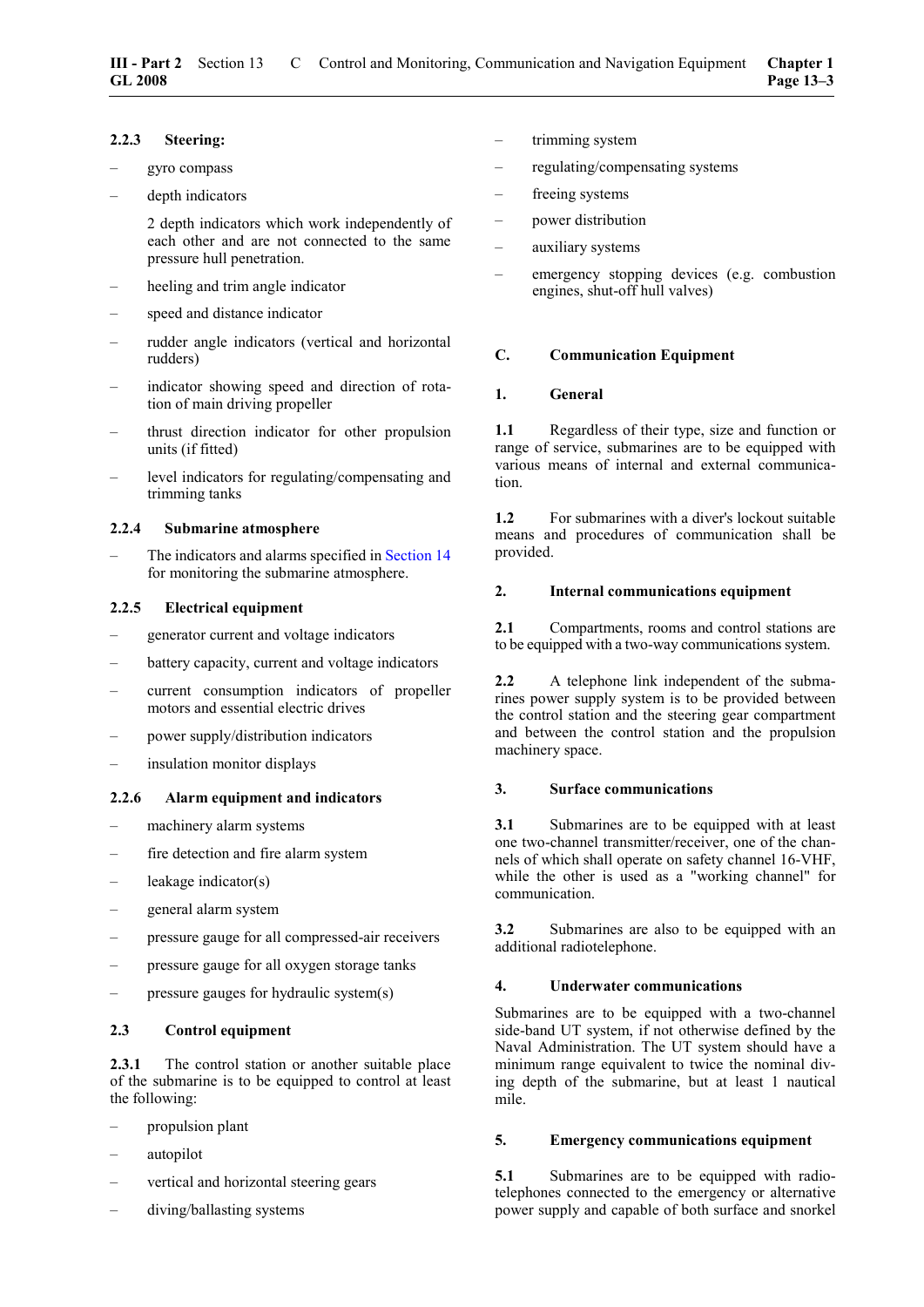#### 2.2.3 Steering:

- gyro compass
- depth indicators

  2 depth indicators which work independently of each other and are not connected to the same pressure hull penetration.
- heeling and trim angle indicator
- speed and distance indicator
- rudder angle indicators (vertical and horizontal rudders)
- indicator showing speed and direction of rotation of main driving propeller
- thrust direction indicator for other propulsion units (if fitted)
- level indicators for regulating/compensating and trimming tanks

#### 2.2.4 Submarine atmosphere

- The indicators and alarms specified in Section 14 for monitoring the submarine atmosphere.

#### 2.2.5 Electrical equipment

- generator current and voltage indicators
- battery capacity, current and voltage indicators
- current consumption indicators of propeller motors and essential electric drives
- power supply/distribution indicators
- insulation monitor displays

#### 2.2.6 Alarm equipment and indicators

- machinery alarm systems
- fire detection and fire alarm system
- leakage indicator(s)
- general alarm system
- pressure gauge for all compressed-air receivers
- pressure gauge for all oxygen storage tanks
- pressure gauges for hydraulic system(s)

### 2.3 Control equipment

**2.3.1** The control station or another suitable place of the submarine is to be equipped to control at least the following:

- propulsion plant
- autopilot
- vertical and horizontal steering gears
- diving/ballasting systems
- trimming system
- regulating/compensating systems
- freeing systems
- power distribution
- auxiliary systems
- emergency stopping devices (e.g. combustion engines, shut-off hull valves)

## C. Communication Equipment

### 1. General

**1.1** Regardless of their type, size and function or range of service, submarines are to be equipped with various means of internal and external communication.

**1.2** For submarines with a diver's lockout suitable means and procedures of communication shall be provided.

### 2. Internal communications equipment

**2.1** Compartments, rooms and control stations are to be equipped with a two-way communications system.

**2.2** A telephone link independent of the submarines power supply system is to be provided between the control station and the steering gear compartment and between the control station and the propulsion machinery space.

### 3. Surface communications

**3.1** Submarines are to be equipped with at least one two-channel transmitter/receiver, one of the channels of which shall operate on safety channel 16-VHF, while the other is used as a "working channel" for communication.

**3.2** Submarines are also to be equipped with an additional radiotelephone.

### 4. Underwater communications

Submarines are to be equipped with a two-channel side-band UT system, if not otherwise defined by the Naval Administration. The UT system should have a minimum range equivalent to twice the nominal diving depth of the submarine, but at least 1 nautical mile.

### 5. Emergency communications equipment

**5.1** Submarines are to be equipped with radiotelephones connected to the emergency or alternative power supply and capable of both surface and snorkel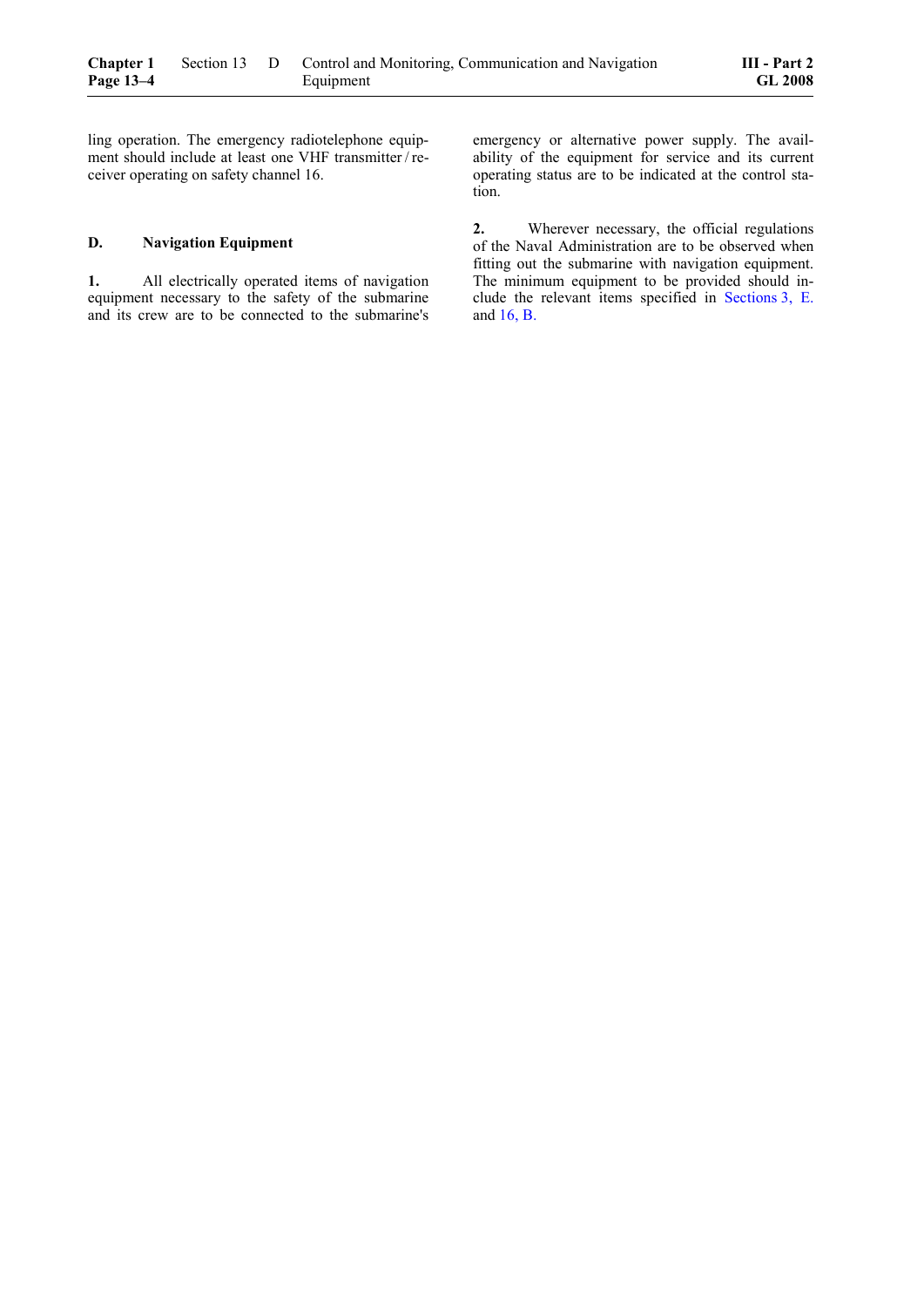ling operation. The emergency radiotelephone equipment should include at least one VHF transmitter / receiver operating on safety channel 16.

## D. Navigation Equipment

**1.** All electrically operated items of navigation equipment necessary to the safety of the submarine and its crew are to be connected to the submarine's emergency or alternative power supply. The availability of the equipment for service and its current operating status are to be indicated at the control station.

**2.** Wherever necessary, the official regulations of the Naval Administration are to be observed when fitting out the submarine with navigation equipment. The minimum equipment to be provided should include the relevant items specified in Sections 3, E. and 16, B.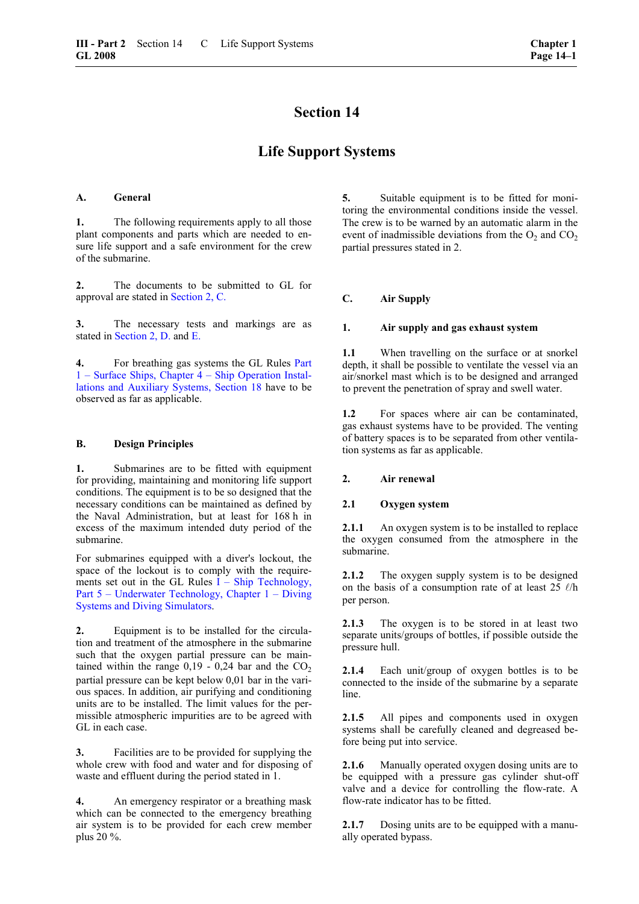# Section 14

# Life Support Systems

## A. General

**1.** The following requirements apply to all those plant components and parts which are needed to ensure life support and a safe environment for the crew of the submarine.

**2.** The documents to be submitted to GL for approval are stated in Section 2, C.

**3.** The necessary tests and markings are as stated in Section 2, D. and E.

**4.** For breathing gas systems the GL Rules Part 1 – Surface Ships, Chapter 4 – Ship Operation Installations and Auxiliary Systems, Section 18 have to be observed as far as applicable.

## B. Design Principles

**1.** Submarines are to be fitted with equipment for providing, maintaining and monitoring life support conditions. The equipment is to be so designed that the necessary conditions can be maintained as defined by the Naval Administration, but at least for 168 h in excess of the maximum intended duty period of the submarine.

For submarines equipped with a diver's lockout, the space of the lockout is to comply with the requirements set out in the GL Rules I – Ship Technology, Part 5 – Underwater Technology, Chapter 1 – Diving Systems and Diving Simulators.

**2.** Equipment is to be installed for the circulation and treatment of the atmosphere in the submarine such that the oxygen partial pressure can be maintained within the range 0,19 - 0,24 bar and the $CO_2$ partial pressure can be kept below 0,01 bar in the various spaces. In addition, air purifying and conditioning units are to be installed. The limit values for the permissible atmospheric impurities are to be agreed with GL in each case.

**3.** Facilities are to be provided for supplying the whole crew with food and water and for disposing of waste and effluent during the period stated in 1.

**4.** An emergency respirator or a breathing mask which can be connected to the emergency breathing air system is to be provided for each crew member plus 20 %.

**5.** Suitable equipment is to be fitted for monitoring the environmental conditions inside the vessel. The crew is to be warned by an automatic alarm in the event of inadmissible deviations from the $O_2$ and $CO_2$ partial pressures stated in 2.

## C. Air Supply

### 1. Air supply and gas exhaust system

**1.1** When travelling on the surface or at snorkel depth, it shall be possible to ventilate the vessel via an air/snorkel mast which is to be designed and arranged to prevent the penetration of spray and swell water.

**1.2** For spaces where air can be contaminated, gas exhaust systems have to be provided. The venting of battery spaces is to be separated from other ventilation systems as far as applicable.

### 2. Air renewal

#### 2.1 Oxygen system

**2.1.1** An oxygen system is to be installed to replace the oxygen consumed from the atmosphere in the submarine.

**2.1.2** The oxygen supply system is to be designed on the basis of a consumption rate of at least 25 ℓ/h per person.

**2.1.3** The oxygen is to be stored in at least two separate units/groups of bottles, if possible outside the pressure hull.

**2.1.4** Each unit/group of oxygen bottles is to be connected to the inside of the submarine by a separate line.

**2.1.5** All pipes and components used in oxygen systems shall be carefully cleaned and degreased before being put into service.

**2.1.6** Manually operated oxygen dosing units are to be equipped with a pressure gas cylinder shut-off valve and a device for controlling the flow-rate. A flow-rate indicator has to be fitted.

**2.1.7** Dosing units are to be equipped with a manually operated bypass.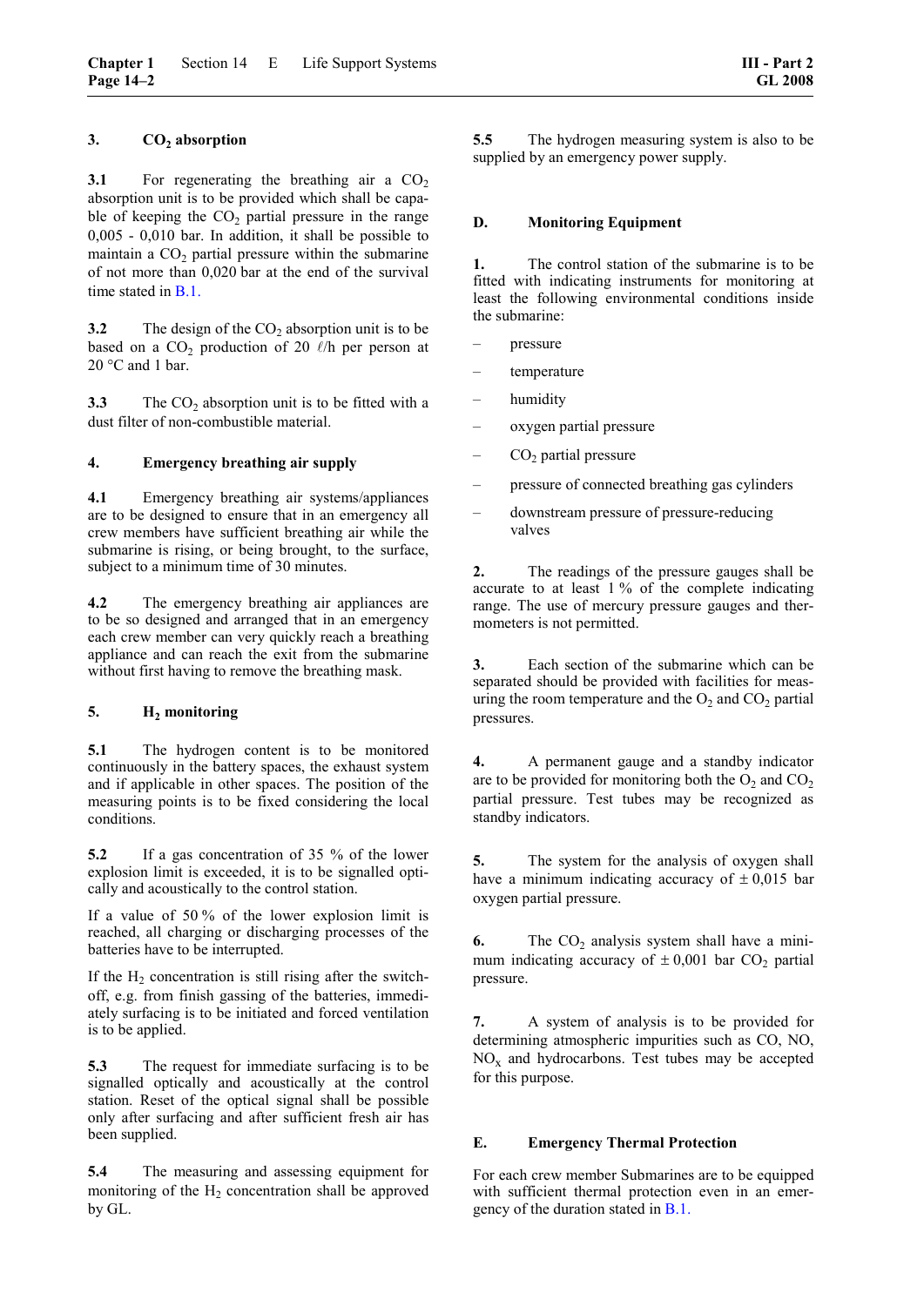### 3. $CO_2$ absorption

**3.1** For regenerating the breathing air a $CO_2$ absorption unit is to be provided which shall be capable of keeping the $CO_2$ partial pressure in the range 0,005 - 0,010 bar. In addition, it shall be possible to maintain a $CO_2$ partial pressure within the submarine of not more than 0,020 bar at the end of the survival time stated in B.1.

**3.2** The design of the $CO_2$ absorption unit is to be based on a $CO_2$ production of 20 ℓ/h per person at 20 °C and 1 bar.

**3.3** The $CO_2$ absorption unit is to be fitted with a dust filter of non-combustible material.

### 4. Emergency breathing air supply

**4.1** Emergency breathing air systems/appliances are to be designed to ensure that in an emergency all crew members have sufficient breathing air while the submarine is rising, or being brought, to the surface, subject to a minimum time of 30 minutes.

**4.2** The emergency breathing air appliances are to be so designed and arranged that in an emergency each crew member can very quickly reach a breathing appliance and can reach the exit from the submarine without first having to remove the breathing mask.

### 5. $H_2$ monitoring

**5.1** The hydrogen content is to be monitored continuously in the battery spaces, the exhaust system and if applicable in other spaces. The position of the measuring points is to be fixed considering the local conditions.

**5.2** If a gas concentration of 35 % of the lower explosion limit is exceeded, it is to be signalled optically and acoustically to the control station.

If a value of 50 % of the lower explosion limit is reached, all charging or discharging processes of the batteries have to be interrupted.

If the $H_2$ concentration is still rising after the switch-off, e.g. from finish gassing of the batteries, immediately surfacing is to be initiated and forced ventilation is to be applied.

**5.3** The request for immediate surfacing is to be signalled optically and acoustically at the control station. Reset of the optical signal shall be possible only after surfacing and after sufficient fresh air has been supplied.

**5.4** The measuring and assessing equipment for monitoring of the $H_2$ concentration shall be approved by GL.

**5.5** The hydrogen measuring system is also to be supplied by an emergency power supply.

## D. Monitoring Equipment

**1.** The control station of the submarine is to be fitted with indicating instruments for monitoring at least the following environmental conditions inside the submarine:

- pressure
- temperature
- humidity
- oxygen partial pressure
- $CO_2$ partial pressure
- pressure of connected breathing gas cylinders
- downstream pressure of pressure-reducing valves

**2.** The readings of the pressure gauges shall be accurate to at least 1 % of the complete indicating range. The use of mercury pressure gauges and thermometers is not permitted.

**3.** Each section of the submarine which can be separated should be provided with facilities for measuring the room temperature and the $O_2$ and $CO_2$ partial pressures.

**4.** A permanent gauge and a standby indicator are to be provided for monitoring both the $O_2$ and $CO_2$ partial pressure. Test tubes may be recognized as standby indicators.

**5.** The system for the analysis of oxygen shall have a minimum indicating accuracy of ± 0,015 bar oxygen partial pressure.

**6.** The $CO_2$ analysis system shall have a minimum indicating accuracy of ± 0,001 bar $CO_2$ partial pressure.

**7.** A system of analysis is to be provided for determining atmospheric impurities such as CO, NO, $NO_X$ and hydrocarbons. Test tubes may be accepted for this purpose.

## E. Emergency Thermal Protection

For each crew member Submarines are to be equipped with sufficient thermal protection even in an emergency of the duration stated in B.1.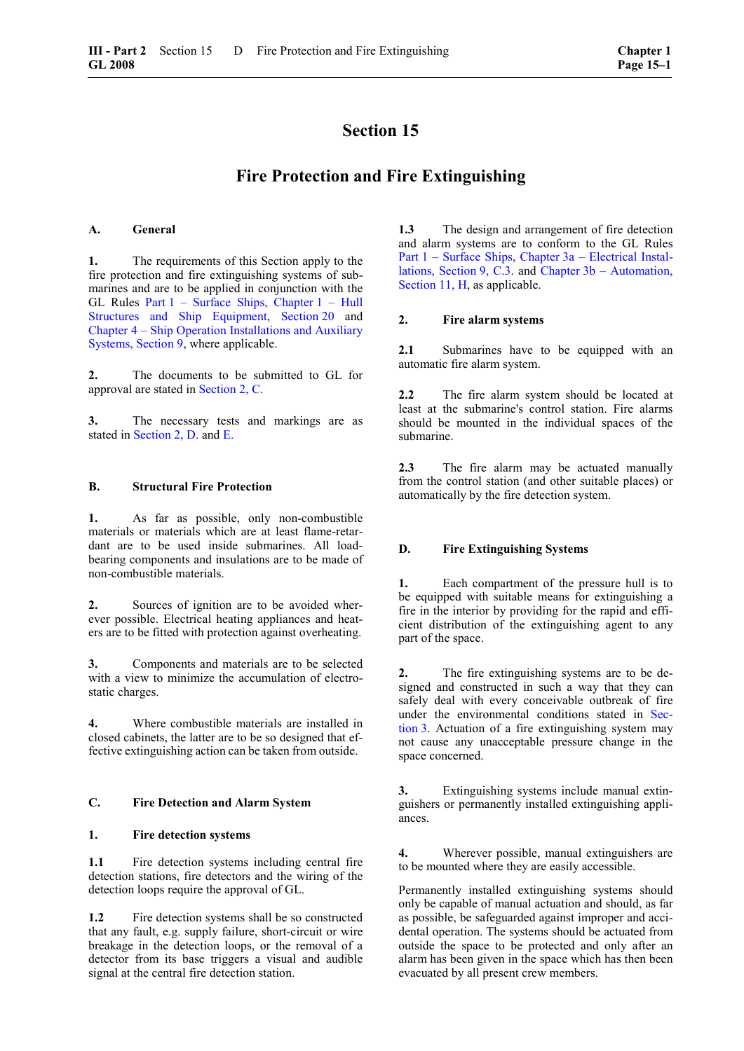# Section 15

# Fire Protection and Fire Extinguishing

## A. General

**1.** The requirements of this Section apply to the fire protection and fire extinguishing systems of submarines and are to be applied in conjunction with the GL Rules Part 1 – Surface Ships, Chapter 1 – Hull Structures and Ship Equipment, Section 20 and Chapter 4 – Ship Operation Installations and Auxiliary Systems, Section 9, where applicable.

**2.** The documents to be submitted to GL for approval are stated in Section 2, C.

**3.** The necessary tests and markings are as stated in Section 2, D. and E.

## B. Structural Fire Protection

**1.** As far as possible, only non-combustible materials or materials which are at least flame-retardant are to be used inside submarines. All load-bearing components and insulations are to be made of non-combustible materials.

**2.** Sources of ignition are to be avoided wherever possible. Electrical heating appliances and heaters are to be fitted with protection against overheating.

**3.** Components and materials are to be selected with a view to minimize the accumulation of electrostatic charges.

**4.** Where combustible materials are installed in closed cabinets, the latter are to be so designed that effective extinguishing action can be taken from outside.

## C. Fire Detection and Alarm System

### 1. Fire detection systems

**1.1** Fire detection systems including central fire detection stations, fire detectors and the wiring of the detection loops require the approval of GL.

**1.2** Fire detection systems shall be so constructed that any fault, e.g. supply failure, short-circuit or wire breakage in the detection loops, or the removal of a detector from its base triggers a visual and audible signal at the central fire detection station.

**1.3** The design and arrangement of fire detection and alarm systems are to conform to the GL Rules Part 1 – Surface Ships, Chapter 3a – Electrical Installations, Section 9, C.3. and Chapter 3b – Automation, Section 11, H, as applicable.

### 2. Fire alarm systems

**2.1** Submarines have to be equipped with an automatic fire alarm system.

**2.2** The fire alarm system should be located at least at the submarine's control station. Fire alarms should be mounted in the individual spaces of the submarine.

**2.3** The fire alarm may be actuated manually from the control station (and other suitable places) or automatically by the fire detection system.

## D. Fire Extinguishing Systems

**1.** Each compartment of the pressure hull is to be equipped with suitable means for extinguishing a fire in the interior by providing for the rapid and efficient distribution of the extinguishing agent to any part of the space.

**2.** The fire extinguishing systems are to be designed and constructed in such a way that they can safely deal with every conceivable outbreak of fire under the environmental conditions stated in Section 3. Actuation of a fire extinguishing system may not cause any unacceptable pressure change in the space concerned.

**3.** Extinguishing systems include manual extinguishers or permanently installed extinguishing appliances.

**4.** Wherever possible, manual extinguishers are to be mounted where they are easily accessible.

Permanently installed extinguishing systems should only be capable of manual actuation and should, as far as possible, be safeguarded against improper and accidental operation. The systems should be actuated from outside the space to be protected and only after an alarm has been given in the space which has then been evacuated by all present crew members.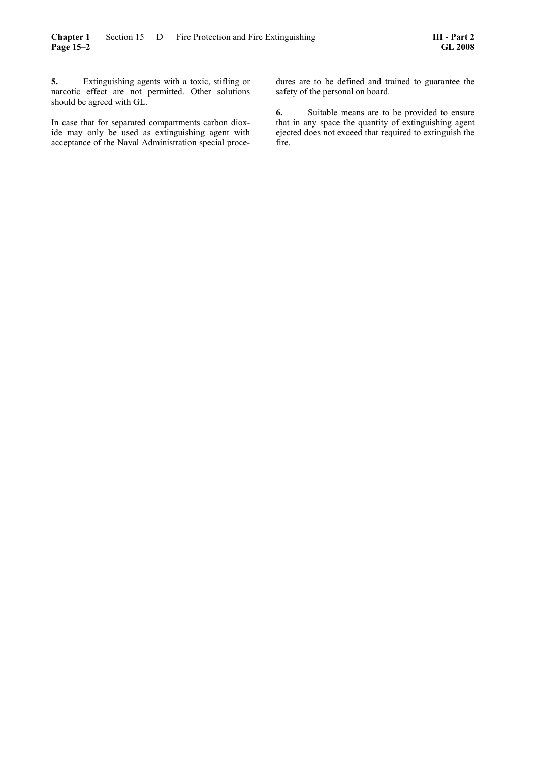**5.** Extinguishing agents with a toxic, stifling or narcotic effect are not permitted. Other solutions should be agreed with GL.

In case that for separated compartments carbon dioxide may only be used as extinguishing agent with acceptance of the Naval Administration special procedures are to be defined and trained to guarantee the safety of the personal on board.

**6.** Suitable means are to be provided to ensure that in any space the quantity of extinguishing agent ejected does not exceed that required to extinguish the fire.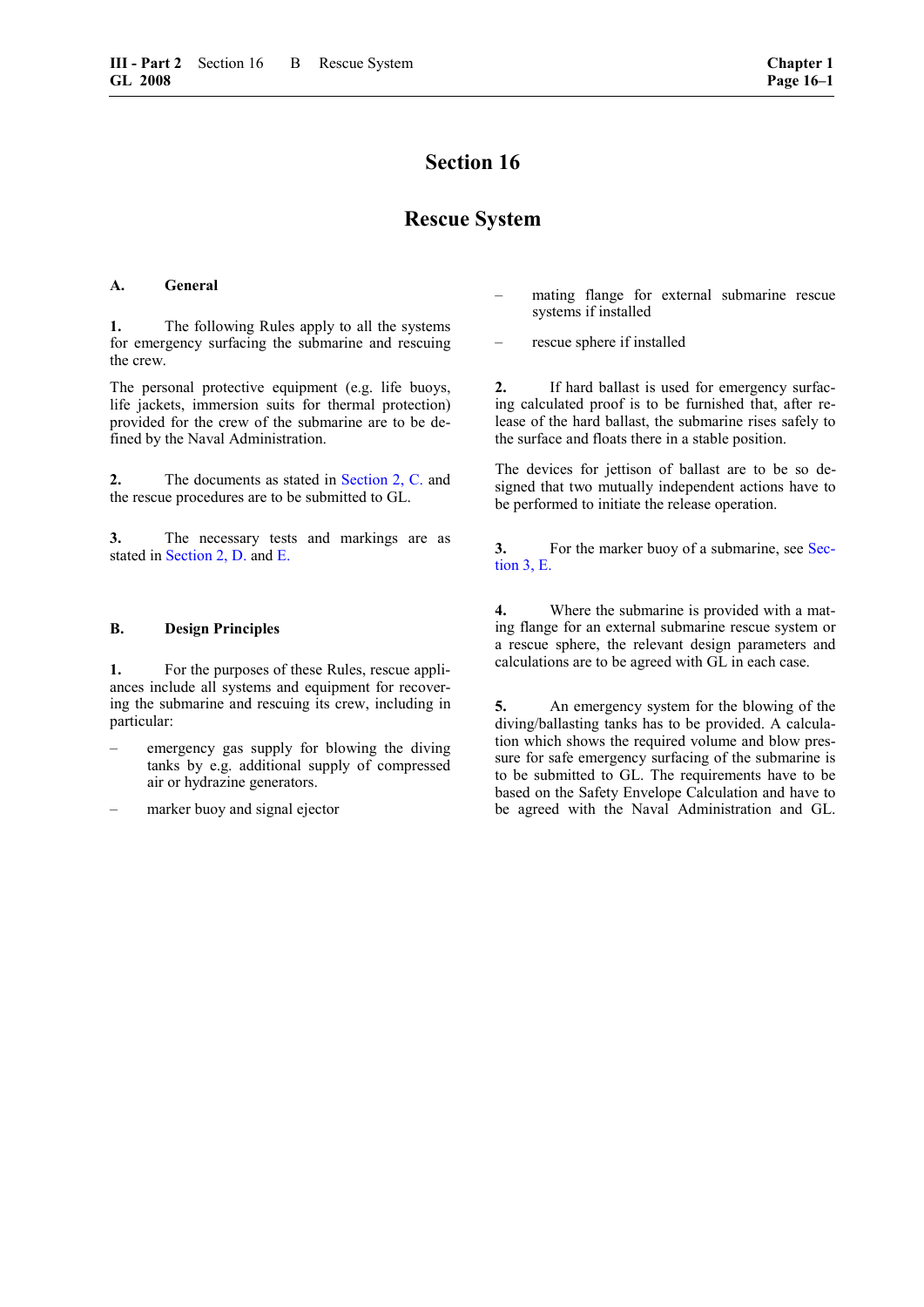# Section 16

# Rescue System

## A. General

**1.** The following Rules apply to all the systems for emergency surfacing the submarine and rescuing the crew.

The personal protective equipment (e.g. life buoys, life jackets, immersion suits for thermal protection) provided for the crew of the submarine are to be defined by the Naval Administration.

**2.** The documents as stated in Section 2, C. and the rescue procedures are to be submitted to GL.

**3.** The necessary tests and markings are as stated in Section 2, D. and E.

## B. Design Principles

**1.** For the purposes of these Rules, rescue appliances include all systems and equipment for recovering the submarine and rescuing its crew, including in particular:

- emergency gas supply for blowing the diving tanks by e.g. additional supply of compressed air or hydrazine generators.
- marker buoy and signal ejector
- mating flange for external submarine rescue systems if installed
- rescue sphere if installed

**2.** If hard ballast is used for emergency surfacing calculated proof is to be furnished that, after release of the hard ballast, the submarine rises safely to the surface and floats there in a stable position.

The devices for jettison of ballast are to be so designed that two mutually independent actions have to be performed to initiate the release operation.

**3.** For the marker buoy of a submarine, see Section 3, E.

**4.** Where the submarine is provided with a mating flange for an external submarine rescue system or a rescue sphere, the relevant design parameters and calculations are to be agreed with GL in each case.

**5.** An emergency system for the blowing of the diving/ballasting tanks has to be provided. A calculation which shows the required volume and blow pressure for safe emergency surfacing of the submarine is to be submitted to GL. The requirements have to be based on the Safety Envelope Calculation and have to be agreed with the Naval Administration and GL.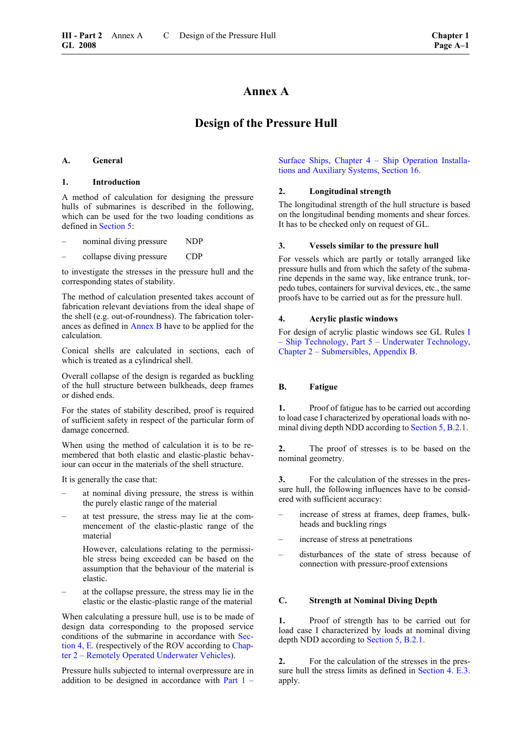# Annex A

# Design of the Pressure Hull

## A. General

### 1. Introduction

A method of calculation for designing the pressure hulls of submarines is described in the following, which can be used for the two loading conditions as defined in Section 5:

– nominal diving pressure NDP

– collapse diving pressure CDP

to investigate the stresses in the pressure hull and the corresponding states of stability.

The method of calculation presented takes account of fabrication relevant deviations from the ideal shape of the shell (e.g. out-of-roundness). The fabrication tolerances as defined in Annex B have to be applied for the calculation.

Conical shells are calculated in sections, each of which is treated as a cylindrical shell.

Overall collapse of the design is regarded as buckling of the hull structure between bulkheads, deep frames or dished ends.

For the states of stability described, proof is required of sufficient safety in respect of the particular form of damage concerned.

When using the method of calculation it is to be remembered that both elastic and elastic-plastic behaviour can occur in the materials of the shell structure.

It is generally the case that:

– at nominal diving pressure, the stress is within the purely elastic range of the material

– at test pressure, the stress may lie at the commencement of the elastic-plastic range of the material

  However, calculations relating to the permissible stress being exceeded can be based on the assumption that the behaviour of the material is elastic.

– at the collapse pressure, the stress may lie in the elastic or the elastic-plastic range of the material

When calculating a pressure hull, use is to be made of design data corresponding to the proposed service conditions of the submarine in accordance with Section 4, E. (respectively of the ROV according to Chapter 2 – Remotely Operated Underwater Vehicles).

Pressure hulls subjected to internal overpressure are in addition to be designed in accordance with Part 1 – Surface Ships, Chapter 4 – Ship Operation Installations and Auxiliary Systems, Section 16.

### 2. Longitudinal strength

The longitudinal strength of the hull structure is based on the longitudinal bending moments and shear forces. It has to be checked only on request of GL.

### 3. Vessels similar to the pressure hull

For vessels which are partly or totally arranged like pressure hulls and from which the safety of the submarine depends in the same way, like entrance trunk, torpedo tubes, containers for survival devices, etc., the same proofs have to be carried out as for the pressure hull.

### 4. Acrylic plastic windows

For design of acrylic plastic windows see GL Rules I – Ship Technology, Part 5 – Underwater Technology, Chapter 2 – Submersibles, Appendix B.

## B. Fatigue

**1.** Proof of fatigue has to be carried out according to load case I characterized by operational loads with nominal diving depth NDD according to Section 5, B.2.1.

**2.** The proof of stresses is to be based on the nominal geometry.

**3.** For the calculation of the stresses in the pressure hull, the following influences have to be considered with sufficient accuracy:

– increase of stress at frames, deep frames, bulkheads and buckling rings

– increase of stress at penetrations

– disturbances of the state of stress because of connection with pressure-proof extensions

## C. Strength at Nominal Diving Depth

**1.** Proof of strength has to be carried out for load case I characterized by loads at nominal diving depth NDD according to Section 5, B.2.1.

**2.** For the calculation of the stresses in the pressure hull the stress limits as defined in Section 4. E.3. apply.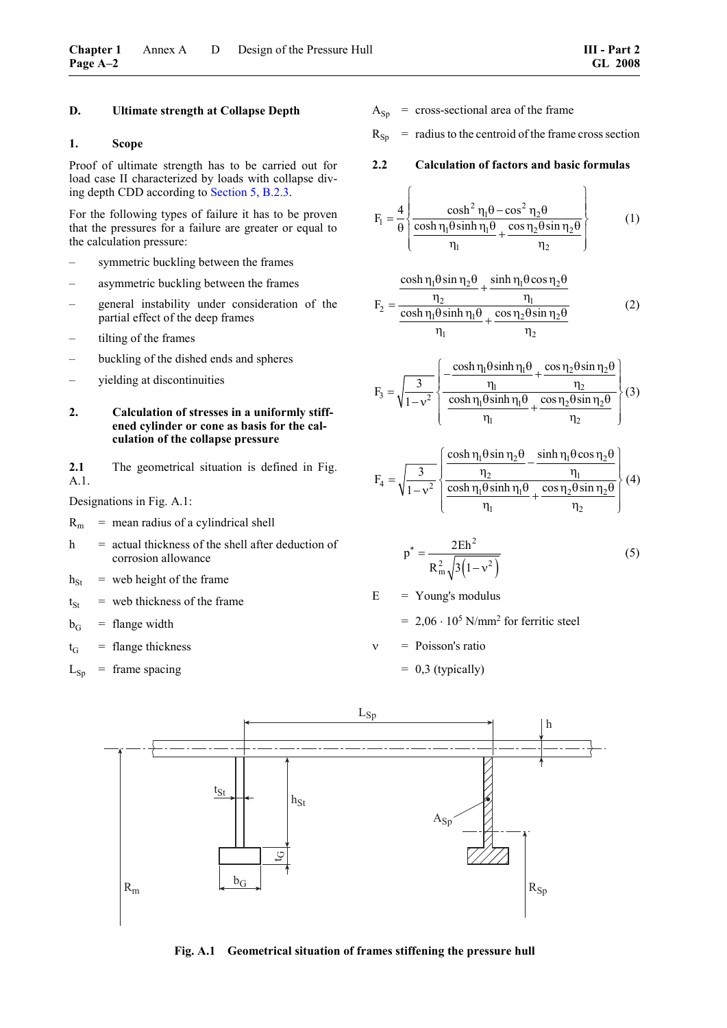## D. Ultimate strength at Collapse Depth

### 1. Scope

Proof of ultimate strength has to be carried out for load case II characterized by loads with collapse diving depth CDD according to Section 5, B.2.3.

For the following types of failure it has to be proven that the pressures for a failure are greater or equal to the calculation pressure:

- symmetric buckling between the frames
- asymmetric buckling between the frames
- general instability under consideration of the partial effect of the deep frames
- tilting of the frames
- buckling of the dished ends and spheres
- yielding at discontinuities

### 2. Calculation of stresses in a uniformly stiffened cylinder or cone as basis for the calculation of the collapse pressure

**2.1** The geometrical situation is defined in Fig. A.1.

Designations in Fig. A.1:

$R_m$ = mean radius of a cylindrical shell

$h$ = actual thickness of the shell after deduction of corrosion allowance

$h_{St}$ = web height of the frame

$t_{St}$ = web thickness of the frame

$b_G$ = flange width

$t_G$ = flange thickness

$L_{Sp}$ = frame spacing

$A_{Sp}$ = cross-sectional area of the frame

$R_{Sp}$ = radius to the centroid of the frame cross section

**2.2 Calculation of factors and basic formulas**

$$F_1 = \frac{4}{\theta}\left\{\frac{\cosh^2\eta_1\theta - \cos^2\eta_2\theta}{\dfrac{\cosh\eta_1\theta\sinh\eta_1\theta}{\eta_1} + \dfrac{\cos\eta_2\theta\sin\eta_2\theta}{\eta_2}}\right\} \tag{1}$$

$$F_2 = \frac{\dfrac{\cosh\eta_1\theta\sin\eta_2\theta}{\eta_2} + \dfrac{\sinh\eta_1\theta\cos\eta_2\theta}{\eta_1}}{\dfrac{\cosh\eta_1\theta\sinh\eta_1\theta}{\eta_1} + \dfrac{\cos\eta_2\theta\sin\eta_2\theta}{\eta_2}} \tag{2}$$

$$F_3 = \sqrt{\frac{3}{1-\nu^2}}\left\{\frac{-\dfrac{\cosh\eta_1\theta\sinh\eta_1\theta}{\eta_1} + \dfrac{\cos\eta_2\theta\sin\eta_2\theta}{\eta_2}}{\dfrac{\cosh\eta_1\theta\sinh\eta_1\theta}{\eta_1} + \dfrac{\cos\eta_2\theta\sin\eta_2\theta}{\eta_2}}\right\} \tag{3}$$

$$F_4 = \sqrt{\frac{3}{1-\nu^2}}\left\{\frac{\dfrac{\cosh\eta_1\theta\sin\eta_2\theta}{\eta_2} - \dfrac{\sinh\eta_1\theta\cos\eta_2\theta}{\eta_1}}{\dfrac{\cosh\eta_1\theta\sinh\eta_1\theta}{\eta_1} + \dfrac{\cos\eta_2\theta\sin\eta_2\theta}{\eta_2}}\right\} \tag{4}$$

$$p^* = \frac{2Eh^2}{R_m^2\sqrt{3\left(1-\nu^2\right)}} \tag{5}$$

$E$ = Young's modulus

= $2{,}06 \cdot 10^5$ N/mm² for ferritic steel

$\nu$ = Poisson's ratio

= 0,3 (typically)

**Fig. A.1 Geometrical situation of frames stiffening the pressure hull**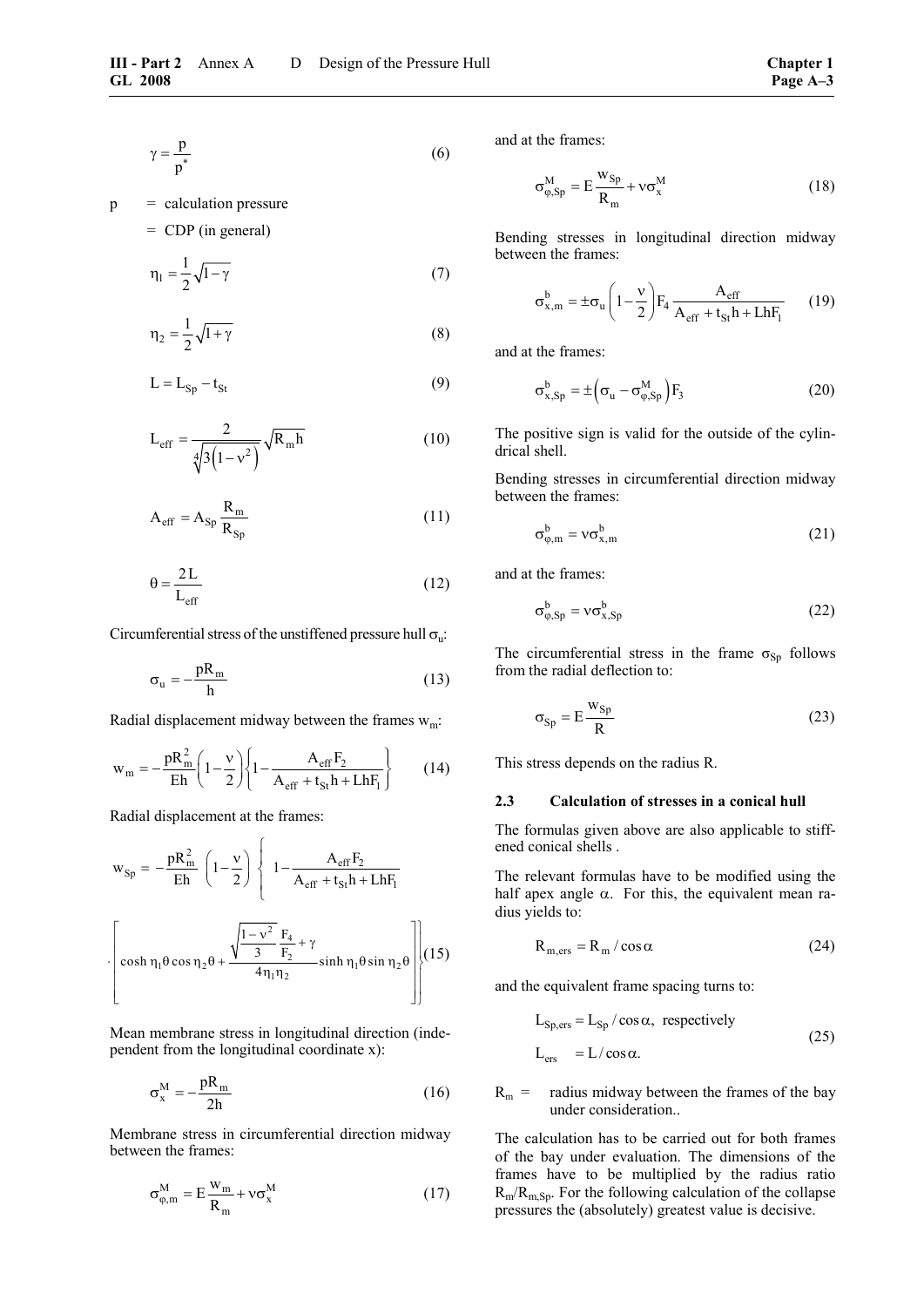$$\gamma = \frac{p}{p^*} \tag{6}$$

p = calculation pressure

= CDP (in general)

$$\eta_1 = \frac{1}{2}\sqrt{1-\gamma} \tag{7}$$

$$\eta_2 = \frac{1}{2}\sqrt{1+\gamma} \tag{8}$$

$$L = L_{Sp} - t_{St} \tag{9}$$

$$L_{eff} = \frac{2}{\sqrt[4]{3\left(1-\nu^2\right)}}\sqrt{R_m h} \tag{10}$$

$$A_{eff} = A_{Sp}\frac{R_m}{R_{Sp}} \tag{11}$$

$$\theta = \frac{2L}{L_{eff}} \tag{12}$$

Circumferential stress of the unstiffened pressure hull $\sigma_u$:

$$\sigma_u = -\frac{pR_m}{h} \tag{13}$$

Radial displacement midway between the frames $w_m$:

$$w_m = -\frac{pR_m^2}{Eh}\left(1-\frac{\nu}{2}\right)\left\{1-\frac{A_{eff}F_2}{A_{eff}+t_{St}h+LhF_1}\right\} \tag{14}$$

Radial displacement at the frames:

$$w_{Sp} = -\frac{pR_m^2}{Eh}\left(1-\frac{\nu}{2}\right)\left\{1-\frac{A_{eff}F_2}{A_{eff}+t_{St}h+LhF_1}\right.$$

$$\left.\cdot\left[\cosh\eta_1\theta\cos\eta_2\theta+\frac{\sqrt{\frac{1-\nu^2}{3}}\frac{F_4}{F_2}+\gamma}{4\eta_1\eta_2}\sinh\eta_1\theta\sin\eta_2\theta\right]\right\} \tag{15}$$

Mean membrane stress in longitudinal direction (independent from the longitudinal coordinate x):

$$\sigma_x^M = -\frac{pR_m}{2h} \tag{16}$$

Membrane stress in circumferential direction midway between the frames:

$$\sigma_{\varphi,m}^M = E\frac{w_m}{R_m}+\nu\sigma_x^M \tag{17}$$

and at the frames:

$$\sigma_{\varphi,Sp}^M = E\frac{w_{Sp}}{R_m}+\nu\sigma_x^M \tag{18}$$

Bending stresses in longitudinal direction midway between the frames:

$$\sigma_{x,m}^b = \pm\sigma_u\left(1-\frac{\nu}{2}\right)F_4\frac{A_{eff}}{A_{eff}+t_{St}h+LhF_1} \tag{19}$$

and at the frames:

$$\sigma_{x,Sp}^b = \pm\left(\sigma_u-\sigma_{\varphi,Sp}^M\right)F_3 \tag{20}$$

The positive sign is valid for the outside of the cylindrical shell.

Bending stresses in circumferential direction midway between the frames:

$$\sigma_{\varphi,m}^b = \nu\sigma_{x,m}^b \tag{21}$$

and at the frames:

$$\sigma_{\varphi,Sp}^b = \nu\sigma_{x,Sp}^b \tag{22}$$

The circumferential stress in the frame $\sigma_{Sp}$ follows from the radial deflection to:

$$\sigma_{Sp} = E\frac{w_{Sp}}{R} \tag{23}$$

This stress depends on the radius R.

### 2.3 Calculation of stresses in a conical hull

The formulas given above are also applicable to stiffened conical shells .

The relevant formulas have to be modified using the half apex angle $\alpha$. For this, the equivalent mean radius yields to:

$$R_{m,ers} = R_m / \cos\alpha \tag{24}$$

and the equivalent frame spacing turns to:

$$L_{Sp,ers} = L_{Sp}/\cos\alpha, \text{ respectively}$$
$$L_{ers} = L/\cos\alpha. \tag{25}$$

$R_m$ = radius midway between the frames of the bay under consideration..

The calculation has to be carried out for both frames of the bay under evaluation. The dimensions of the frames have to be multiplied by the radius ratio $R_m/R_{m,Sp}$. For the following calculation of the collapse pressures the (absolutely) greatest value is decisive.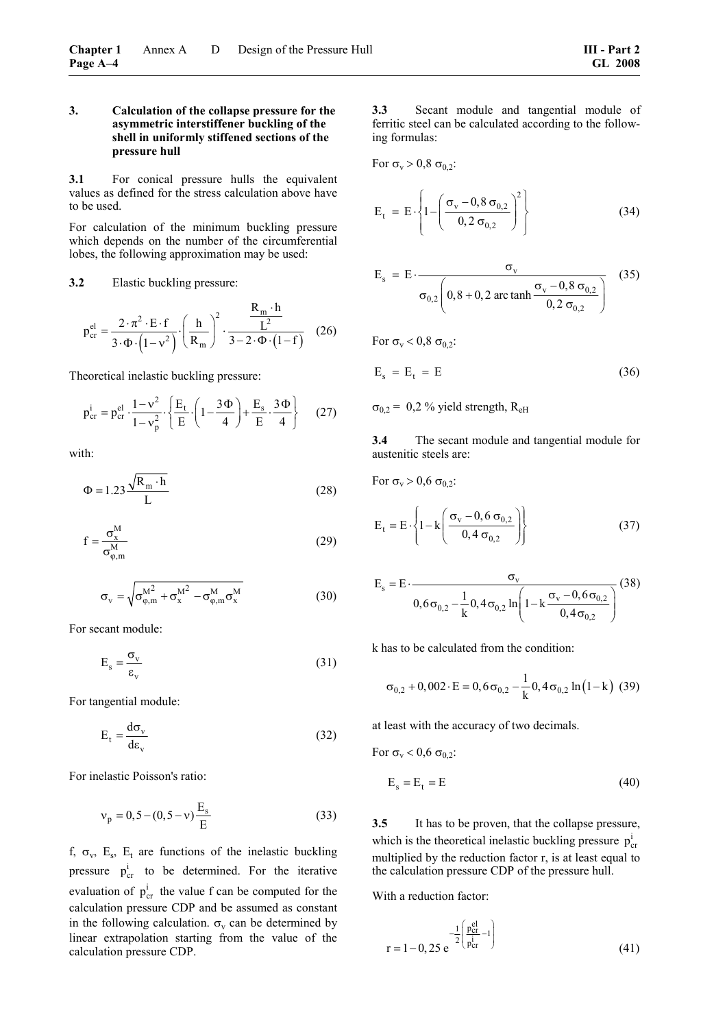### 3. Calculation of the collapse pressure for the asymmetric interstiffener buckling of the shell in uniformly stiffened sections of the pressure hull

**3.1** For conical pressure hulls the equivalent values as defined for the stress calculation above have to be used.

For calculation of the minimum buckling pressure which depends on the number of the circumferential lobes, the following approximation may be used:

**3.2** Elastic buckling pressure:

$$p_{cr}^{el} = \frac{2 \cdot \pi^2 \cdot E \cdot f}{3 \cdot \Phi \cdot \left(1 - \nu^2\right)} \cdot \left(\frac{h}{R_m}\right)^2 \cdot \frac{\frac{R_m \cdot h}{L^2}}{3 - 2 \cdot \Phi \cdot (1 - f)} \tag{26}$$

Theoretical inelastic buckling pressure:

$$p_{cr}^{i} = p_{cr}^{el} \cdot \frac{1 - \nu^2}{1 - \nu_p^2} \cdot \left\{ \frac{E_t}{E} \cdot \left(1 - \frac{3\Phi}{4}\right) + \frac{E_s}{E} \cdot \frac{3\Phi}{4} \right\} \tag{27}$$

with:

$$\Phi = 1.23 \frac{\sqrt{R_m \cdot h}}{L} \tag{28}$$

$$f = \frac{\sigma_x^M}{\sigma_{\varphi,m}^M} \tag{29}$$

$$\sigma_v = \sqrt{\sigma_{\varphi,m}^{M^2} + \sigma_x^{M^2} - \sigma_{\varphi,m}^M \sigma_x^M} \tag{30}$$

For secant module:

$$E_s = \frac{\sigma_v}{\varepsilon_v} \tag{31}$$

For tangential module:

$$E_t = \frac{d\sigma_v}{d\varepsilon_v} \tag{32}$$

For inelastic Poisson's ratio:

$$\nu_p = 0,5 - (0,5 - \nu) \frac{E_s}{E} \tag{33}$$

$f$, $\sigma_v$, $E_s$, $E_t$ are functions of the inelastic buckling pressure $p_{cr}^i$ to be determined. For the iterative evaluation of $p_{cr}^i$ the value f can be computed for the calculation pressure CDP and be assumed as constant in the following calculation. $\sigma_v$ can be determined by linear extrapolation starting from the value of the calculation pressure CDP.

**3.3** Secant module and tangential module of ferritic steel can be calculated according to the following formulas:

For $\sigma_v > 0,8\ \sigma_{0,2}$:

$$E_t = E \cdot \left\{ 1 - \left( \frac{\sigma_v - 0,8\ \sigma_{0,2}}{0,2\ \sigma_{0,2}} \right)^2 \right\} \tag{34}$$

$$E_s = E \cdot \frac{\sigma_v}{\sigma_{0,2} \left( 0,8 + 0,2 \operatorname{arc\,tanh} \frac{\sigma_v - 0,8\ \sigma_{0,2}}{0,2\ \sigma_{0,2}} \right)} \tag{35}$$

For $\sigma_v < 0,8\ \sigma_{0,2}$:

$$E_s = E_t = E \tag{36}$$

$\sigma_{0,2}$ = 0,2 % yield strength, $R_{eH}$

**3.4** The secant module and tangential module for austenitic steels are:

For $\sigma_v > 0,6\ \sigma_{0,2}$:

$$E_t = E \cdot \left\{ 1 - k \left( \frac{\sigma_v - 0,6\ \sigma_{0,2}}{0,4\ \sigma_{0,2}} \right) \right\} \tag{37}$$

$$E_s = E \cdot \frac{\sigma_v}{0,6\sigma_{0,2} - \frac{1}{k} 0,4\sigma_{0,2} \ln\left( 1 - k \frac{\sigma_v - 0,6\sigma_{0,2}}{0,4\sigma_{0,2}} \right)} \tag{38}$$

k has to be calculated from the condition:

$$\sigma_{0,2} + 0,002 \cdot E = 0,6\sigma_{0,2} - \frac{1}{k} 0,4\sigma_{0,2} \ln(1 - k) \tag{39}$$

at least with the accuracy of two decimals.

For $\sigma_v < 0,6\ \sigma_{0,2}$:

$$E_s = E_t = E \tag{40}$$

**3.5** It has to be proven, that the collapse pressure, which is the theoretical inelastic buckling pressure $p_{cr}^i$ multiplied by the reduction factor r, is at least equal to the calculation pressure CDP of the pressure hull.

With a reduction factor:

$$r = 1 - 0,25\, e^{-\frac{1}{2}\left( \frac{p_{cr}^{el}}{p_{cr}^{i}} - 1 \right)} \tag{41}$$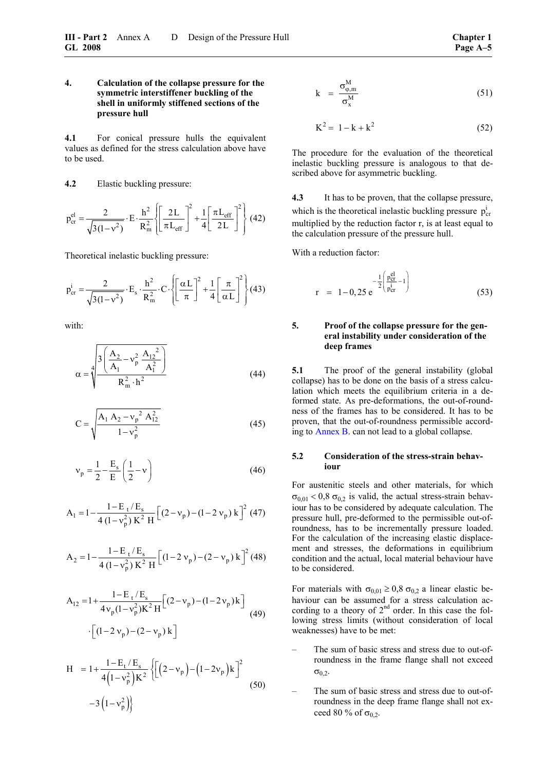### 4. Calculation of the collapse pressure for the symmetric interstiffener buckling of the shell in uniformly stiffened sections of the pressure hull

**4.1** For conical pressure hulls the equivalent values as defined for the stress calculation above have to be used.

**4.2** Elastic buckling pressure:

$$p_{cr}^{el} = \frac{2}{\sqrt{3(1-\nu^2)}} \cdot E \cdot \frac{h^2}{R_m^2} \left\{ \left[ \frac{2\,L}{\pi\, L_{eff}} \right]^2 + \frac{1}{4} \left[ \frac{\pi\, L_{eff}}{2\,L} \right]^2 \right\} \quad (42)$$

Theoretical inelastic buckling pressure:

$$p_{cr}^{i} = \frac{2}{\sqrt{3(1-\nu^2)}} \cdot E_s \cdot \frac{h^2}{R_m^2} \cdot C \cdot \left\{ \left[ \frac{\alpha\, L}{\pi} \right]^2 + \frac{1}{4} \left[ \frac{\pi}{\alpha\, L} \right]^2 \right\} \quad (43)$$

with:

$$\alpha = \sqrt[4]{\frac{3\left( \frac{A_2}{A_1} - \nu_p^2\, \frac{A_{12}{}^2}{A_1^2} \right)}{R_m^2 \cdot h^2}} \quad (44)$$

$$C = \sqrt{\frac{A_1\, A_2 - \nu_p{}^2\, A_{12}^2}{1-\nu_p^2}} \quad (45)$$

$$\nu_p = \frac{1}{2} - \frac{E_s}{E} \left( \frac{1}{2} - \nu \right) \quad (46)$$

$$A_1 = 1 - \frac{1 - E_t / E_s}{4\,(1-\nu_p^2)\, K^2\, H} \left[ (2-\nu_p) - (1 - 2\,\nu_p)\, k \right]^2 \quad (47)$$

$$A_2 = 1 - \frac{1 - E_t / E_s}{4\,(1-\nu_p^2)\, K^2\, H} \left[ (1 - 2\,\nu_p) - (2-\nu_p)\, k \right]^2 \quad (48)$$

$$A_{12} = 1 + \frac{1 - E_t / E_s}{4\,\nu_p (1-\nu_p^2) K^2\, H} \left[ (2-\nu_p) - (1-2\,\nu_p)\, k \right] \cdot \left[ (1-2\,\nu_p) - (2-\nu_p)\, k \right] \quad (49)$$

$$H = 1 + \frac{1 - E_t / E_s}{4\left(1-\nu_p^2\right) K^2} \left\{ \left[ \left(2-\nu_p\right) - \left(1-2\nu_p\right) k \right]^2 - 3\left(1-\nu_p^2\right) \right\} \quad (50)$$

$$k = \frac{\sigma_{\varphi,m}^M}{\sigma_x^M} \quad (51)$$

$$K^2 = 1 - k + k^2 \quad (52)$$

The procedure for the evaluation of the theoretical inelastic buckling pressure is analogous to that described above for asymmetric buckling.

**4.3** It has to be proven, that the collapse pressure, which is the theoretical inelastic buckling pressure $p_{cr}^i$ multiplied by the reduction factor r, is at least equal to the calculation pressure of the pressure hull.

With a reduction factor:

$$r = 1 - 0{,}25\; e^{-\frac{1}{2}\left( \frac{p_{cr}^{el}}{p_{cr}^{i}} - 1 \right)} \quad (53)$$

### 5. Proof of the collapse pressure for the general instability under consideration of the deep frames

**5.1** The proof of the general instability (global collapse) has to be done on the basis of a stress calculation which meets the equilibrium criteria in a deformed state. As pre-deformations, the out-of-roundness of the frames has to be considered. It has to be proven, that the out-of-roundness permissible according to Annex B. can not lead to a global collapse.

**5.2 Consideration of the stress-strain behaviour**

For austenitic steels and other materials, for which $\sigma_{0{,}01} < 0{,}8\; \sigma_{0{,}2}$ is valid, the actual stress-strain behaviour has to be considered by adequate calculation. The pressure hull, pre-deformed to the permissible out-of-roundness, has to be incrementally pressure loaded. For the calculation of the increasing elastic displacement and stresses, the deformations in equilibrium condition and the actual, local material behaviour have to be considered.

For materials with $\sigma_{0{,}01} \geq 0{,}8\; \sigma_{0{,}2}$ a linear elastic behaviour can be assumed for a stress calculation according to a theory of 2nd order. In this case the following stress limits (without consideration of local weaknesses) have to be met:

- The sum of basic stress and stress due to out-of-roundness in the frame flange shall not exceed $\sigma_{0{,}2}$.
- The sum of basic stress and stress due to out-of-roundness in the deep frame flange shall not exceed 80 % of $\sigma_{0{,}2}$.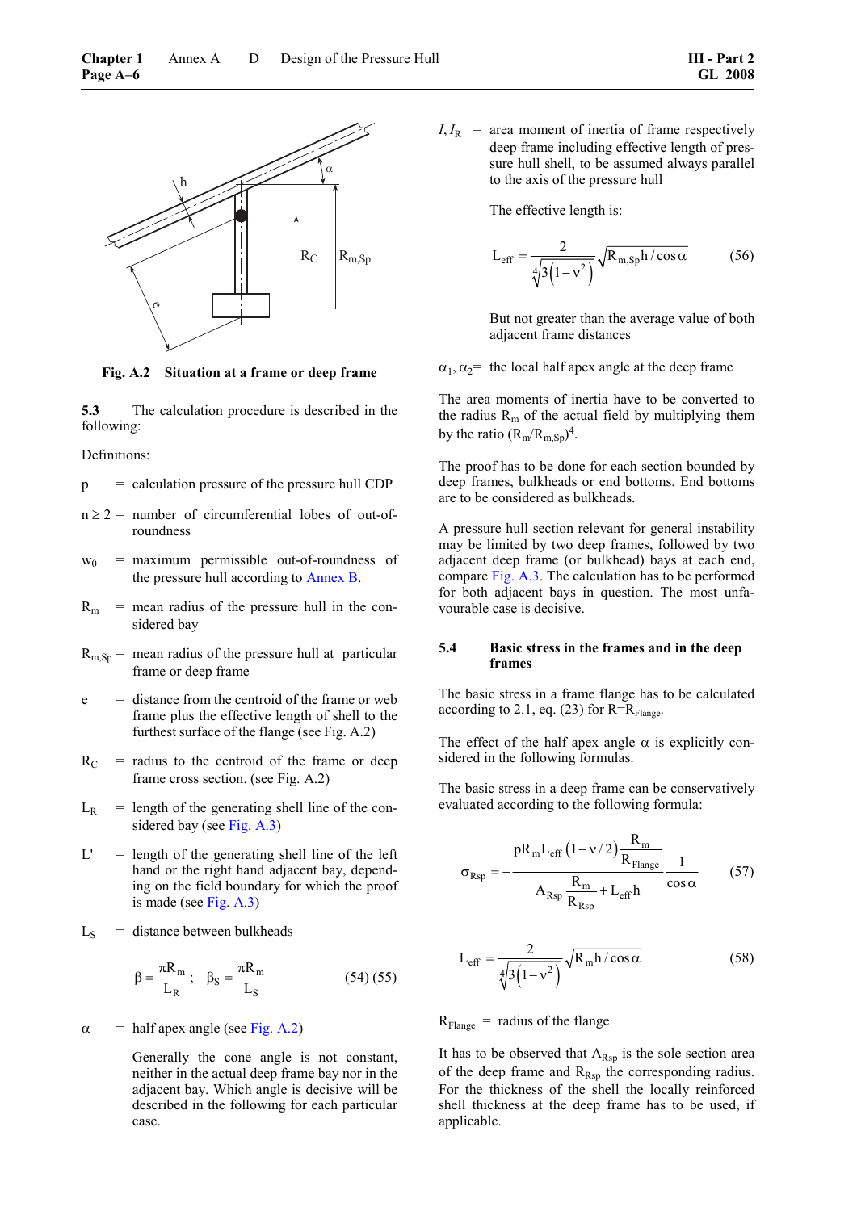Fig. A.2 **Situation at a frame or deep frame**

**5.3** The calculation procedure is described in the following:

Definitions:

$p$ = calculation pressure of the pressure hull CDP

$n \geq 2$ = number of circumferential lobes of out-of-roundness

$w_0$ = maximum permissible out-of-roundness of the pressure hull according to Annex B.

$R_m$ = mean radius of the pressure hull in the considered bay

$R_{m,Sp}$ = mean radius of the pressure hull at particular frame or deep frame

$e$ = distance from the centroid of the frame or web frame plus the effective length of shell to the furthest surface of the flange (see Fig. A.2)

$R_C$ = radius to the centroid of the frame or deep frame cross section. (see Fig. A.2)

$L_R$ = length of the generating shell line of the considered bay (see Fig. A.3)

$L'$ = length of the generating shell line of the left hand or the right hand adjacent bay, depending on the field boundary for which the proof is made (see Fig. A.3)

$L_S$ = distance between bulkheads

$$\beta = \frac{\pi R_m}{L_R}; \quad \beta_S = \frac{\pi R_m}{L_S} \qquad (54)\,(55)$$

$\alpha$ = half apex angle (see Fig. A.2)

Generally the cone angle is not constant, neither in the actual deep frame bay nor in the adjacent bay. Which angle is decisive will be described in the following for each particular case.

$I, I_R$ = area moment of inertia of frame respectively deep frame including effective length of pressure hull shell, to be assumed always parallel to the axis of the pressure hull

The effective length is:

$$L_{eff} = \frac{2}{\sqrt[4]{3\left(1-\nu^2\right)}}\sqrt{R_{m,Sp}h/\cos\alpha} \qquad (56)$$

But not greater than the average value of both adjacent frame distances

$\alpha_1, \alpha_2$ = the local half apex angle at the deep frame

The area moments of inertia have to be converted to the radius $R_m$ of the actual field by multiplying them by the ratio $(R_m/R_{m,Sp})^4$.

The proof has to be done for each section bounded by deep frames, bulkheads or end bottoms. End bottoms are to be considered as bulkheads.

A pressure hull section relevant for general instability may be limited by two deep frames, followed by two adjacent deep frame (or bulkhead) bays at each end, compare Fig. A.3. The calculation has to be performed for both adjacent bays in question. The most unfavourable case is decisive.

## 5.4 Basic stress in the frames and in the deep frames

The basic stress in a frame flange has to be calculated according to 2.1, eq. (23) for $R=R_{Flange}$.

The effect of the half apex angle $\alpha$ is explicitly considered in the following formulas.

The basic stress in a deep frame can be conservatively evaluated according to the following formula:

$$\sigma_{Rsp} = -\frac{pR_mL_{eff}\left(1-\nu/2\right)\dfrac{R_m}{R_{Flange}}}{A_{Rsp}\dfrac{R_m}{R_{Rsp}}+L_{eff}h}\,\frac{1}{\cos\alpha} \qquad (57)$$

$$L_{eff} = \frac{2}{\sqrt[4]{3\left(1-\nu^2\right)}}\sqrt{R_m h/\cos\alpha} \qquad (58)$$

$R_{Flange}$ = radius of the flange

It has to be observed that $A_{Rsp}$ is the sole section area of the deep frame and $R_{Rsp}$ the corresponding radius. For the thickness of the shell the locally reinforced shell thickness at the deep frame has to be used, if applicable.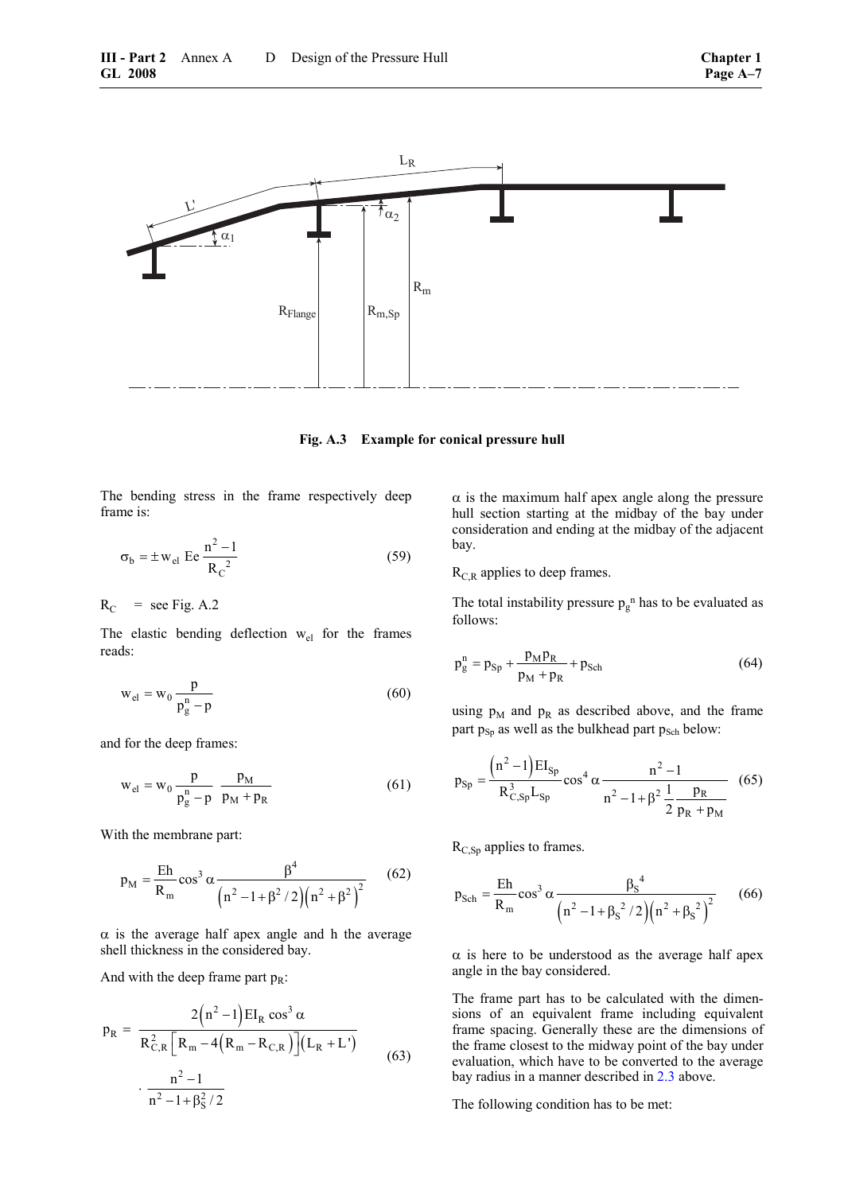**Fig. A.3 Example for conical pressure hull**

The bending stress in the frame respectively deep frame is:

$$\sigma_b = \pm w_{el}\ Ee\frac{n^2-1}{R_C{}^2} \tag{59}$$

$R_C$ = see Fig. A.2

The elastic bending deflection $w_{el}$ for the frames reads:

$$w_{el} = w_0\frac{p}{p_g^n - p} \tag{60}$$

and for the deep frames:

$$w_{el} = w_0\frac{p}{p_g^n - p}\ \frac{p_M}{p_M + p_R} \tag{61}$$

With the membrane part:

$$p_M = \frac{Eh}{R_m}\cos^3\alpha\frac{\beta^4}{\left(n^2-1+\beta^2/2\right)\left(n^2+\beta^2\right)^2} \tag{62}$$

$\alpha$ is the average half apex angle and h the average shell thickness in the considered bay.

And with the deep frame part $p_R$:

$$p_R = \frac{2\left(n^2-1\right)EI_R\cos^3\alpha}{R_{C,R}^2\left[R_m - 4\left(R_m - R_{C,R}\right)\right]\left(L_R + L'\right)} \cdot \frac{n^2-1}{n^2-1+\beta_S^2/2} \tag{63}$$

$\alpha$ is the maximum half apex angle along the pressure hull section starting at the midbay of the bay under consideration and ending at the midbay of the adjacent bay.

$R_{C,R}$ applies to deep frames.

The total instability pressure $p_g^n$ has to be evaluated as follows:

$$p_g^n = p_{Sp} + \frac{p_M p_R}{p_M + p_R} + p_{Sch} \tag{64}$$

using $p_M$ and $p_R$ as described above, and the frame part $p_{Sp}$ as well as the bulkhead part $p_{Sch}$ below:

$$p_{Sp} = \frac{\left(n^2-1\right)EI_{Sp}}{R_{C,Sp}^3 L_{Sp}}\cos^4\alpha\frac{n^2-1}{n^2-1+\beta^2\dfrac{1}{2}\dfrac{p_R}{p_R+p_M}} \tag{65}$$

$R_{C,Sp}$ applies to frames.

$$p_{Sch} = \frac{Eh}{R_m}\cos^3\alpha\frac{\beta_S{}^4}{\left(n^2-1+\beta_S{}^2/2\right)\left(n^2+\beta_S{}^2\right)^2} \tag{66}$$

$\alpha$ is here to be understood as the average half apex angle in the bay considered.

The frame part has to be calculated with the dimensions of an equivalent frame including equivalent frame spacing. Generally these are the dimensions of the frame closest to the midway point of the bay under evaluation, which have to be converted to the average bay radius in a manner described in 2.3 above.

The following condition has to be met: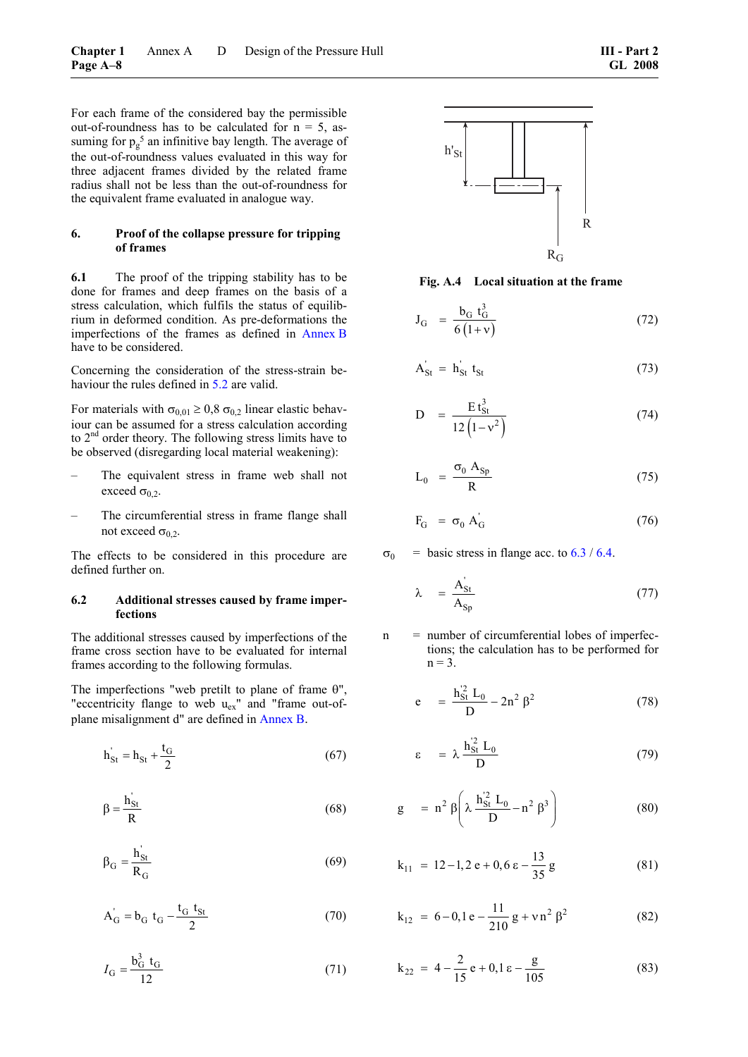For each frame of the considered bay the permissible out-of-roundness has to be calculated for n = 5, assuming for $p_g^5$ an infinitive bay length. The average of the out-of-roundness values evaluated in this way for three adjacent frames divided by the related frame radius shall not be less than the out-of-roundness for the equivalent frame evaluated in analogue way.

## 6. Proof of the collapse pressure for tripping of frames

**6.1** The proof of the tripping stability has to be done for frames and deep frames on the basis of a stress calculation, which fulfils the status of equilibrium in deformed condition. As pre-deformations the imperfections of the frames as defined in Annex B have to be considered.

Concerning the consideration of the stress-strain behaviour the rules defined in 5.2 are valid.

For materials with $\sigma_{0,01} \geq 0{,}8\,\sigma_{0,2}$ linear elastic behaviour can be assumed for a stress calculation according to 2nd order theory. The following stress limits have to be observed (disregarding local material weakening):

- The equivalent stress in frame web shall not exceed $\sigma_{0,2}$.
- The circumferential stress in frame flange shall not exceed $\sigma_{0,2}$.

The effects to be considered in this procedure are defined further on.

### 6.2 Additional stresses caused by frame imperfections

The additional stresses caused by imperfections of the frame cross section have to be evaluated for internal frames according to the following formulas.

The imperfections "web pretilt to plane of frame θ", "eccentricity flange to web $u_{ex}$" and "frame out-of-plane misalignment d" are defined in Annex B.

$$h'_{St} = h_{St} + \frac{t_G}{2} \qquad (67)$$

$$\beta = \frac{h'_{St}}{R} \qquad (68)$$

$$\beta_G = \frac{h'_{St}}{R_G} \qquad (69)$$

$$A'_G = b_G\, t_G - \frac{t_G\, t_{St}}{2} \qquad (70)$$

$$I_G = \frac{b_G^3\, t_G}{12} \qquad (71)$$

**Fig. A.4 Local situation at the frame**

$$J_G = \frac{b_G\, t_G^3}{6\,(1+\nu)} \qquad (72)$$

$$A'_{St} = h'_{St}\, t_{St} \qquad (73)$$

$$D = \frac{E\, t_{St}^3}{12\left(1-\nu^2\right)} \qquad (74)$$

$$L_0 = \frac{\sigma_0\, A_{Sp}}{R} \qquad (75)$$

$$F_G = \sigma_0\, A'_G \qquad (76)$$

$\sigma_0$ = basic stress in flange acc. to 6.3 / 6.4.

$$\lambda = \frac{A'_{St}}{A_{Sp}} \qquad (77)$$

n = number of circumferential lobes of imperfections; the calculation has to be performed for n = 3.

$$e = \frac{h'^2_{St}\, L_0}{D} - 2n^2\,\beta^2 \qquad (78)$$

$$\varepsilon = \lambda\, \frac{h'^2_{St}\, L_0}{D} \qquad (79)$$

$$g = n^2\,\beta\left(\lambda\,\frac{h'^2_{St}\, L_0}{D} - n^2\,\beta^3\right) \qquad (80)$$

$$k_{11} = 12 - 1{,}2\,e + 0{,}6\,\varepsilon - \frac{13}{35}\,g \qquad (81)$$

$$k_{12} = 6 - 0{,}1\,e - \frac{11}{210}\,g + \nu\, n^2\,\beta^2 \qquad (82)$$

$$k_{22} = 4 - \frac{2}{15}\,e + 0{,}1\,\varepsilon - \frac{g}{105} \qquad (83)$$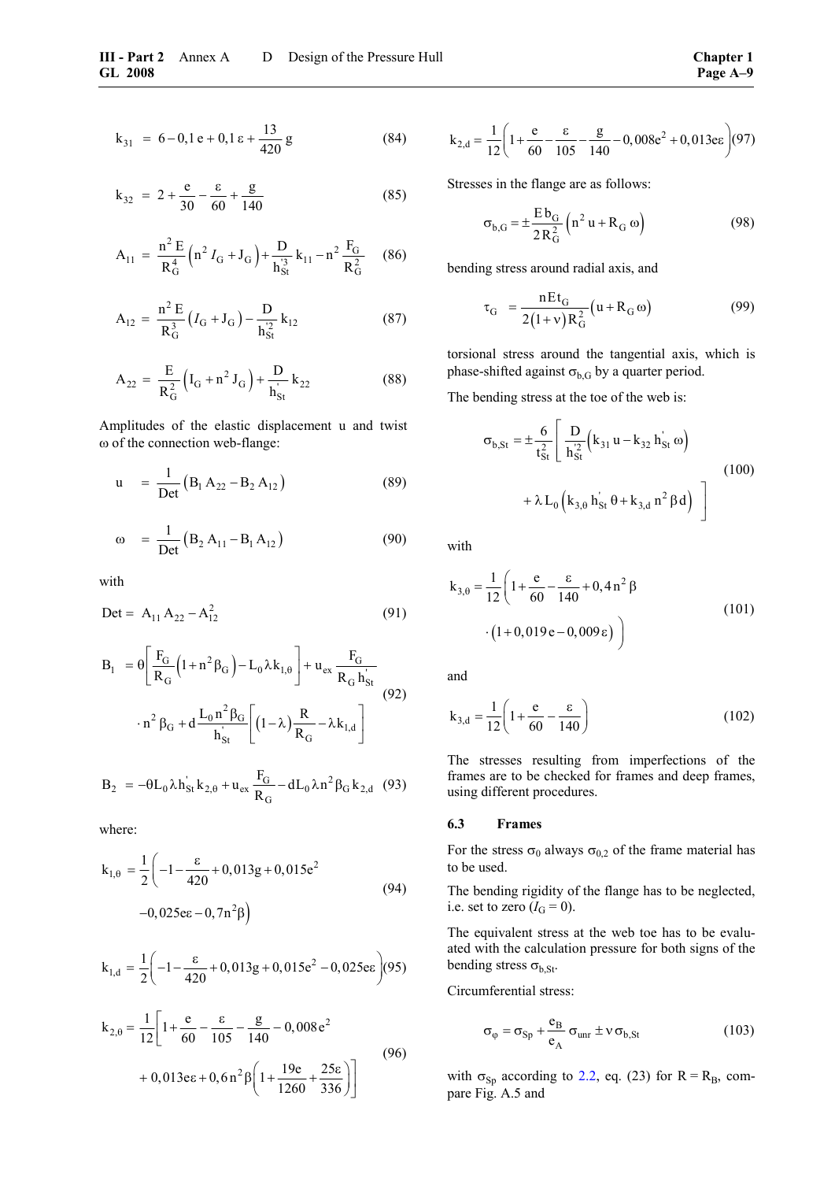$$k_{31} = 6 - 0{,}1\,e + 0{,}1\,\varepsilon + \frac{13}{420}\,g \tag{84}$$

$$k_{32} = 2 + \frac{e}{30} - \frac{\varepsilon}{60} + \frac{g}{140} \tag{85}$$

$$A_{11} = \frac{n^2\,E}{R_G^4}\left(n^2\,I_G + J_G\right) + \frac{D}{h_{St}^{'3}}\,k_{11} - n^2\,\frac{F_G}{R_G^2} \tag{86}$$

$$A_{12} = \frac{n^2\,E}{R_G^3}\left(I_G + J_G\right) - \frac{D}{h_{St}^{'2}}\,k_{12} \tag{87}$$

$$A_{22} = \frac{E}{R_G^2}\left(I_G + n^2\,J_G\right) + \frac{D}{h_{St}^{'}}\,k_{22} \tag{88}$$

Amplitudes of the elastic displacement u and twist ω of the connection web-flange:

$$u = \frac{1}{Det}\left(B_1\,A_{22} - B_2\,A_{12}\right) \tag{89}$$

$$\omega = \frac{1}{Det}\left(B_2\,A_{11} - B_1\,A_{12}\right) \tag{90}$$

with

$$Det = A_{11}\,A_{22} - A_{12}^2 \tag{91}$$

$$B_1 = \theta\left[\frac{F_G}{R_G}\left(1 + n^2\beta_G\right) - L_0\,\lambda\,k_{1,\theta}\right] + u_{ex}\,\frac{F_G}{R_G\,h_{St}^{'}} \cdot n^2\,\beta_G + d\,\frac{L_0\,n^2\,\beta_G}{h_{St}^{'}}\left[\left(1-\lambda\right)\frac{R}{R_G} - \lambda\,k_{1,d}\right] \tag{92}$$

$$B_2 = -\theta L_0\,\lambda\,h_{St}^{'}\,k_{2,\theta} + u_{ex}\,\frac{F_G}{R_G} - d L_0\,\lambda\,n^2\,\beta_G\,k_{2,d} \tag{93}$$

where:

$$k_{1,\theta} = \frac{1}{2}\left(-1 - \frac{\varepsilon}{420} + 0{,}013g + 0{,}015e^2 - 0{,}025e\varepsilon - 0{,}7n^2\beta\right) \tag{94}$$

$$k_{1,d} = \frac{1}{2}\left(-1 - \frac{\varepsilon}{420} + 0{,}013g + 0{,}015e^2 - 0{,}025e\varepsilon\right) \tag{95}$$

$$k_{2,\theta} = \frac{1}{12}\left[1 + \frac{e}{60} - \frac{\varepsilon}{105} - \frac{g}{140} - 0{,}008\,e^2 + 0{,}013e\varepsilon + 0{,}6\,n^2\beta\left(1 + \frac{19e}{1260} + \frac{25\varepsilon}{336}\right)\right] \tag{96}$$

$$k_{2,d} = \frac{1}{12}\left(1 + \frac{e}{60} - \frac{\varepsilon}{105} - \frac{g}{140} - 0{,}008e^2 + 0{,}013e\varepsilon\right) \tag{97}$$

Stresses in the flange are as follows:

$$\sigma_{b,G} = \pm\frac{E\,b_G}{2\,R_G^2}\left(n^2\,u + R_G\,\omega\right) \tag{98}$$

bending stress around radial axis, and

$$\tau_G = \frac{n\,E\,t_G}{2\left(1+\nu\right)R_G^2}\left(u + R_G\,\omega\right) \tag{99}$$

torsional stress around the tangential axis, which is phase-shifted against $\sigma_{b,G}$ by a quarter period.

The bending stress at the toe of the web is:

$$\sigma_{b,St} = \pm\frac{6}{t_{St}^2}\left[\frac{D}{h_{St}^{'2}}\left(k_{31}\,u - k_{32}\,h_{St}^{'}\,\omega\right) + \lambda\,L_0\left(k_{3,\theta}\,h_{St}^{'}\,\theta + k_{3,d}\,n^2\,\beta\,d\right)\right] \tag{100}$$

with

$$k_{3,\theta} = \frac{1}{12}\left(1 + \frac{e}{60} - \frac{\varepsilon}{140} + 0{,}4\,n^2\,\beta \cdot \left(1 + 0{,}019\,e - 0{,}009\,\varepsilon\right)\right) \tag{101}$$

and

$$k_{3,d} = \frac{1}{12}\left(1 + \frac{e}{60} - \frac{\varepsilon}{140}\right) \tag{102}$$

The stresses resulting from imperfections of the frames are to be checked for frames and deep frames, using different procedures.

### 6.3 Frames

For the stress $\sigma_0$ always $\sigma_{0,2}$ of the frame material has to be used.

The bending rigidity of the flange has to be neglected, i.e. set to zero ($I_G = 0$).

The equivalent stress at the web toe has to be evaluated with the calculation pressure for both signs of the bending stress $\sigma_{b,St}$.

Circumferential stress:

$$\sigma_\varphi = \sigma_{Sp} + \frac{e_B}{e_A}\,\sigma_{unr} \pm \nu\,\sigma_{b,St} \tag{103}$$

with $\sigma_{Sp}$ according to 2.2, eq. (23) for $R = R_B$, compare Fig. A.5 and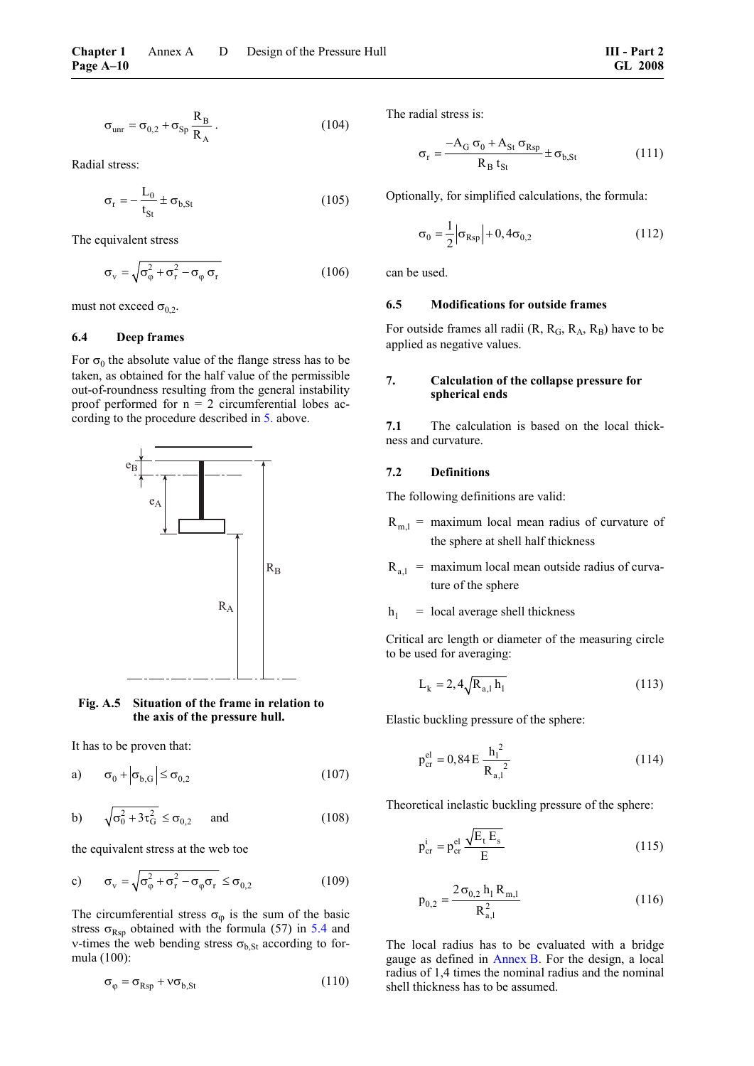$$\sigma_{unr} = \sigma_{0,2} + \sigma_{Sp} \frac{R_B}{R_A}. \qquad (104)$$

Radial stress:

$$\sigma_r = -\frac{L_0}{t_{St}} \pm \sigma_{b,St} \qquad (105)$$

The equivalent stress

$$\sigma_v = \sqrt{\sigma_\varphi^2 + \sigma_r^2 - \sigma_\varphi \, \sigma_r} \qquad (106)$$

must not exceed $\sigma_{0,2}$.

### 6.4 Deep frames

For $\sigma_0$ the absolute value of the flange stress has to be taken, as obtained for the half value of the permissible out-of-roundness resulting from the general instability proof performed for n = 2 circumferential lobes according to the procedure described in 5. above.

**Fig. A.5 Situation of the frame in relation to the axis of the pressure hull.**

It has to be proven that:

a) $$\sigma_0 + \left|\sigma_{b,G}\right| \le \sigma_{0,2} \qquad (107)$$

b) $$\sqrt{\sigma_0^2 + 3\tau_G^2} \le \sigma_{0,2} \quad \text{and} \qquad (108)$$

the equivalent stress at the web toe

c) $$\sigma_v = \sqrt{\sigma_\varphi^2 + \sigma_r^2 - \sigma_\varphi \sigma_r} \le \sigma_{0,2} \qquad (109)$$

The circumferential stress $\sigma_\varphi$ is the sum of the basic stress $\sigma_{Rsp}$ obtained with the formula (57) in 5.4 and ν-times the web bending stress $\sigma_{b,St}$ according to formula (100):

$$\sigma_\varphi = \sigma_{Rsp} + \nu \sigma_{b,St} \qquad (110)$$

The radial stress is:

$$\sigma_r = \frac{-A_G \, \sigma_0 + A_{St} \, \sigma_{Rsp}}{R_B \, t_{St}} \pm \sigma_{b,St} \qquad (111)$$

Optionally, for simplified calculations, the formula:

$$\sigma_0 = \frac{1}{2}\left|\sigma_{Rsp}\right| + 0,4\sigma_{0,2} \qquad (112)$$

can be used.

### 6.5 Modifications for outside frames

For outside frames all radii (R, $R_G$, $R_A$, $R_B$) have to be applied as negative values.

## 7. Calculation of the collapse pressure for spherical ends

**7.1** The calculation is based on the local thickness and curvature.

### 7.2 Definitions

The following definitions are valid:

$R_{m,l}$ = maximum local mean radius of curvature of the sphere at shell half thickness

$R_{a,l}$ = maximum local mean outside radius of curvature of the sphere

$h_l$ = local average shell thickness

Critical arc length or diameter of the measuring circle to be used for averaging:

$$L_k = 2,4\sqrt{R_{a,l} \, h_l} \qquad (113)$$

Elastic buckling pressure of the sphere:

$$p_{cr}^{el} = 0,84\,E\,\frac{h_l^{\,2}}{R_{a,l}^{\,2}} \qquad (114)$$

Theoretical inelastic buckling pressure of the sphere:

$$p_{cr}^{i} = p_{cr}^{el}\,\frac{\sqrt{E_t \, E_s}}{E} \qquad (115)$$

$$p_{0,2} = \frac{2\,\sigma_{0,2}\,h_l\,R_{m,l}}{R_{a,l}^2} \qquad (116)$$

The local radius has to be evaluated with a bridge gauge as defined in Annex B. For the design, a local radius of 1,4 times the nominal radius and the nominal shell thickness has to be assumed.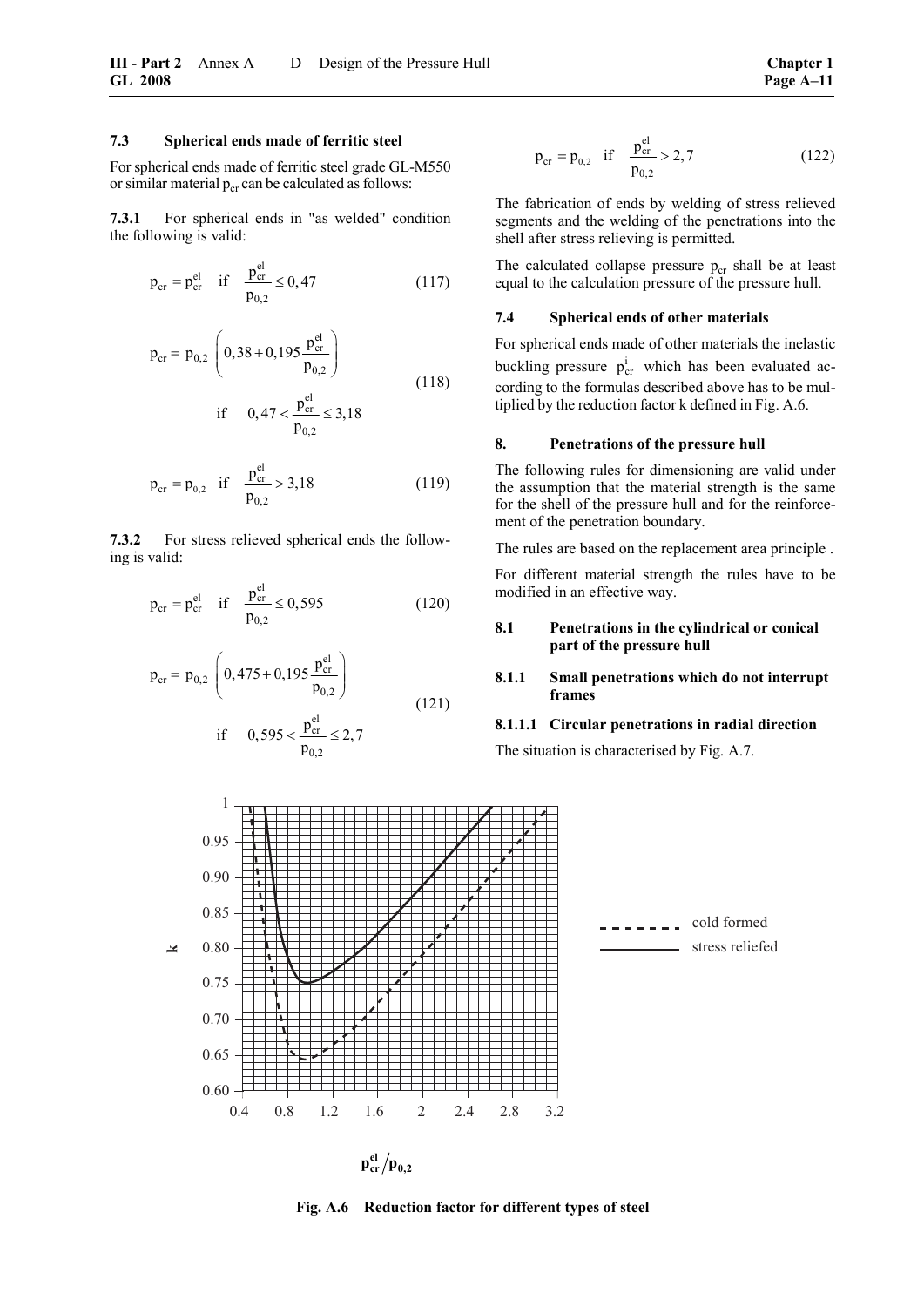### 7.3 Spherical ends made of ferritic steel

For spherical ends made of ferritic steel grade GL-M550 or similar material $p_{cr}$ can be calculated as follows:

**7.3.1** For spherical ends in "as welded" condition the following is valid:

$$p_{cr} = p_{cr}^{el} \quad \text{if} \quad \frac{p_{cr}^{el}}{p_{0,2}} \leq 0,47 \tag{117}$$

$$p_{cr} = p_{0,2} \left( 0,38 + 0,195 \frac{p_{cr}^{el}}{p_{0,2}} \right) \quad \text{if} \quad 0,47 < \frac{p_{cr}^{el}}{p_{0,2}} \leq 3,18 \tag{118}$$

$$p_{cr} = p_{0,2} \quad \text{if} \quad \frac{p_{cr}^{el}}{p_{0,2}} > 3,18 \tag{119}$$

**7.3.2** For stress relieved spherical ends the following is valid:

$$p_{cr} = p_{cr}^{el} \quad \text{if} \quad \frac{p_{cr}^{el}}{p_{0,2}} \leq 0,595 \tag{120}$$

$$p_{cr} = p_{0,2} \left( 0,475 + 0,195 \frac{p_{cr}^{el}}{p_{0,2}} \right) \quad \text{if} \quad 0,595 < \frac{p_{cr}^{el}}{p_{0,2}} \leq 2,7 \tag{121}$$

$$p_{cr} = p_{0,2} \quad \text{if} \quad \frac{p_{cr}^{el}}{p_{0,2}} > 2,7 \tag{122}$$

The fabrication of ends by welding of stress relieved segments and the welding of the penetrations into the shell after stress relieving is permitted.

The calculated collapse pressure $p_{cr}$ shall be at least equal to the calculation pressure of the pressure hull.

### 7.4 Spherical ends of other materials

For spherical ends made of other materials the inelastic buckling pressure $p_{cr}^{i}$ which has been evaluated according to the formulas described above has to be multiplied by the reduction factor k defined in Fig. A.6.

## 8. Penetrations of the pressure hull

The following rules for dimensioning are valid under the assumption that the material strength is the same for the shell of the pressure hull and for the reinforcement of the penetration boundary.

The rules are based on the replacement area principle .

For different material strength the rules have to be modified in an effective way.

### 8.1 Penetrations in the cylindrical or conical part of the pressure hull

#### 8.1.1 Small penetrations which do not interrupt frames

##### 8.1.1.1 Circular penetrations in radial direction

The situation is characterised by Fig. A.7.

**Fig. A.6 Reduction factor for different types of steel**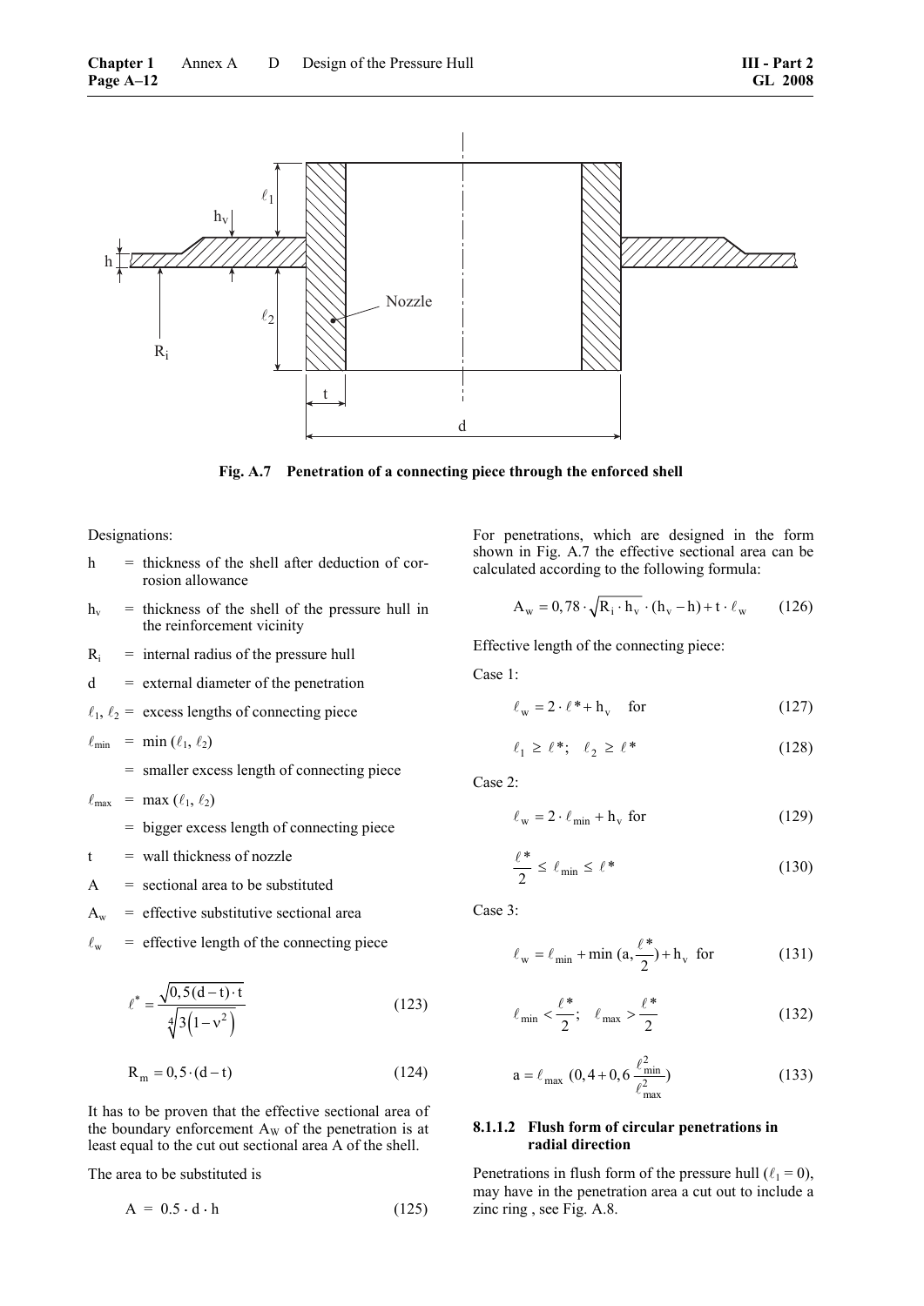**Fig. A.7 Penetration of a connecting piece through the enforced shell**

Designations:

- $h$ = thickness of the shell after deduction of corrosion allowance
- $h_v$ = thickness of the shell of the pressure hull in the reinforcement vicinity
- $R_i$ = internal radius of the pressure hull
- $d$ = external diameter of the penetration
- $\ell_1, \ell_2$ = excess lengths of connecting piece
- $\ell_{min}$ = min ($\ell_1, \ell_2$)
  = smaller excess length of connecting piece
- $\ell_{max}$ = max ($\ell_1, \ell_2$)
  = bigger excess length of connecting piece
- $t$ = wall thickness of nozzle
- $A$ = sectional area to be substituted
- $A_w$ = effective substitutive sectional area
- $\ell_w$ = effective length of the connecting piece

$$\ell^* = \frac{\sqrt{0,5(d-t)\cdot t}}{\sqrt[4]{3\left(1-\nu^2\right)}} \tag{123}$$

$$R_m = 0,5 \cdot (d-t) \tag{124}$$

It has to be proven that the effective sectional area of the boundary enforcement $A_W$ of the penetration is at least equal to the cut out sectional area A of the shell.

The area to be substituted is

$$A = 0.5 \cdot d \cdot h \tag{125}$$

For penetrations, which are designed in the form shown in Fig. A.7 the effective sectional area can be calculated according to the following formula:

$$A_w = 0,78 \cdot \sqrt{R_i \cdot h_v} \cdot (h_v - h) + t \cdot \ell_w \tag{126}$$

Effective length of the connecting piece:

Case 1:

$$\ell_w = 2 \cdot \ell^* + h_v \quad \text{for} \tag{127}$$

$$\ell_1 \geq \ell^*; \quad \ell_2 \geq \ell^* \tag{128}$$

Case 2:

$$\ell_w = 2 \cdot \ell_{min} + h_v \ \text{for} \tag{129}$$

$$\frac{\ell^*}{2} \leq \ell_{min} \leq \ell^* \tag{130}$$

Case 3:

$$\ell_w = \ell_{min} + \min\left(a, \frac{\ell^*}{2}\right) + h_v \ \text{for} \tag{131}$$

$$\ell_{min} < \frac{\ell^*}{2}; \quad \ell_{max} > \frac{\ell^*}{2} \tag{132}$$

$$a = \ell_{max}\ \left(0,4 + 0,6\,\frac{\ell_{min}^2}{\ell_{max}^2}\right) \tag{133}$$

#### 8.1.1.2 Flush form of circular penetrations in radial direction

Penetrations in flush form of the pressure hull ($\ell_1 = 0$), may have in the penetration area a cut out to include a zinc ring , see Fig. A.8.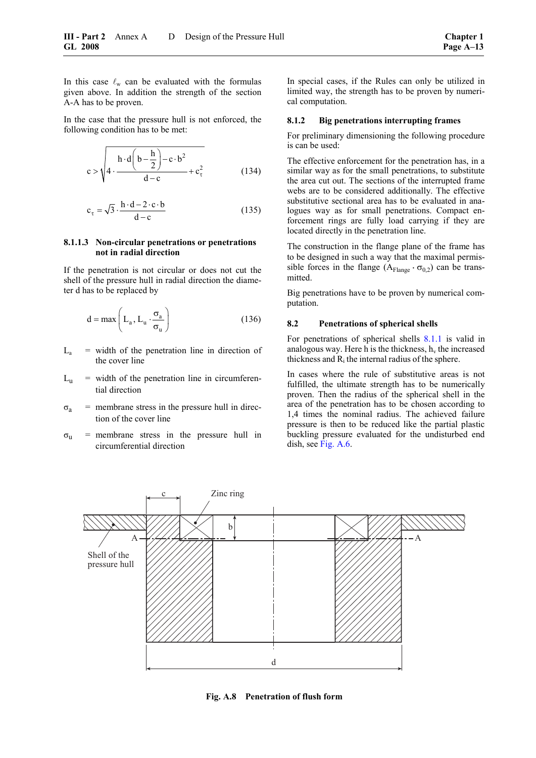In this case $\ell_w$ can be evaluated with the formulas given above. In addition the strength of the section A-A has to be proven.

In the case that the pressure hull is not enforced, the following condition has to be met:

$$c > \sqrt{4 \cdot \frac{h \cdot d\left(b - \frac{h}{2}\right) - c \cdot b^2}{d - c} + c_\tau^2} \qquad (134)$$

$$c_\tau = \sqrt{3} \cdot \frac{h \cdot d - 2 \cdot c \cdot b}{d - c} \qquad (135)$$

#### 8.1.1.3 Non-circular penetrations or penetrations not in radial direction

If the penetration is not circular or does not cut the shell of the pressure hull in radial direction the diameter d has to be replaced by

$$d = \max\left(L_a, L_u \cdot \frac{\sigma_a}{\sigma_u}\right) \qquad (136)$$

$L_a$ = width of the penetration line in direction of the cover line

$L_u$ = width of the penetration line in circumferential direction

$\sigma_a$ = membrane stress in the pressure hull in direction of the cover line

$\sigma_u$ = membrane stress in the pressure hull in circumferential direction

In special cases, if the Rules can only be utilized in limited way, the strength has to be proven by numerical computation.

### 8.1.2 Big penetrations interrupting frames

For preliminary dimensioning the following procedure is can be used:

The effective enforcement for the penetration has, in a similar way as for the small penetrations, to substitute the area cut out. The sections of the interrupted frame webs are to be considered additionally. The effective substitutive sectional area has to be evaluated in analogues way as for small penetrations. Compact enforcement rings are fully load carrying if they are located directly in the penetration line.

The construction in the flange plane of the frame has to be designed in such a way that the maximal permissible forces in the flange ($A_{Flange} \cdot \sigma_{0,2}$) can be transmitted.

Big penetrations have to be proven by numerical computation.

## 8.2 Penetrations of spherical shells

For penetrations of spherical shells 8.1.1 is valid in analogous way. Here h is the thickness, $h_v$ the increased thickness and $R_i$ the internal radius of the sphere.

In cases where the rule of substitutive areas is not fulfilled, the ultimate strength has to be numerically proven. Then the radius of the spherical shell in the area of the penetration has to be chosen according to 1,4 times the nominal radius. The achieved failure pressure is then to be reduced like the partial plastic buckling pressure evaluated for the undisturbed end dish, see Fig. A.6.

Fig. A.8 Penetration of flush form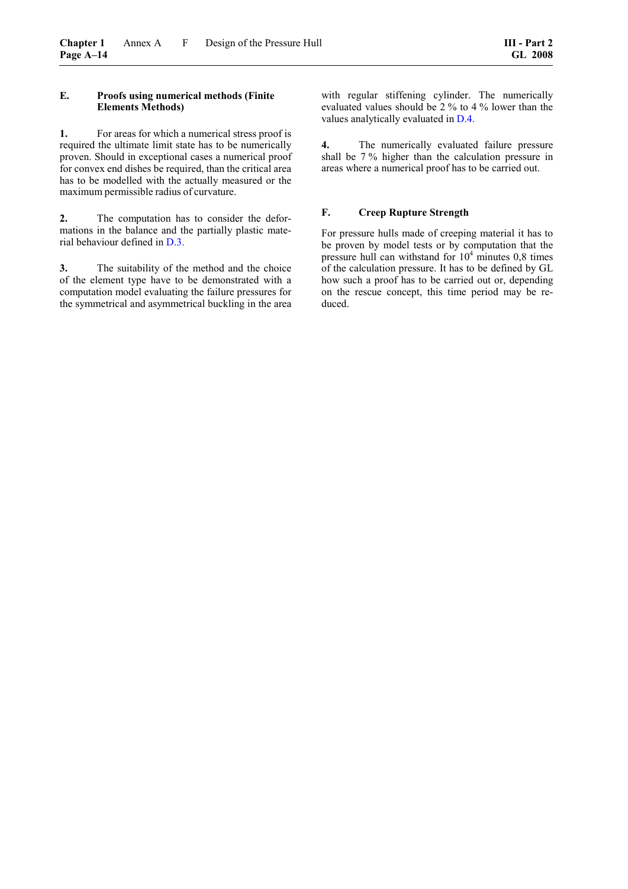## E. Proofs using numerical methods (Finite Elements Methods)

**1.** For areas for which a numerical stress proof is required the ultimate limit state has to be numerically proven. Should in exceptional cases a numerical proof for convex end dishes be required, than the critical area has to be modelled with the actually measured or the maximum permissible radius of curvature.

**2.** The computation has to consider the deformations in the balance and the partially plastic material behaviour defined in D.3.

**3.** The suitability of the method and the choice of the element type have to be demonstrated with a computation model evaluating the failure pressures for the symmetrical and asymmetrical buckling in the area with regular stiffening cylinder. The numerically evaluated values should be 2 % to 4 % lower than the values analytically evaluated in D.4.

**4.** The numerically evaluated failure pressure shall be 7 % higher than the calculation pressure in areas where a numerical proof has to be carried out.

## F. Creep Rupture Strength

For pressure hulls made of creeping material it has to be proven by model tests or by computation that the pressure hull can withstand for $10^4$ minutes 0,8 times of the calculation pressure. It has to be defined by GL how such a proof has to be carried out or, depending on the rescue concept, this time period may be reduced.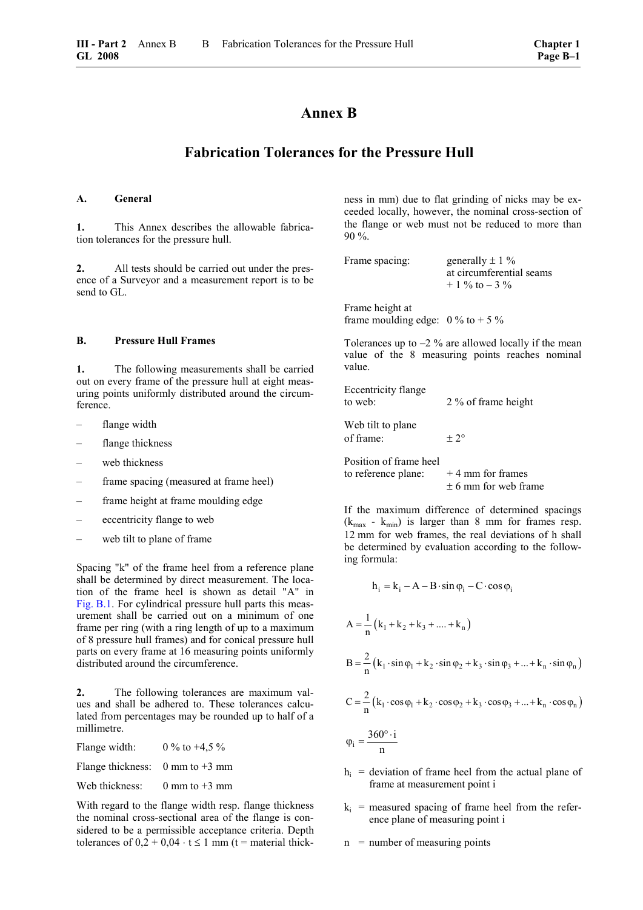# Annex B

## Fabrication Tolerances for the Pressure Hull

### A. General

**1.** This Annex describes the allowable fabrication tolerances for the pressure hull.

**2.** All tests should be carried out under the presence of a Surveyor and a measurement report is to be send to GL.

### B. Pressure Hull Frames

**1.** The following measurements shall be carried out on every frame of the pressure hull at eight measuring points uniformly distributed around the circumference.

- flange width
- flange thickness
- web thickness
- frame spacing (measured at frame heel)
- frame height at frame moulding edge
- eccentricity flange to web
- web tilt to plane of frame

Spacing "k" of the frame heel from a reference plane shall be determined by direct measurement. The location of the frame heel is shown as detail "A" in Fig. B.1. For cylindrical pressure hull parts this measurement shall be carried out on a minimum of one frame per ring (with a ring length of up to a maximum of 8 pressure hull frames) and for conical pressure hull parts on every frame at 16 measuring points uniformly distributed around the circumference.

**2.** The following tolerances are maximum values and shall be adhered to. These tolerances calculated from percentages may be rounded up to half of a millimetre.

Flange width: 0 % to +4,5 %

Flange thickness: 0 mm to +3 mm

Web thickness: 0 mm to +3 mm

With regard to the flange width resp. flange thickness the nominal cross-sectional area of the flange is considered to be a permissible acceptance criteria. Depth tolerances of $0{,}2 + 0{,}04 \cdot t \leq 1$ mm (t = material thickness in mm) due to flat grinding of nicks may be exceeded locally, however, the nominal cross-section of the flange or web must not be reduced to more than 90 %.

Frame spacing: generally ± 1 %; at circumferential seams + 1 % to – 3 %

Frame height at frame moulding edge: 0 % to + 5 %

Tolerances up to –2 % are allowed locally if the mean value of the 8 measuring points reaches nominal value.

Eccentricity flange to web: 2 % of frame height

Web tilt to plane of frame: ± 2°

Position of frame heel to reference plane: + 4 mm for frames; ± 6 mm for web frame

If the maximum difference of determined spacings ($k_{max}$ - $k_{min}$) is larger than 8 mm for frames resp. 12 mm for web frames, the real deviations of h shall be determined by evaluation according to the following formula:

$$h_i = k_i - A - B \cdot \sin\varphi_i - C \cdot \cos\varphi_i$$

$$A = \frac{1}{n}\left(k_1 + k_2 + k_3 + .... + k_n\right)$$

$$B = \frac{2}{n}\left(k_1 \cdot \sin\varphi_1 + k_2 \cdot \sin\varphi_2 + k_3 \cdot \sin\varphi_3 + ... + k_n \cdot \sin\varphi_n\right)$$

$$C = \frac{2}{n}\left(k_1 \cdot \cos\varphi_1 + k_2 \cdot \cos\varphi_2 + k_3 \cdot \cos\varphi_3 + ... + k_n \cdot \cos\varphi_n\right)$$

$$\varphi_i = \frac{360° \cdot i}{n}$$

$h_i$ = deviation of frame heel from the actual plane of frame at measurement point i

$k_i$ = measured spacing of frame heel from the reference plane of measuring point i

$n$ = number of measuring points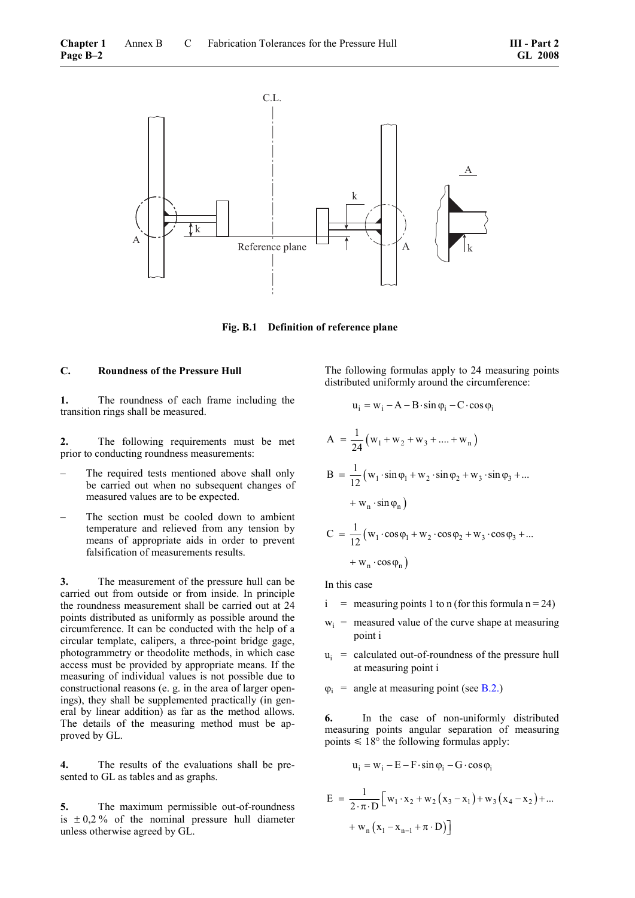Fig. B.1 Definition of reference plane

## C. Roundness of the Pressure Hull

**1.** The roundness of each frame including the transition rings shall be measured.

**2.** The following requirements must be met prior to conducting roundness measurements:

- The required tests mentioned above shall only be carried out when no subsequent changes of measured values are to be expected.
- The section must be cooled down to ambient temperature and relieved from any tension by means of appropriate aids in order to prevent falsification of measurements results.

**3.** The measurement of the pressure hull can be carried out from outside or from inside. In principle the roundness measurement shall be carried out at 24 points distributed as uniformly as possible around the circumference. It can be conducted with the help of a circular template, calipers, a three-point bridge gage, photogrammetry or theodolite methods, in which case access must be provided by appropriate means. If the measuring of individual values is not possible due to constructional reasons (e. g. in the area of larger openings), they shall be supplemented practically (in general by linear addition) as far as the method allows. The details of the measuring method must be approved by GL.

**4.** The results of the evaluations shall be presented to GL as tables and as graphs.

**5.** The maximum permissible out-of-roundness is ± 0,2 % of the nominal pressure hull diameter unless otherwise agreed by GL.

The following formulas apply to 24 measuring points distributed uniformly around the circumference:

$$u_i = w_i - A - B \cdot \sin\varphi_i - C \cdot \cos\varphi_i$$

$$A = \frac{1}{24}\left(w_1 + w_2 + w_3 + .... + w_n\right)$$

$$B = \frac{1}{12}\left(w_1 \cdot \sin\varphi_1 + w_2 \cdot \sin\varphi_2 + w_3 \cdot \sin\varphi_3 + ... + w_n \cdot \sin\varphi_n\right)$$

$$C = \frac{1}{12}\left(w_1 \cdot \cos\varphi_1 + w_2 \cdot \cos\varphi_2 + w_3 \cdot \cos\varphi_3 + ... + w_n \cdot \cos\varphi_n\right)$$

In this case

- $i$ = measuring points 1 to n (for this formula n = 24)
- $w_i$ = measured value of the curve shape at measuring point i
- $u_i$ = calculated out-of-roundness of the pressure hull at measuring point i
- $\varphi_i$ = angle at measuring point (see B.2.)

**6.** In the case of non-uniformly distributed measuring points angular separation of measuring points ≤ 18° the following formulas apply:

$$u_i = w_i - E - F \cdot \sin\varphi_i - G \cdot \cos\varphi_i$$

$$E = \frac{1}{2 \cdot \pi \cdot D}\left[w_1 \cdot x_2 + w_2\left(x_3 - x_1\right) + w_3\left(x_4 - x_2\right) + ... + w_n\left(x_1 - x_{n-1} + \pi \cdot D\right)\right]$$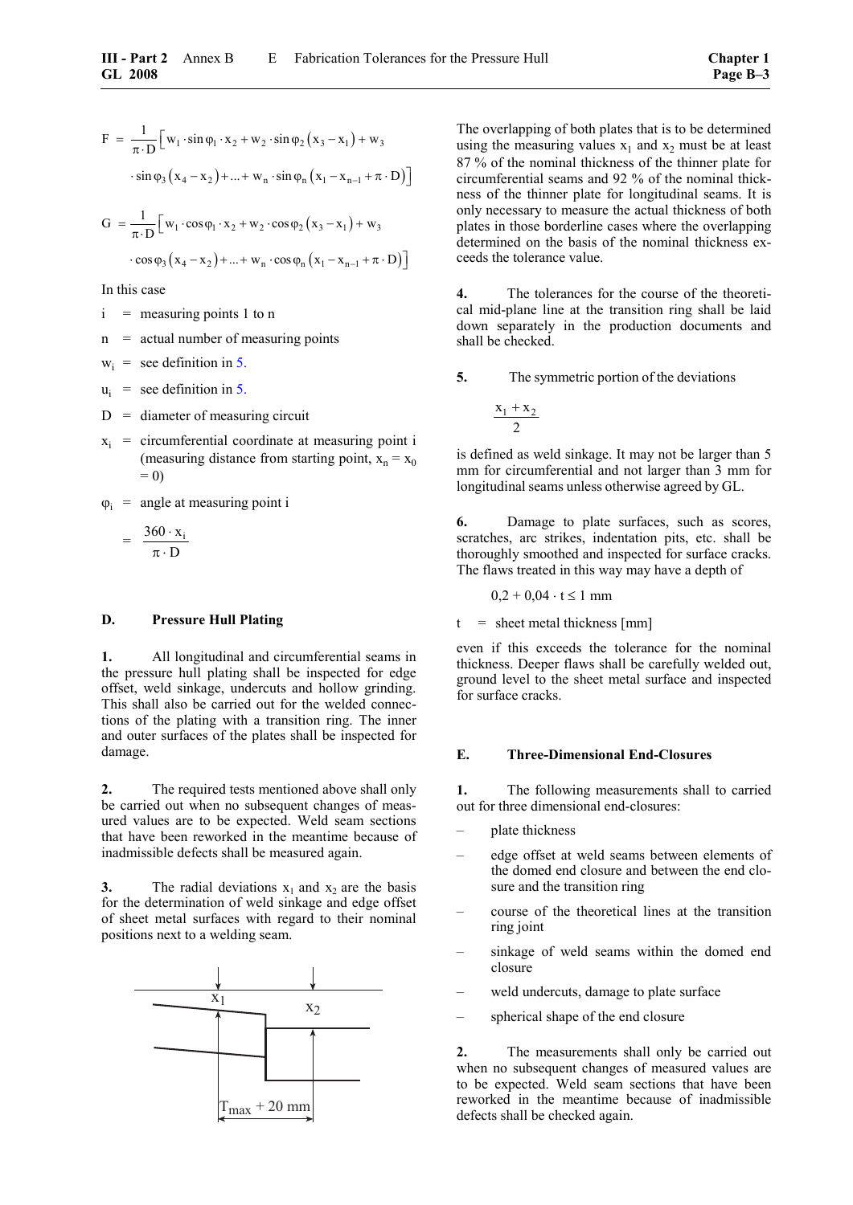$$F = \frac{1}{\pi \cdot D}\Big[ w_1 \cdot \sin\varphi_1 \cdot x_2 + w_2 \cdot \sin\varphi_2 \left(x_3 - x_1\right) + w_3 \cdot \sin\varphi_3 \left(x_4 - x_2\right) + ... + w_n \cdot \sin\varphi_n \left(x_1 - x_{n-1} + \pi \cdot D\right)\Big]$$

$$G = \frac{1}{\pi \cdot D}\Big[ w_1 \cdot \cos\varphi_1 \cdot x_2 + w_2 \cdot \cos\varphi_2 \left(x_3 - x_1\right) + w_3 \cdot \cos\varphi_3 \left(x_4 - x_2\right) + ... + w_n \cdot \cos\varphi_n \left(x_1 - x_{n-1} + \pi \cdot D\right)\Big]$$

In this case

- $i$ = measuring points 1 to n
- $n$ = actual number of measuring points
- $w_i$ = see definition in 5.
- $u_i$ = see definition in 5.
- $D$ = diameter of measuring circuit
- $x_i$ = circumferential coordinate at measuring point i (measuring distance from starting point, $x_n = x_0 = 0$)
- $\varphi_i$ = angle at measuring point i

$$= \frac{360 \cdot x_i}{\pi \cdot D}$$

## D. Pressure Hull Plating

**1.** All longitudinal and circumferential seams in the pressure hull plating shall be inspected for edge offset, weld sinkage, undercuts and hollow grinding. This shall also be carried out for the welded connections of the plating with a transition ring. The inner and outer surfaces of the plates shall be inspected for damage.

**2.** The required tests mentioned above shall only be carried out when no subsequent changes of measured values are to be expected. Weld seam sections that have been reworked in the meantime because of inadmissible defects shall be measured again.

**3.** The radial deviations $x_1$ and $x_2$ are the basis for the determination of weld sinkage and edge offset of sheet metal surfaces with regard to their nominal positions next to a welding seam.

$x_1$ $x_2$

$T_{max}$ + 20 mm

The overlapping of both plates that is to be determined using the measuring values $x_1$ and $x_2$ must be at least 87 % of the nominal thickness of the thinner plate for circumferential seams and 92 % of the nominal thickness of the thinner plate for longitudinal seams. It is only necessary to measure the actual thickness of both plates in those borderline cases where the overlapping determined on the basis of the nominal thickness exceeds the tolerance value.

**4.** The tolerances for the course of the theoretical mid-plane line at the transition ring shall be laid down separately in the production documents and shall be checked.

**5.** The symmetric portion of the deviations

$$\frac{x_1 + x_2}{2}$$

is defined as weld sinkage. It may not be larger than 5 mm for circumferential and not larger than 3 mm for longitudinal seams unless otherwise agreed by GL.

**6.** Damage to plate surfaces, such as scores, scratches, arc strikes, indentation pits, etc. shall be thoroughly smoothed and inspected for surface cracks. The flaws treated in this way may have a depth of

$$0{,}2 + 0{,}04 \cdot t \leq 1 \text{ mm}$$

$t$ = sheet metal thickness [mm]

even if this exceeds the tolerance for the nominal thickness. Deeper flaws shall be carefully welded out, ground level to the sheet metal surface and inspected for surface cracks.

## E. Three-Dimensional End-Closures

**1.** The following measurements shall to carried out for three dimensional end-closures:

- plate thickness
- edge offset at weld seams between elements of the domed end closure and between the end closure and the transition ring
- course of the theoretical lines at the transition ring joint
- sinkage of weld seams within the domed end closure
- weld undercuts, damage to plate surface
- spherical shape of the end closure

**2.** The measurements shall only be carried out when no subsequent changes of measured values are to be expected. Weld seam sections that have been reworked in the meantime because of inadmissible defects shall be checked again.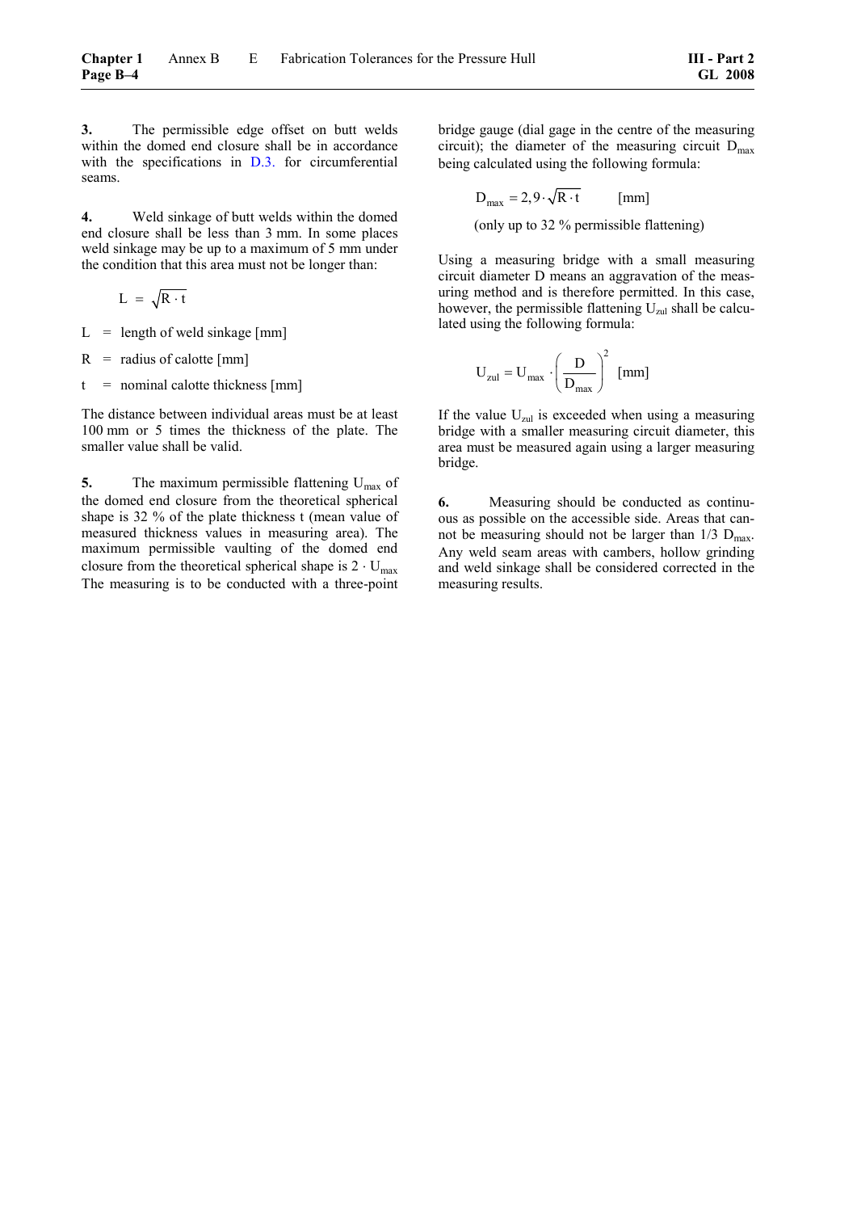**3.** The permissible edge offset on butt welds within the domed end closure shall be in accordance with the specifications in D.3. for circumferential seams.

**4.** Weld sinkage of butt welds within the domed end closure shall be less than 3 mm. In some places weld sinkage may be up to a maximum of 5 mm under the condition that this area must not be longer than:

$$L = \sqrt{R \cdot t}$$

L = length of weld sinkage [mm]

R = radius of calotte [mm]

t = nominal calotte thickness [mm]

The distance between individual areas must be at least 100 mm or 5 times the thickness of the plate. The smaller value shall be valid.

**5.** The maximum permissible flattening $U_{max}$ of the domed end closure from the theoretical spherical shape is 32 % of the plate thickness t (mean value of measured thickness values in measuring area). The maximum permissible vaulting of the domed end closure from the theoretical spherical shape is $2 \cdot U_{max}$ The measuring is to be conducted with a three-point bridge gauge (dial gage in the centre of the measuring circuit); the diameter of the measuring circuit $D_{max}$ being calculated using the following formula:

$$D_{max} = 2{,}9 \cdot \sqrt{R \cdot t} \qquad \text{[mm]}$$

(only up to 32 % permissible flattening)

Using a measuring bridge with a small measuring circuit diameter D means an aggravation of the measuring method and is therefore permitted. In this case, however, the permissible flattening $U_{zul}$ shall be calculated using the following formula:

$$U_{zul} = U_{max} \cdot \left( \frac{D}{D_{max}} \right)^2 \quad \text{[mm]}$$

If the value $U_{zul}$ is exceeded when using a measuring bridge with a smaller measuring circuit diameter, this area must be measured again using a larger measuring bridge.

**6.** Measuring should be conducted as continuous as possible on the accessible side. Areas that cannot be measuring should not be larger than 1/3 $D_{max}$. Any weld seam areas with cambers, hollow grinding and weld sinkage shall be considered corrected in the measuring results.